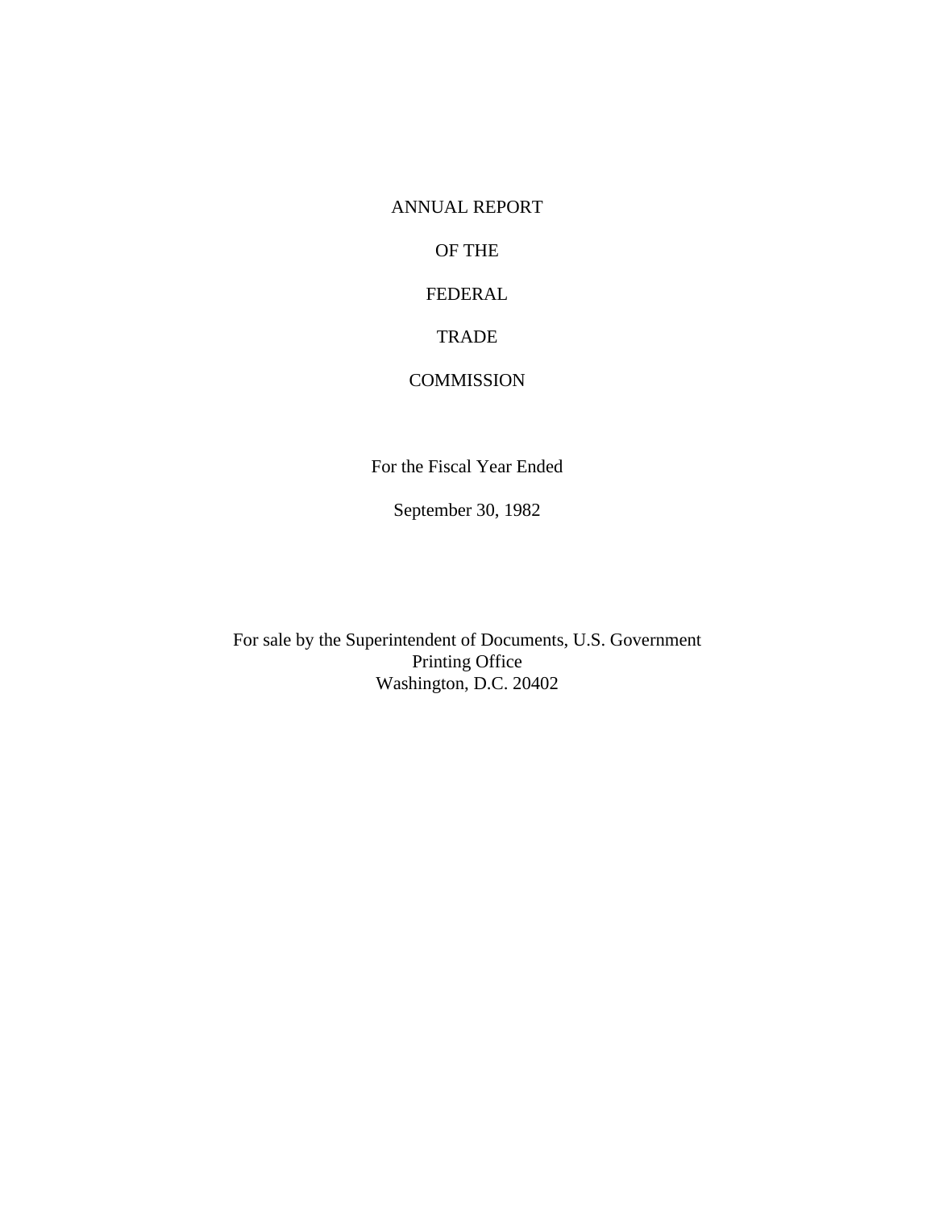# ANNUAL REPORT

# OF THE

# FEDERAL

# TRADE

# COMMISSION

For the Fiscal Year Ended

September 30, 1982

For sale by the Superintendent of Documents, U.S. Government Printing Office
Washington, D.C. 20402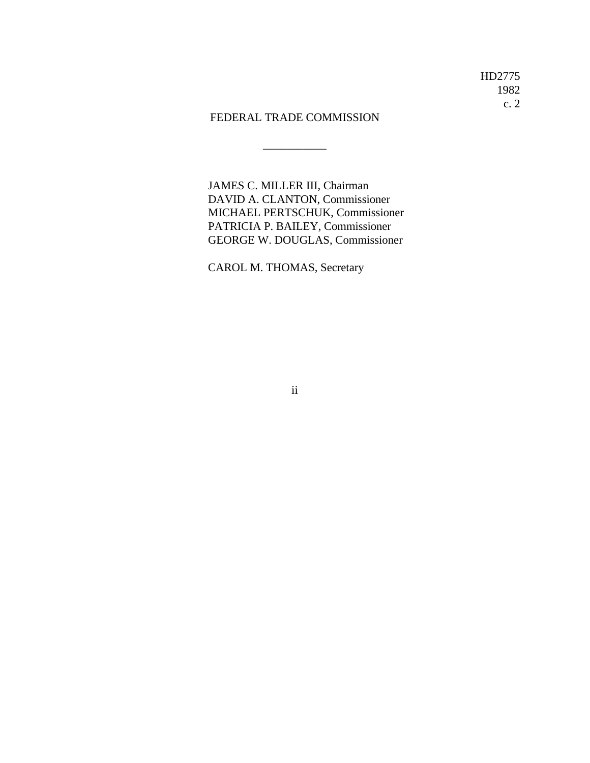HD2775
1982
c. 2

FEDERAL TRADE COMMISSION

___________

JAMES C. MILLER III, Chairman
DAVID A. CLANTON, Commissioner
MICHAEL PERTSCHUK, Commissioner
PATRICIA P. BAILEY, Commissioner
GEORGE W. DOUGLAS, Commissioner

CAROL M. THOMAS, Secretary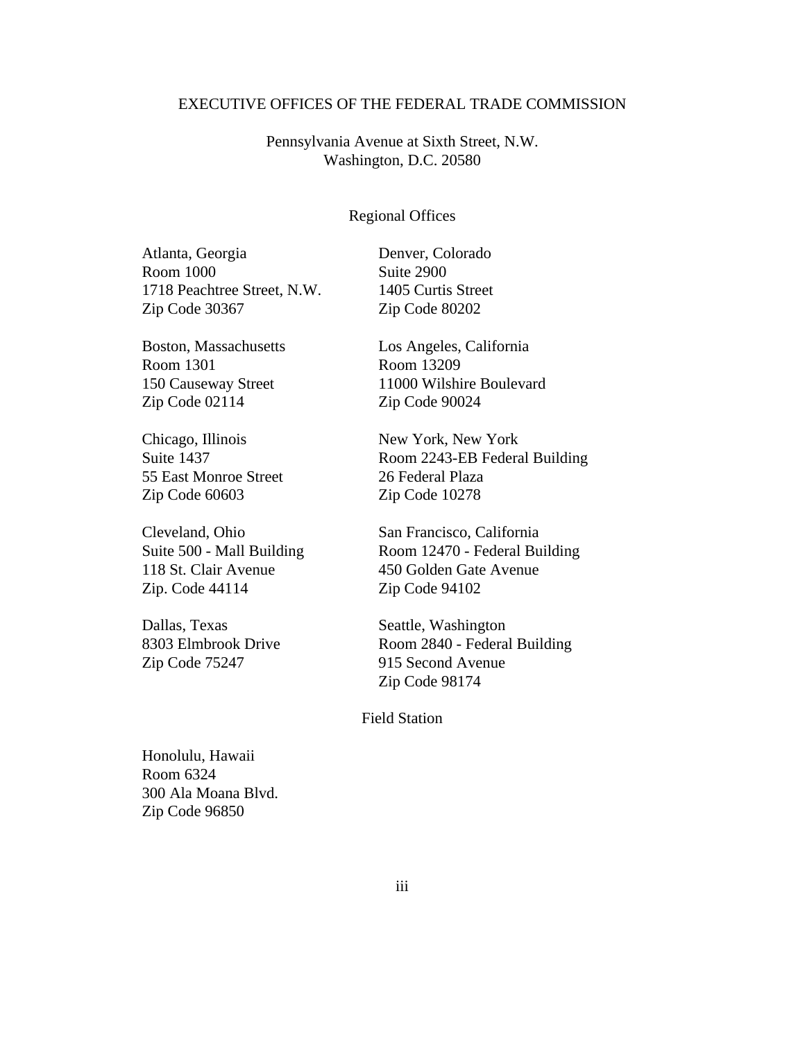# EXECUTIVE OFFICES OF THE FEDERAL TRADE COMMISSION

Pennsylvania Avenue at Sixth Street, N.W.
Washington, D.C. 20580

## Regional Offices

Atlanta, Georgia
Room 1000
1718 Peachtree Street, N.W.
Zip Code 30367

Boston, Massachusetts
Room 1301
150 Causeway Street
Zip Code 02114

Chicago, Illinois
Suite 1437
55 East Monroe Street
Zip Code 60603

Cleveland, Ohio
Suite 500 - Mall Building
118 St. Clair Avenue
Zip. Code 44114

Dallas, Texas
8303 Elmbrook Drive
Zip Code 75247

Denver, Colorado
Suite 2900
1405 Curtis Street
Zip Code 80202

Los Angeles, California
Room 13209
11000 Wilshire Boulevard
Zip Code 90024

New York, New York
Room 2243-EB Federal Building
26 Federal Plaza
Zip Code 10278

San Francisco, California
Room 12470 - Federal Building
450 Golden Gate Avenue
Zip Code 94102

Seattle, Washington
Room 2840 - Federal Building
915 Second Avenue
Zip Code 98174

## Field Station

Honolulu, Hawaii
Room 6324
300 Ala Moana Blvd.
Zip Code 96850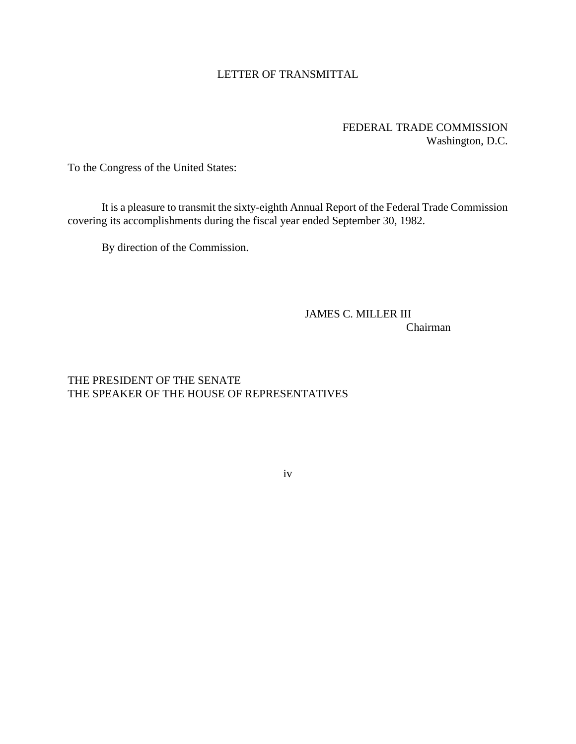# LETTER OF TRANSMITTAL

FEDERAL TRADE COMMISSION
Washington, D.C.

To the Congress of the United States:

It is a pleasure to transmit the sixty-eighth Annual Report of the Federal Trade Commission covering its accomplishments during the fiscal year ended September 30, 1982.

By direction of the Commission.

JAMES C. MILLER III
Chairman

THE PRESIDENT OF THE SENATE
THE SPEAKER OF THE HOUSE OF REPRESENTATIVES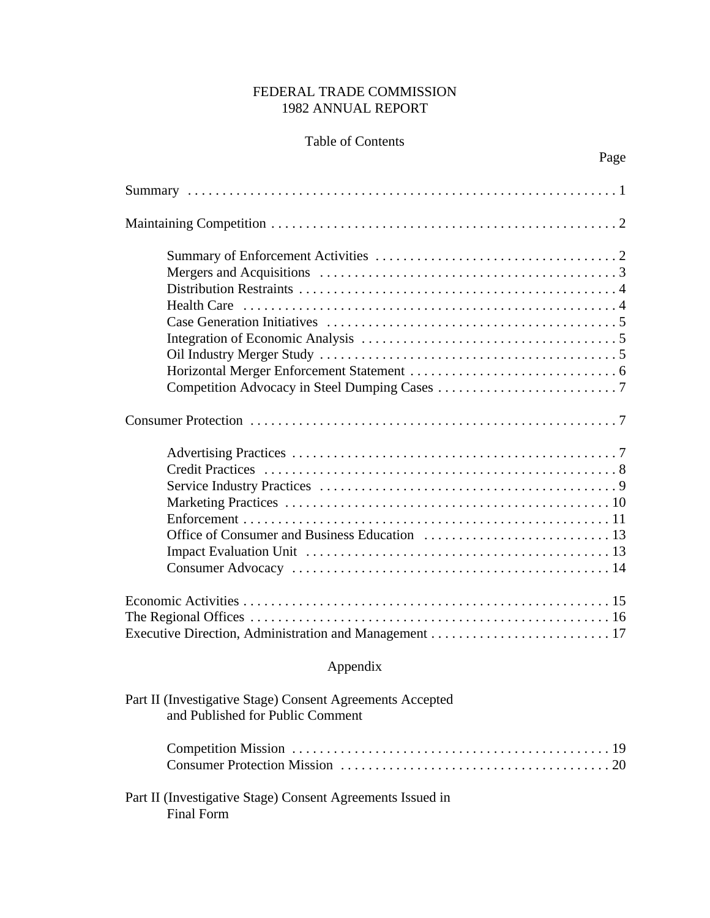# FEDERAL TRADE COMMISSION
# 1982 ANNUAL REPORT

## Table of Contents

| | Page |
|---|---|
| Summary | 1 |
| Maintaining Competition | 2 |
| &nbsp;&nbsp;&nbsp;&nbsp;Summary of Enforcement Activities | 2 |
| &nbsp;&nbsp;&nbsp;&nbsp;Mergers and Acquisitions | 3 |
| &nbsp;&nbsp;&nbsp;&nbsp;Distribution Restraints | 4 |
| &nbsp;&nbsp;&nbsp;&nbsp;Health Care | 4 |
| &nbsp;&nbsp;&nbsp;&nbsp;Case Generation Initiatives | 5 |
| &nbsp;&nbsp;&nbsp;&nbsp;Integration of Economic Analysis | 5 |
| &nbsp;&nbsp;&nbsp;&nbsp;Oil Industry Merger Study | 5 |
| &nbsp;&nbsp;&nbsp;&nbsp;Horizontal Merger Enforcement Statement | 6 |
| &nbsp;&nbsp;&nbsp;&nbsp;Competition Advocacy in Steel Dumping Cases | 7 |
| Consumer Protection | 7 |
| &nbsp;&nbsp;&nbsp;&nbsp;Advertising Practices | 7 |
| &nbsp;&nbsp;&nbsp;&nbsp;Credit Practices | 8 |
| &nbsp;&nbsp;&nbsp;&nbsp;Service Industry Practices | 9 |
| &nbsp;&nbsp;&nbsp;&nbsp;Marketing Practices | 10 |
| &nbsp;&nbsp;&nbsp;&nbsp;Enforcement | 11 |
| &nbsp;&nbsp;&nbsp;&nbsp;Office of Consumer and Business Education | 13 |
| &nbsp;&nbsp;&nbsp;&nbsp;Impact Evaluation Unit | 13 |
| &nbsp;&nbsp;&nbsp;&nbsp;Consumer Advocacy | 14 |
| Economic Activities | 15 |
| The Regional Offices | 16 |
| Executive Direction, Administration and Management | 17 |

### Appendix

| | |
|---|---|
| Part II (Investigative Stage) Consent Agreements Accepted and Published for Public Comment | |
| &nbsp;&nbsp;&nbsp;&nbsp;Competition Mission | 19 |
| &nbsp;&nbsp;&nbsp;&nbsp;Consumer Protection Mission | 20 |
| Part II (Investigative Stage) Consent Agreements Issued in Final Form | |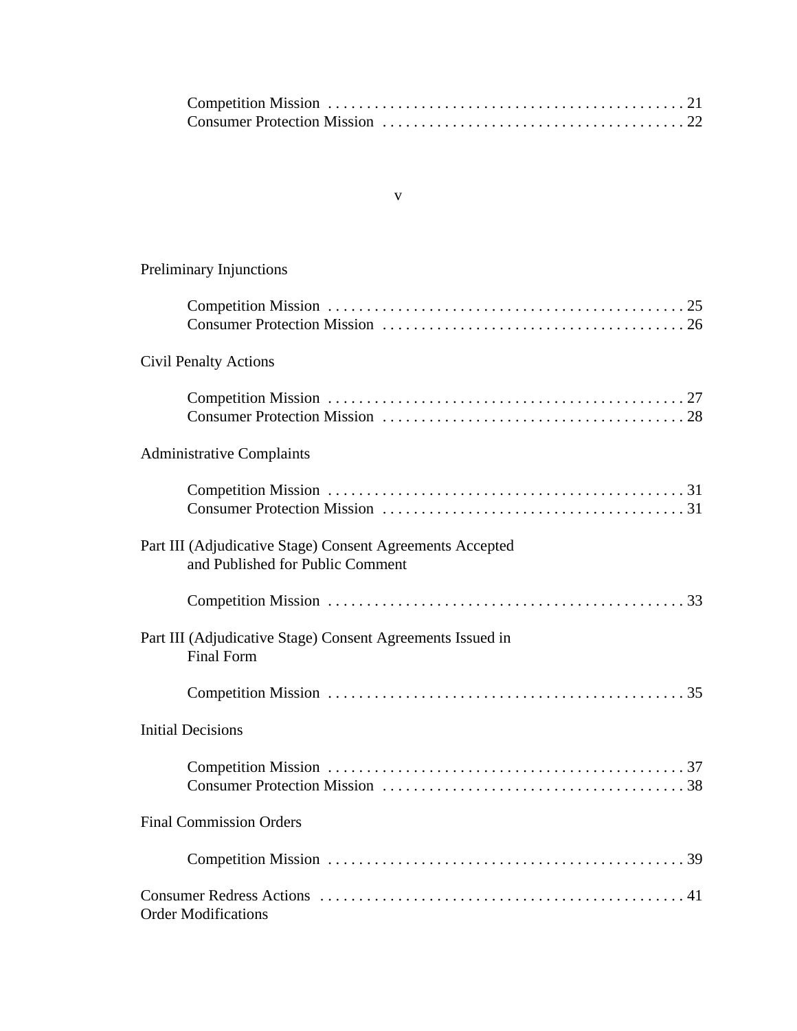Competition Mission . . . . . . . . . . . . . . . . . . . . . . . . . . . . . . . . . . . . . . . . . . . . . 21
Consumer Protection Mission . . . . . . . . . . . . . . . . . . . . . . . . . . . . . . . . . . . . . . 22

Preliminary Injunctions

Competition Mission . . . . . . . . . . . . . . . . . . . . . . . . . . . . . . . . . . . . . . . . . . . . . 25
Consumer Protection Mission . . . . . . . . . . . . . . . . . . . . . . . . . . . . . . . . . . . . . . 26

Civil Penalty Actions

Competition Mission . . . . . . . . . . . . . . . . . . . . . . . . . . . . . . . . . . . . . . . . . . . . . 27
Consumer Protection Mission . . . . . . . . . . . . . . . . . . . . . . . . . . . . . . . . . . . . . . 28

Administrative Complaints

Competition Mission . . . . . . . . . . . . . . . . . . . . . . . . . . . . . . . . . . . . . . . . . . . . . 31
Consumer Protection Mission . . . . . . . . . . . . . . . . . . . . . . . . . . . . . . . . . . . . . . 31

Part III (Adjudicative Stage) Consent Agreements Accepted and Published for Public Comment

Competition Mission . . . . . . . . . . . . . . . . . . . . . . . . . . . . . . . . . . . . . . . . . . . . . 33

Part III (Adjudicative Stage) Consent Agreements Issued in Final Form

Competition Mission . . . . . . . . . . . . . . . . . . . . . . . . . . . . . . . . . . . . . . . . . . . . . 35

Initial Decisions

Competition Mission . . . . . . . . . . . . . . . . . . . . . . . . . . . . . . . . . . . . . . . . . . . . . 37
Consumer Protection Mission . . . . . . . . . . . . . . . . . . . . . . . . . . . . . . . . . . . . . . 38

Final Commission Orders

Competition Mission . . . . . . . . . . . . . . . . . . . . . . . . . . . . . . . . . . . . . . . . . . . . . 39

Consumer Redress Actions . . . . . . . . . . . . . . . . . . . . . . . . . . . . . . . . . . . . . . . . . . . . . . 41
Order Modifications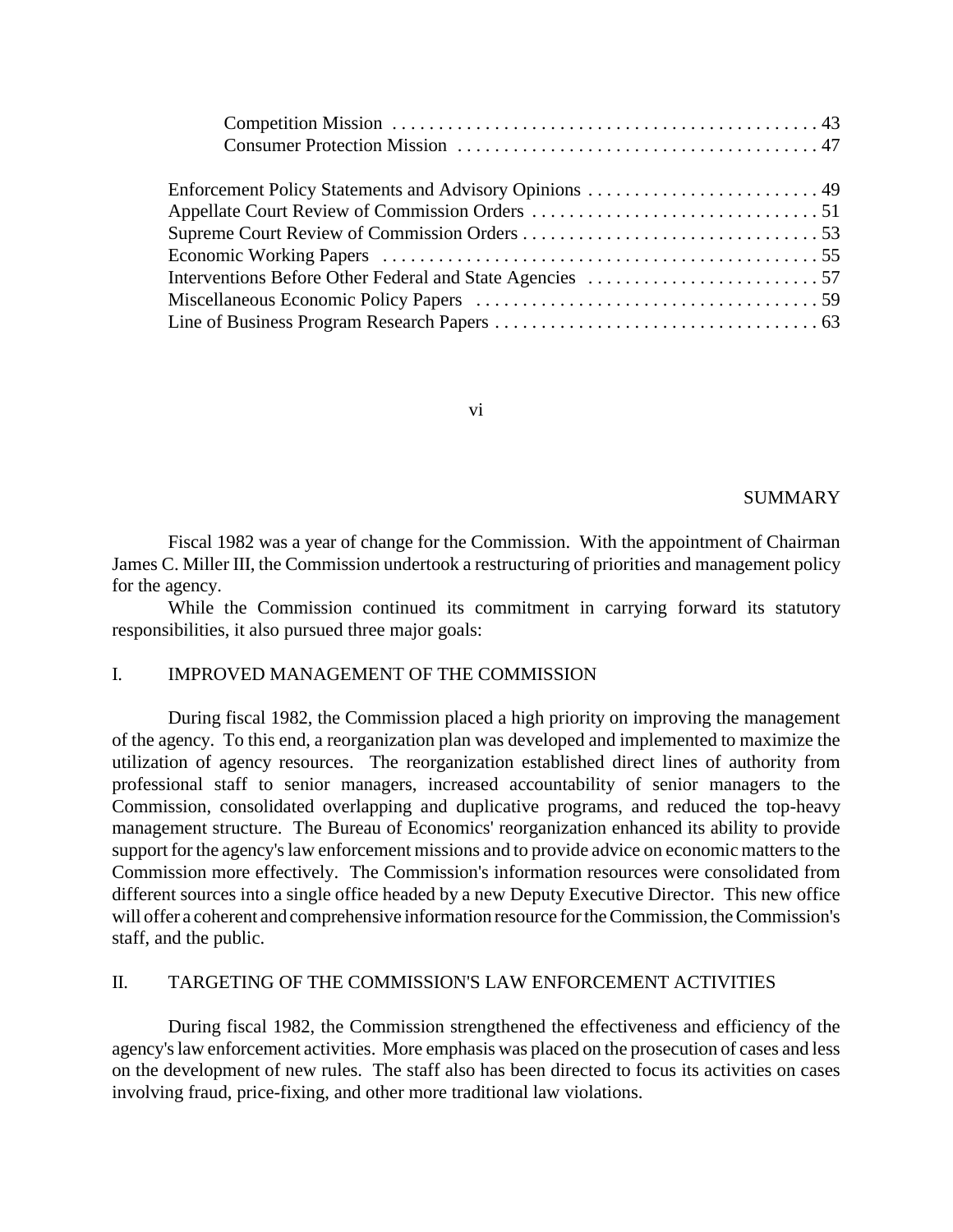Competition Mission . . . . . . . . . . . . . . . . . . . . . . . . . . . . . . . . . . . . . . . . . . . . . 43
Consumer Protection Mission . . . . . . . . . . . . . . . . . . . . . . . . . . . . . . . . . . . . . . 47

Enforcement Policy Statements and Advisory Opinions . . . . . . . . . . . . . . . . . . . . . . . . . 49
Appellate Court Review of Commission Orders . . . . . . . . . . . . . . . . . . . . . . . . . . . . . . . 51
Supreme Court Review of Commission Orders . . . . . . . . . . . . . . . . . . . . . . . . . . . . . . . . 53
Economic Working Papers . . . . . . . . . . . . . . . . . . . . . . . . . . . . . . . . . . . . . . . . . . . . . . . 55
Interventions Before Other Federal and State Agencies . . . . . . . . . . . . . . . . . . . . . . . . . 57
Miscellaneous Economic Policy Papers . . . . . . . . . . . . . . . . . . . . . . . . . . . . . . . . . . . . . 59
Line of Business Program Research Papers . . . . . . . . . . . . . . . . . . . . . . . . . . . . . . . . . . . 63

# SUMMARY

Fiscal 1982 was a year of change for the Commission. With the appointment of Chairman James C. Miller III, the Commission undertook a restructuring of priorities and management policy for the agency.

While the Commission continued its commitment in carrying forward its statutory responsibilities, it also pursued three major goals:

## I. IMPROVED MANAGEMENT OF THE COMMISSION

During fiscal 1982, the Commission placed a high priority on improving the management of the agency. To this end, a reorganization plan was developed and implemented to maximize the utilization of agency resources. The reorganization established direct lines of authority from professional staff to senior managers, increased accountability of senior managers to the Commission, consolidated overlapping and duplicative programs, and reduced the top-heavy management structure. The Bureau of Economics' reorganization enhanced its ability to provide support for the agency's law enforcement missions and to provide advice on economic matters to the Commission more effectively. The Commission's information resources were consolidated from different sources into a single office headed by a new Deputy Executive Director. This new office will offer a coherent and comprehensive information resource for the Commission, the Commission's staff, and the public.

## II. TARGETING OF THE COMMISSION'S LAW ENFORCEMENT ACTIVITIES

During fiscal 1982, the Commission strengthened the effectiveness and efficiency of the agency's law enforcement activities. More emphasis was placed on the prosecution of cases and less on the development of new rules. The staff also has been directed to focus its activities on cases involving fraud, price-fixing, and other more traditional law violations.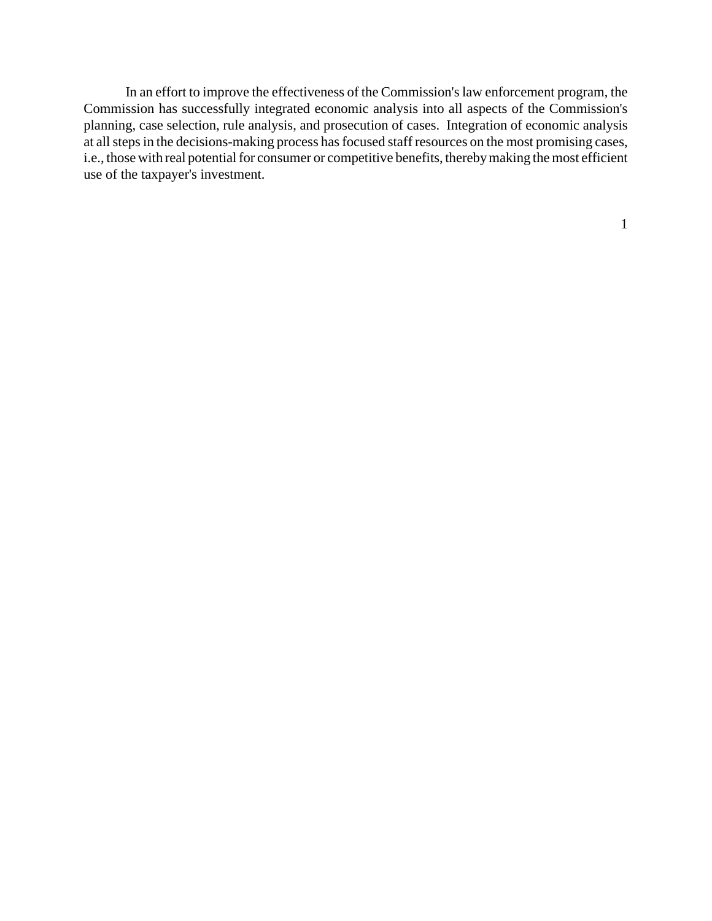In an effort to improve the effectiveness of the Commission's law enforcement program, the Commission has successfully integrated economic analysis into all aspects of the Commission's planning, case selection, rule analysis, and prosecution of cases. Integration of economic analysis at all steps in the decisions-making process has focused staff resources on the most promising cases, i.e., those with real potential for consumer or competitive benefits, thereby making the most efficient use of the taxpayer's investment.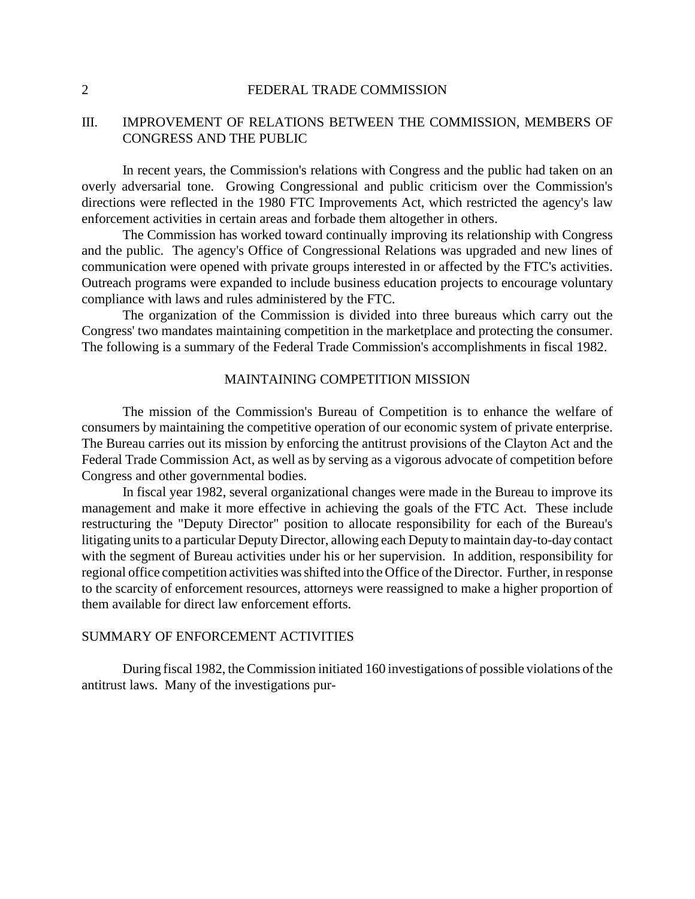## III. IMPROVEMENT OF RELATIONS BETWEEN THE COMMISSION, MEMBERS OF CONGRESS AND THE PUBLIC

In recent years, the Commission's relations with Congress and the public had taken on an overly adversarial tone. Growing Congressional and public criticism over the Commission's directions were reflected in the 1980 FTC Improvements Act, which restricted the agency's law enforcement activities in certain areas and forbade them altogether in others.

The Commission has worked toward continually improving its relationship with Congress and the public. The agency's Office of Congressional Relations was upgraded and new lines of communication were opened with private groups interested in or affected by the FTC's activities. Outreach programs were expanded to include business education projects to encourage voluntary compliance with laws and rules administered by the FTC.

The organization of the Commission is divided into three bureaus which carry out the Congress' two mandates maintaining competition in the marketplace and protecting the consumer. The following is a summary of the Federal Trade Commission's accomplishments in fiscal 1982.

## MAINTAINING COMPETITION MISSION

The mission of the Commission's Bureau of Competition is to enhance the welfare of consumers by maintaining the competitive operation of our economic system of private enterprise. The Bureau carries out its mission by enforcing the antitrust provisions of the Clayton Act and the Federal Trade Commission Act, as well as by serving as a vigorous advocate of competition before Congress and other governmental bodies.

In fiscal year 1982, several organizational changes were made in the Bureau to improve its management and make it more effective in achieving the goals of the FTC Act. These include restructuring the "Deputy Director" position to allocate responsibility for each of the Bureau's litigating units to a particular Deputy Director, allowing each Deputy to maintain day-to-day contact with the segment of Bureau activities under his or her supervision. In addition, responsibility for regional office competition activities was shifted into the Office of the Director. Further, in response to the scarcity of enforcement resources, attorneys were reassigned to make a higher proportion of them available for direct law enforcement efforts.

### SUMMARY OF ENFORCEMENT ACTIVITIES

During fiscal 1982, the Commission initiated 160 investigations of possible violations of the antitrust laws. Many of the investigations pur-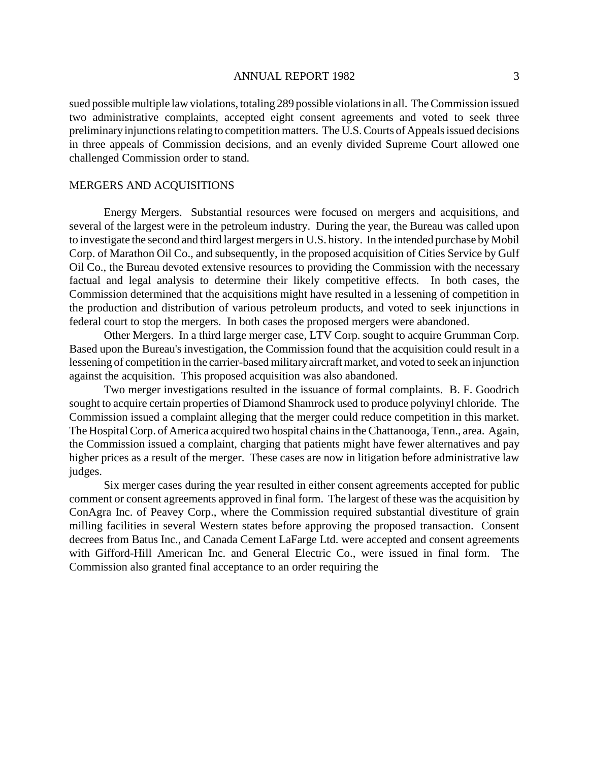sued possible multiple law violations, totaling 289 possible violations in all. The Commission issued two administrative complaints, accepted eight consent agreements and voted to seek three preliminary injunctions relating to competition matters. The U.S. Courts of Appeals issued decisions in three appeals of Commission decisions, and an evenly divided Supreme Court allowed one challenged Commission order to stand.

## MERGERS AND ACQUISITIONS

Energy Mergers. Substantial resources were focused on mergers and acquisitions, and several of the largest were in the petroleum industry. During the year, the Bureau was called upon to investigate the second and third largest mergers in U.S. history. In the intended purchase by Mobil Corp. of Marathon Oil Co., and subsequently, in the proposed acquisition of Cities Service by Gulf Oil Co., the Bureau devoted extensive resources to providing the Commission with the necessary factual and legal analysis to determine their likely competitive effects. In both cases, the Commission determined that the acquisitions might have resulted in a lessening of competition in the production and distribution of various petroleum products, and voted to seek injunctions in federal court to stop the mergers. In both cases the proposed mergers were abandoned.

Other Mergers. In a third large merger case, LTV Corp. sought to acquire Grumman Corp. Based upon the Bureau's investigation, the Commission found that the acquisition could result in a lessening of competition in the carrier-based military aircraft market, and voted to seek an injunction against the acquisition. This proposed acquisition was also abandoned.

Two merger investigations resulted in the issuance of formal complaints. B. F. Goodrich sought to acquire certain properties of Diamond Shamrock used to produce polyvinyl chloride. The Commission issued a complaint alleging that the merger could reduce competition in this market. The Hospital Corp. of America acquired two hospital chains in the Chattanooga, Tenn., area. Again, the Commission issued a complaint, charging that patients might have fewer alternatives and pay higher prices as a result of the merger. These cases are now in litigation before administrative law judges.

Six merger cases during the year resulted in either consent agreements accepted for public comment or consent agreements approved in final form. The largest of these was the acquisition by ConAgra Inc. of Peavey Corp., where the Commission required substantial divestiture of grain milling facilities in several Western states before approving the proposed transaction. Consent decrees from Batus Inc., and Canada Cement LaFarge Ltd. were accepted and consent agreements with Gifford-Hill American Inc. and General Electric Co., were issued in final form. The Commission also granted final acceptance to an order requiring the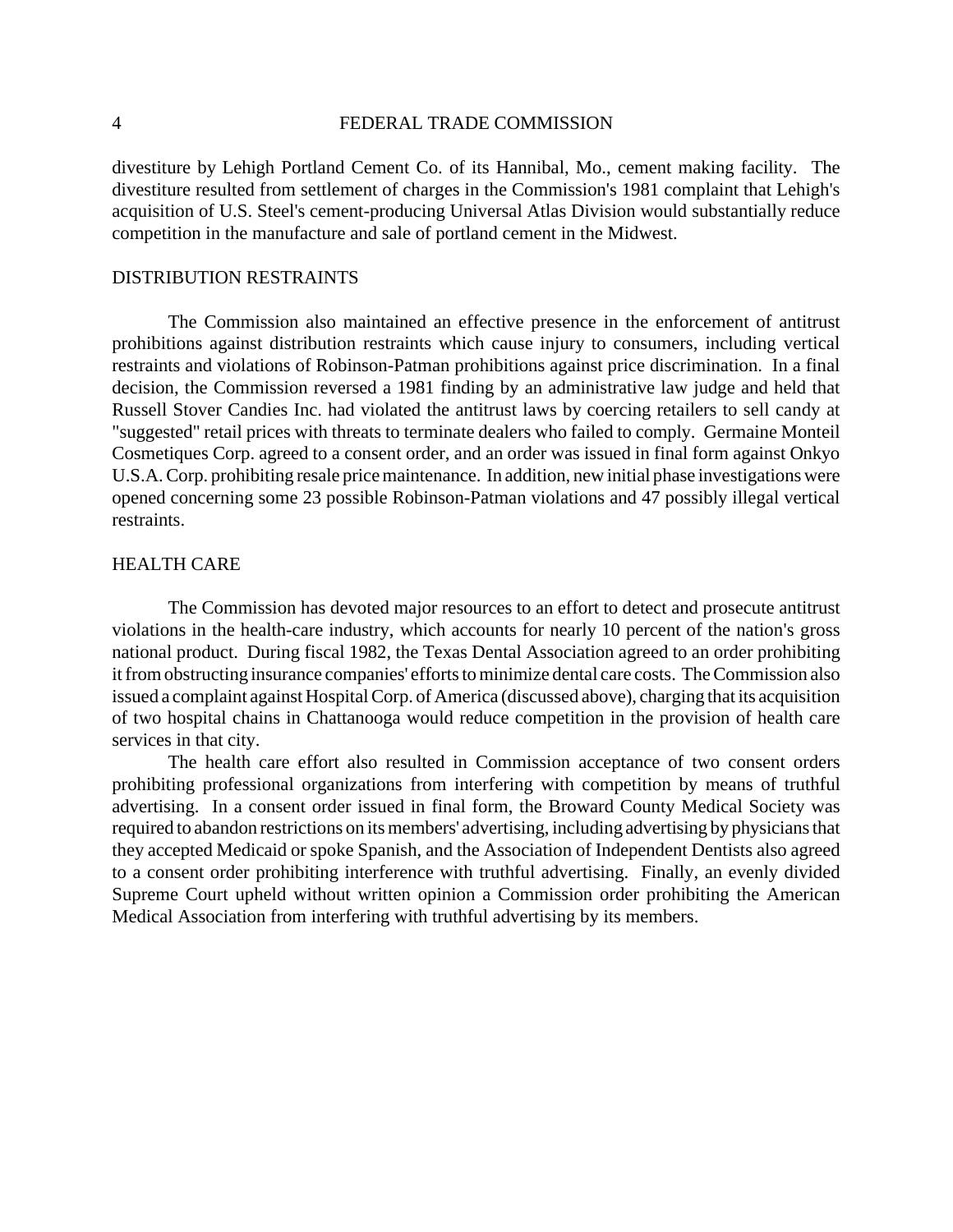divestiture by Lehigh Portland Cement Co. of its Hannibal, Mo., cement making facility. The divestiture resulted from settlement of charges in the Commission's 1981 complaint that Lehigh's acquisition of U.S. Steel's cement-producing Universal Atlas Division would substantially reduce competition in the manufacture and sale of portland cement in the Midwest.

## DISTRIBUTION RESTRAINTS

The Commission also maintained an effective presence in the enforcement of antitrust prohibitions against distribution restraints which cause injury to consumers, including vertical restraints and violations of Robinson-Patman prohibitions against price discrimination. In a final decision, the Commission reversed a 1981 finding by an administrative law judge and held that Russell Stover Candies Inc. had violated the antitrust laws by coercing retailers to sell candy at "suggested" retail prices with threats to terminate dealers who failed to comply. Germaine Monteil Cosmetiques Corp. agreed to a consent order, and an order was issued in final form against Onkyo U.S.A. Corp. prohibiting resale price maintenance. In addition, new initial phase investigations were opened concerning some 23 possible Robinson-Patman violations and 47 possibly illegal vertical restraints.

## HEALTH CARE

The Commission has devoted major resources to an effort to detect and prosecute antitrust violations in the health-care industry, which accounts for nearly 10 percent of the nation's gross national product. During fiscal 1982, the Texas Dental Association agreed to an order prohibiting it from obstructing insurance companies' efforts to minimize dental care costs. The Commission also issued a complaint against Hospital Corp. of America (discussed above), charging that its acquisition of two hospital chains in Chattanooga would reduce competition in the provision of health care services in that city.

The health care effort also resulted in Commission acceptance of two consent orders prohibiting professional organizations from interfering with competition by means of truthful advertising. In a consent order issued in final form, the Broward County Medical Society was required to abandon restrictions on its members' advertising, including advertising by physicians that they accepted Medicaid or spoke Spanish, and the Association of Independent Dentists also agreed to a consent order prohibiting interference with truthful advertising. Finally, an evenly divided Supreme Court upheld without written opinion a Commission order prohibiting the American Medical Association from interfering with truthful advertising by its members.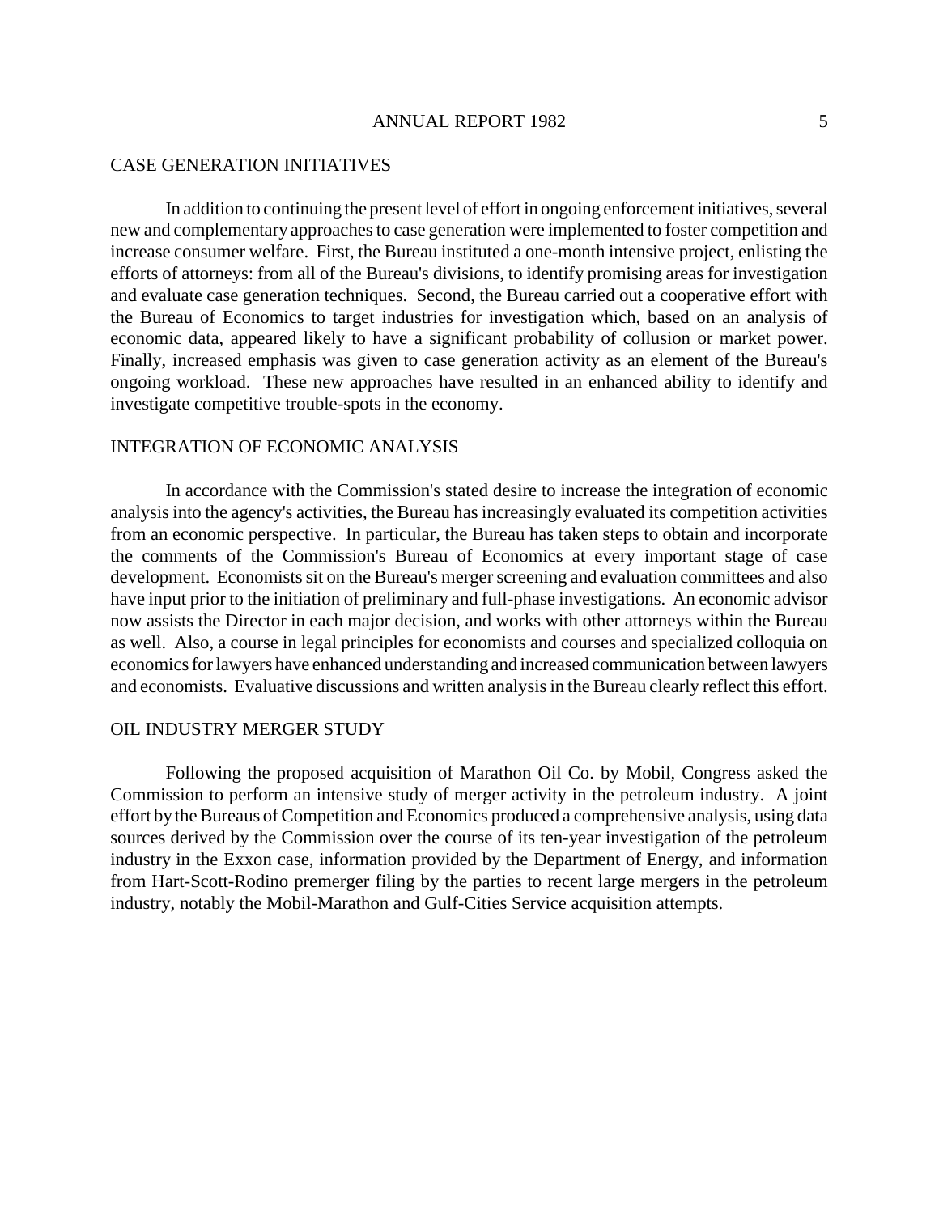## CASE GENERATION INITIATIVES

In addition to continuing the present level of effort in ongoing enforcement initiatives, several new and complementary approaches to case generation were implemented to foster competition and increase consumer welfare. First, the Bureau instituted a one-month intensive project, enlisting the efforts of attorneys: from all of the Bureau's divisions, to identify promising areas for investigation and evaluate case generation techniques. Second, the Bureau carried out a cooperative effort with the Bureau of Economics to target industries for investigation which, based on an analysis of economic data, appeared likely to have a significant probability of collusion or market power. Finally, increased emphasis was given to case generation activity as an element of the Bureau's ongoing workload. These new approaches have resulted in an enhanced ability to identify and investigate competitive trouble-spots in the economy.

## INTEGRATION OF ECONOMIC ANALYSIS

In accordance with the Commission's stated desire to increase the integration of economic analysis into the agency's activities, the Bureau has increasingly evaluated its competition activities from an economic perspective. In particular, the Bureau has taken steps to obtain and incorporate the comments of the Commission's Bureau of Economics at every important stage of case development. Economists sit on the Bureau's merger screening and evaluation committees and also have input prior to the initiation of preliminary and full-phase investigations. An economic advisor now assists the Director in each major decision, and works with other attorneys within the Bureau as well. Also, a course in legal principles for economists and courses and specialized colloquia on economics for lawyers have enhanced understanding and increased communication between lawyers and economists. Evaluative discussions and written analysis in the Bureau clearly reflect this effort.

## OIL INDUSTRY MERGER STUDY

Following the proposed acquisition of Marathon Oil Co. by Mobil, Congress asked the Commission to perform an intensive study of merger activity in the petroleum industry. A joint effort by the Bureaus of Competition and Economics produced a comprehensive analysis, using data sources derived by the Commission over the course of its ten-year investigation of the petroleum industry in the Exxon case, information provided by the Department of Energy, and information from Hart-Scott-Rodino premerger filing by the parties to recent large mergers in the petroleum industry, notably the Mobil-Marathon and Gulf-Cities Service acquisition attempts.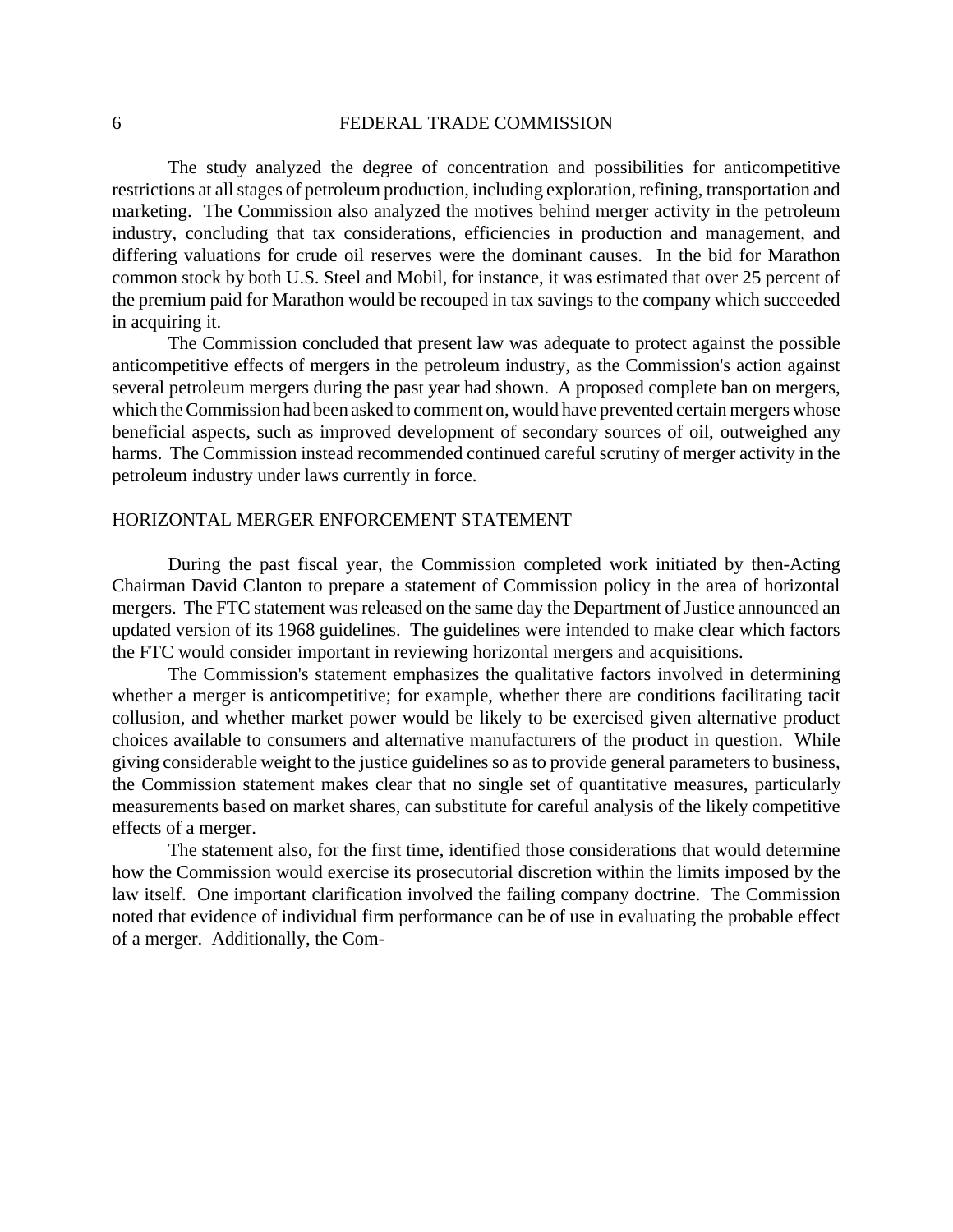The study analyzed the degree of concentration and possibilities for anticompetitive restrictions at all stages of petroleum production, including exploration, refining, transportation and marketing. The Commission also analyzed the motives behind merger activity in the petroleum industry, concluding that tax considerations, efficiencies in production and management, and differing valuations for crude oil reserves were the dominant causes. In the bid for Marathon common stock by both U.S. Steel and Mobil, for instance, it was estimated that over 25 percent of the premium paid for Marathon would be recouped in tax savings to the company which succeeded in acquiring it.

The Commission concluded that present law was adequate to protect against the possible anticompetitive effects of mergers in the petroleum industry, as the Commission's action against several petroleum mergers during the past year had shown. A proposed complete ban on mergers, which the Commission had been asked to comment on, would have prevented certain mergers whose beneficial aspects, such as improved development of secondary sources of oil, outweighed any harms. The Commission instead recommended continued careful scrutiny of merger activity in the petroleum industry under laws currently in force.

## HORIZONTAL MERGER ENFORCEMENT STATEMENT

During the past fiscal year, the Commission completed work initiated by then-Acting Chairman David Clanton to prepare a statement of Commission policy in the area of horizontal mergers. The FTC statement was released on the same day the Department of Justice announced an updated version of its 1968 guidelines. The guidelines were intended to make clear which factors the FTC would consider important in reviewing horizontal mergers and acquisitions.

The Commission's statement emphasizes the qualitative factors involved in determining whether a merger is anticompetitive; for example, whether there are conditions facilitating tacit collusion, and whether market power would be likely to be exercised given alternative product choices available to consumers and alternative manufacturers of the product in question. While giving considerable weight to the justice guidelines so as to provide general parameters to business, the Commission statement makes clear that no single set of quantitative measures, particularly measurements based on market shares, can substitute for careful analysis of the likely competitive effects of a merger.

The statement also, for the first time, identified those considerations that would determine how the Commission would exercise its prosecutorial discretion within the limits imposed by the law itself. One important clarification involved the failing company doctrine. The Commission noted that evidence of individual firm performance can be of use in evaluating the probable effect of a merger. Additionally, the Com-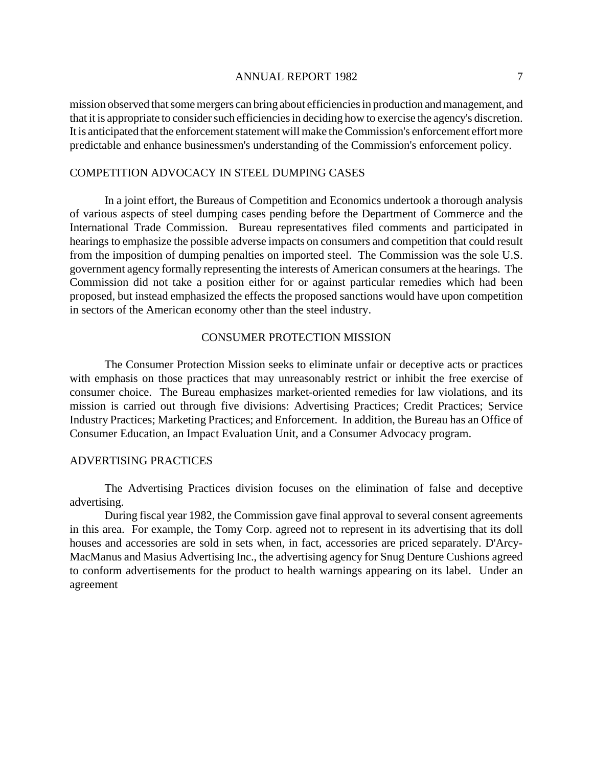mission observed that some mergers can bring about efficiencies in production and management, and that it is appropriate to consider such efficiencies in deciding how to exercise the agency's discretion. It is anticipated that the enforcement statement will make the Commission's enforcement effort more predictable and enhance businessmen's understanding of the Commission's enforcement policy.

### COMPETITION ADVOCACY IN STEEL DUMPING CASES

In a joint effort, the Bureaus of Competition and Economics undertook a thorough analysis of various aspects of steel dumping cases pending before the Department of Commerce and the International Trade Commission. Bureau representatives filed comments and participated in hearings to emphasize the possible adverse impacts on consumers and competition that could result from the imposition of dumping penalties on imported steel. The Commission was the sole U.S. government agency formally representing the interests of American consumers at the hearings. The Commission did not take a position either for or against particular remedies which had been proposed, but instead emphasized the effects the proposed sanctions would have upon competition in sectors of the American economy other than the steel industry.

## CONSUMER PROTECTION MISSION

The Consumer Protection Mission seeks to eliminate unfair or deceptive acts or practices with emphasis on those practices that may unreasonably restrict or inhibit the free exercise of consumer choice. The Bureau emphasizes market-oriented remedies for law violations, and its mission is carried out through five divisions: Advertising Practices; Credit Practices; Service Industry Practices; Marketing Practices; and Enforcement. In addition, the Bureau has an Office of Consumer Education, an Impact Evaluation Unit, and a Consumer Advocacy program.

### ADVERTISING PRACTICES

The Advertising Practices division focuses on the elimination of false and deceptive advertising.

During fiscal year 1982, the Commission gave final approval to several consent agreements in this area. For example, the Tomy Corp. agreed not to represent in its advertising that its doll houses and accessories are sold in sets when, in fact, accessories are priced separately. D'Arcy-MacManus and Masius Advertising Inc., the advertising agency for Snug Denture Cushions agreed to conform advertisements for the product to health warnings appearing on its label. Under an agreement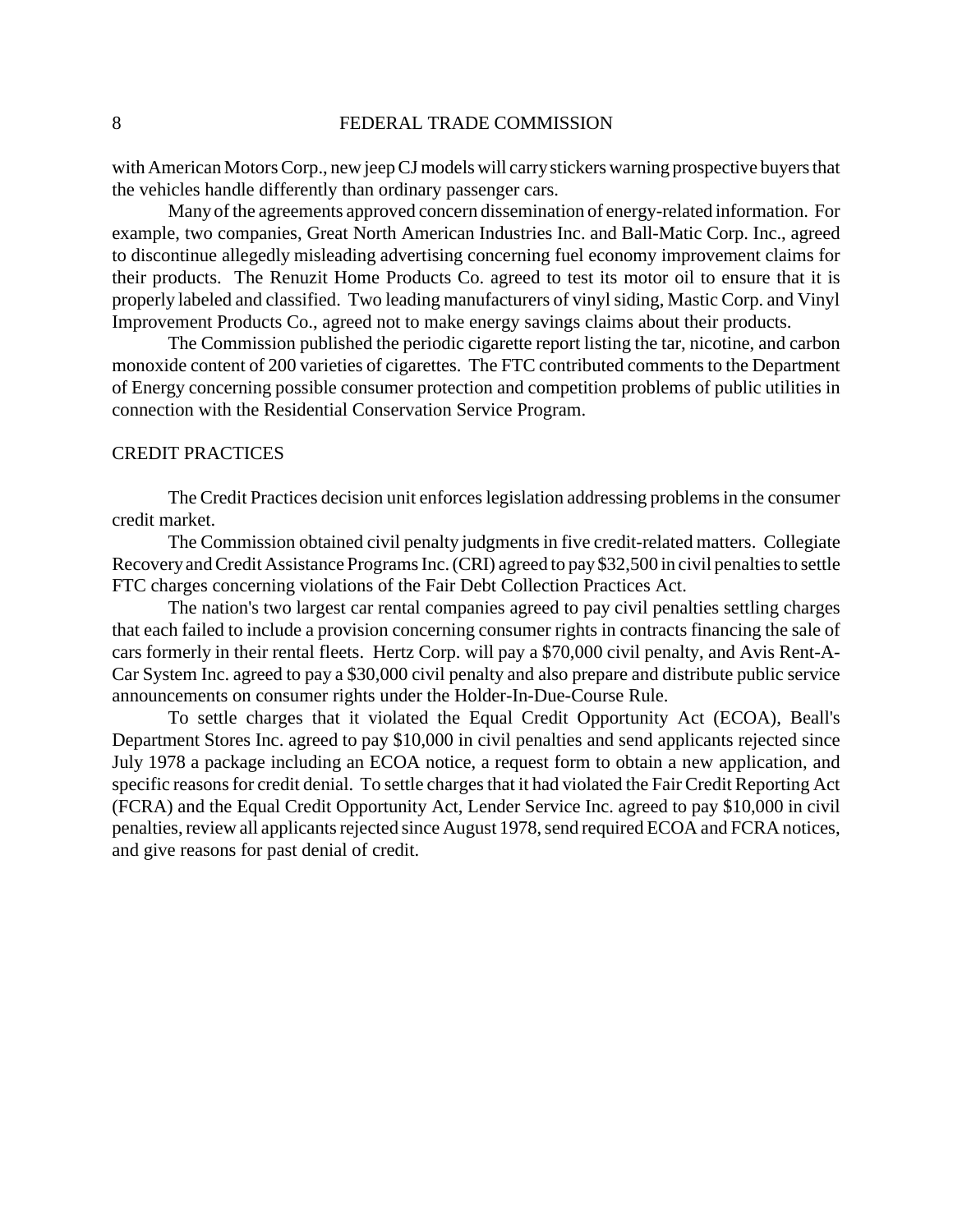with American Motors Corp., new jeep CJ models will carry stickers warning prospective buyers that the vehicles handle differently than ordinary passenger cars.

Many of the agreements approved concern dissemination of energy-related information. For example, two companies, Great North American Industries Inc. and Ball-Matic Corp. Inc., agreed to discontinue allegedly misleading advertising concerning fuel economy improvement claims for their products. The Renuzit Home Products Co. agreed to test its motor oil to ensure that it is properly labeled and classified. Two leading manufacturers of vinyl siding, Mastic Corp. and Vinyl Improvement Products Co., agreed not to make energy savings claims about their products.

The Commission published the periodic cigarette report listing the tar, nicotine, and carbon monoxide content of 200 varieties of cigarettes. The FTC contributed comments to the Department of Energy concerning possible consumer protection and competition problems of public utilities in connection with the Residential Conservation Service Program.

## CREDIT PRACTICES

The Credit Practices decision unit enforces legislation addressing problems in the consumer credit market.

The Commission obtained civil penalty judgments in five credit-related matters. Collegiate Recovery and Credit Assistance Programs Inc. (CRI) agreed to pay $32,500 in civil penalties to settle FTC charges concerning violations of the Fair Debt Collection Practices Act.

The nation's two largest car rental companies agreed to pay civil penalties settling charges that each failed to include a provision concerning consumer rights in contracts financing the sale of cars formerly in their rental fleets. Hertz Corp. will pay a $70,000 civil penalty, and Avis Rent-A-Car System Inc. agreed to pay a $30,000 civil penalty and also prepare and distribute public service announcements on consumer rights under the Holder-In-Due-Course Rule.

To settle charges that it violated the Equal Credit Opportunity Act (ECOA), Beall's Department Stores Inc. agreed to pay $10,000 in civil penalties and send applicants rejected since July 1978 a package including an ECOA notice, a request form to obtain a new application, and specific reasons for credit denial. To settle charges that it had violated the Fair Credit Reporting Act (FCRA) and the Equal Credit Opportunity Act, Lender Service Inc. agreed to pay $10,000 in civil penalties, review all applicants rejected since August 1978, send required ECOA and FCRA notices, and give reasons for past denial of credit.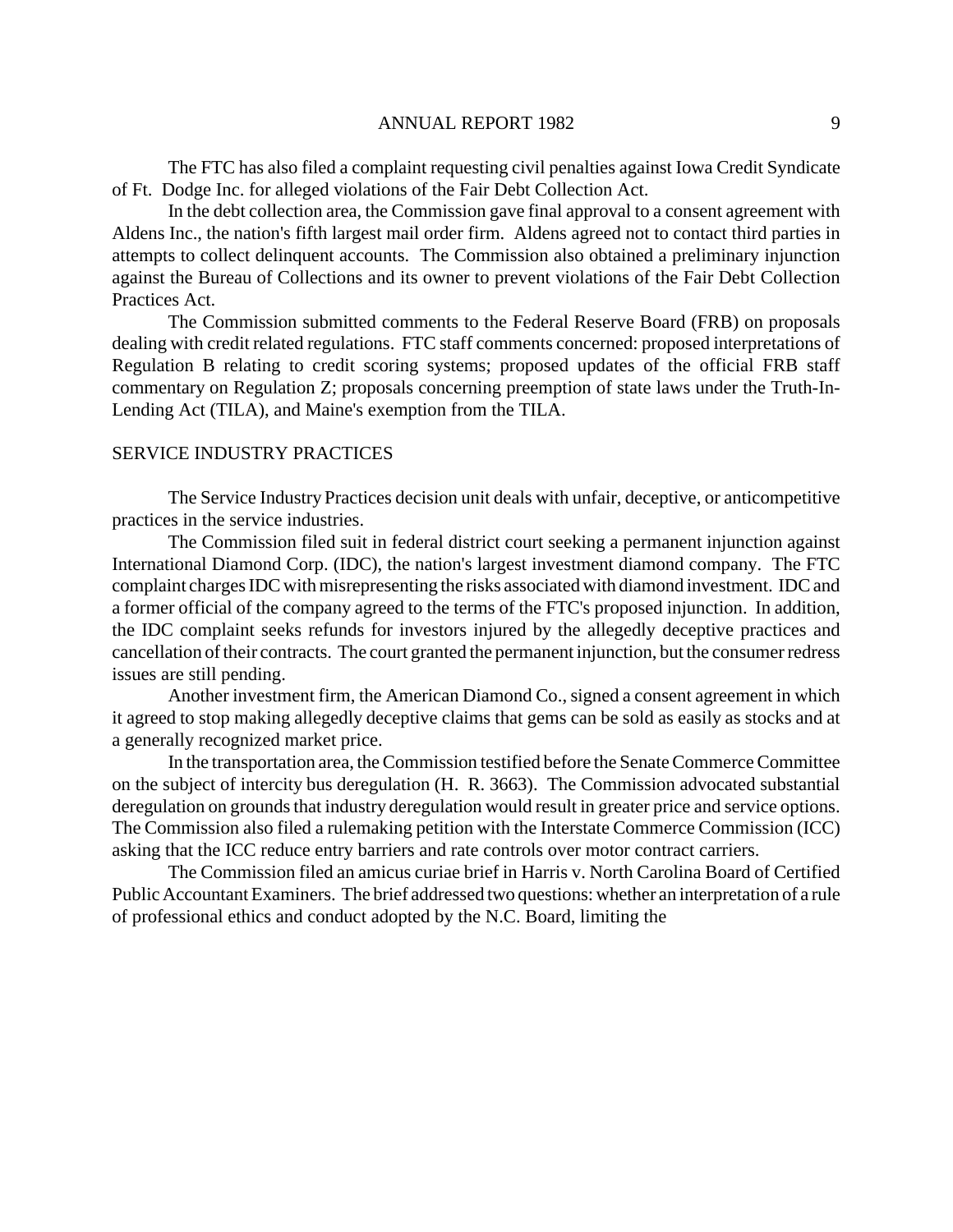The FTC has also filed a complaint requesting civil penalties against Iowa Credit Syndicate of Ft. Dodge Inc. for alleged violations of the Fair Debt Collection Act.

In the debt collection area, the Commission gave final approval to a consent agreement with Aldens Inc., the nation's fifth largest mail order firm. Aldens agreed not to contact third parties in attempts to collect delinquent accounts. The Commission also obtained a preliminary injunction against the Bureau of Collections and its owner to prevent violations of the Fair Debt Collection Practices Act.

The Commission submitted comments to the Federal Reserve Board (FRB) on proposals dealing with credit related regulations. FTC staff comments concerned: proposed interpretations of Regulation B relating to credit scoring systems; proposed updates of the official FRB staff commentary on Regulation Z; proposals concerning preemption of state laws under the Truth-In-Lending Act (TILA), and Maine's exemption from the TILA.

## SERVICE INDUSTRY PRACTICES

The Service Industry Practices decision unit deals with unfair, deceptive, or anticompetitive practices in the service industries.

The Commission filed suit in federal district court seeking a permanent injunction against International Diamond Corp. (IDC), the nation's largest investment diamond company. The FTC complaint charges IDC with misrepresenting the risks associated with diamond investment. IDC and a former official of the company agreed to the terms of the FTC's proposed injunction. In addition, the IDC complaint seeks refunds for investors injured by the allegedly deceptive practices and cancellation of their contracts. The court granted the permanent injunction, but the consumer redress issues are still pending.

Another investment firm, the American Diamond Co., signed a consent agreement in which it agreed to stop making allegedly deceptive claims that gems can be sold as easily as stocks and at a generally recognized market price.

In the transportation area, the Commission testified before the Senate Commerce Committee on the subject of intercity bus deregulation (H. R. 3663). The Commission advocated substantial deregulation on grounds that industry deregulation would result in greater price and service options. The Commission also filed a rulemaking petition with the Interstate Commerce Commission (ICC) asking that the ICC reduce entry barriers and rate controls over motor contract carriers.

The Commission filed an amicus curiae brief in Harris v. North Carolina Board of Certified Public Accountant Examiners. The brief addressed two questions: whether an interpretation of a rule of professional ethics and conduct adopted by the N.C. Board, limiting the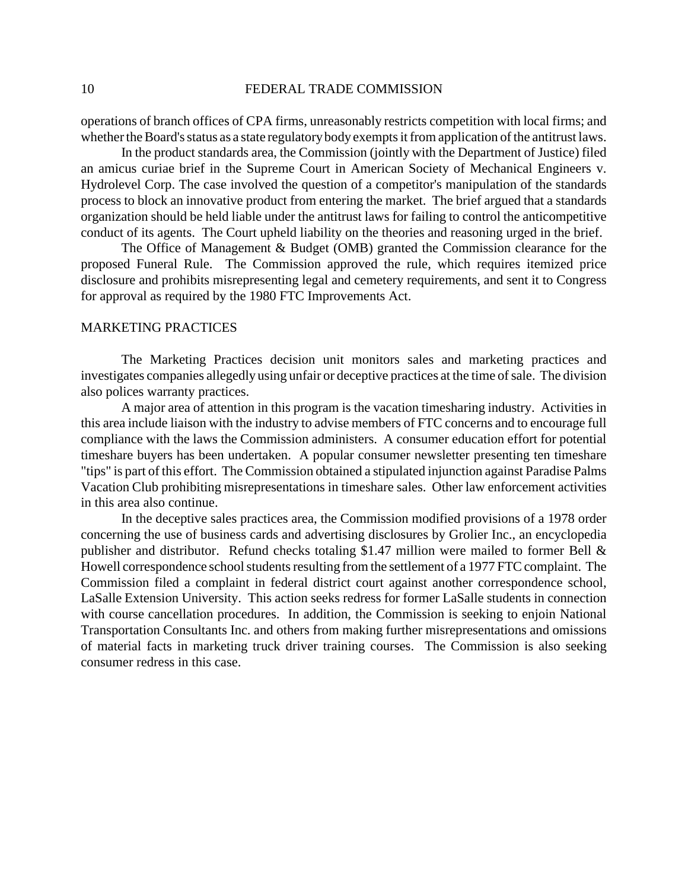operations of branch offices of CPA firms, unreasonably restricts competition with local firms; and whether the Board's status as a state regulatory body exempts it from application of the antitrust laws.

In the product standards area, the Commission (jointly with the Department of Justice) filed an amicus curiae brief in the Supreme Court in American Society of Mechanical Engineers v. Hydrolevel Corp. The case involved the question of a competitor's manipulation of the standards process to block an innovative product from entering the market. The brief argued that a standards organization should be held liable under the antitrust laws for failing to control the anticompetitive conduct of its agents. The Court upheld liability on the theories and reasoning urged in the brief.

The Office of Management & Budget (OMB) granted the Commission clearance for the proposed Funeral Rule. The Commission approved the rule, which requires itemized price disclosure and prohibits misrepresenting legal and cemetery requirements, and sent it to Congress for approval as required by the 1980 FTC Improvements Act.

## MARKETING PRACTICES

The Marketing Practices decision unit monitors sales and marketing practices and investigates companies allegedly using unfair or deceptive practices at the time of sale. The division also polices warranty practices.

A major area of attention in this program is the vacation timesharing industry. Activities in this area include liaison with the industry to advise members of FTC concerns and to encourage full compliance with the laws the Commission administers. A consumer education effort for potential timeshare buyers has been undertaken. A popular consumer newsletter presenting ten timeshare "tips" is part of this effort. The Commission obtained a stipulated injunction against Paradise Palms Vacation Club prohibiting misrepresentations in timeshare sales. Other law enforcement activities in this area also continue.

In the deceptive sales practices area, the Commission modified provisions of a 1978 order concerning the use of business cards and advertising disclosures by Grolier Inc., an encyclopedia publisher and distributor. Refund checks totaling $1.47 million were mailed to former Bell & Howell correspondence school students resulting from the settlement of a 1977 FTC complaint. The Commission filed a complaint in federal district court against another correspondence school, LaSalle Extension University. This action seeks redress for former LaSalle students in connection with course cancellation procedures. In addition, the Commission is seeking to enjoin National Transportation Consultants Inc. and others from making further misrepresentations and omissions of material facts in marketing truck driver training courses. The Commission is also seeking consumer redress in this case.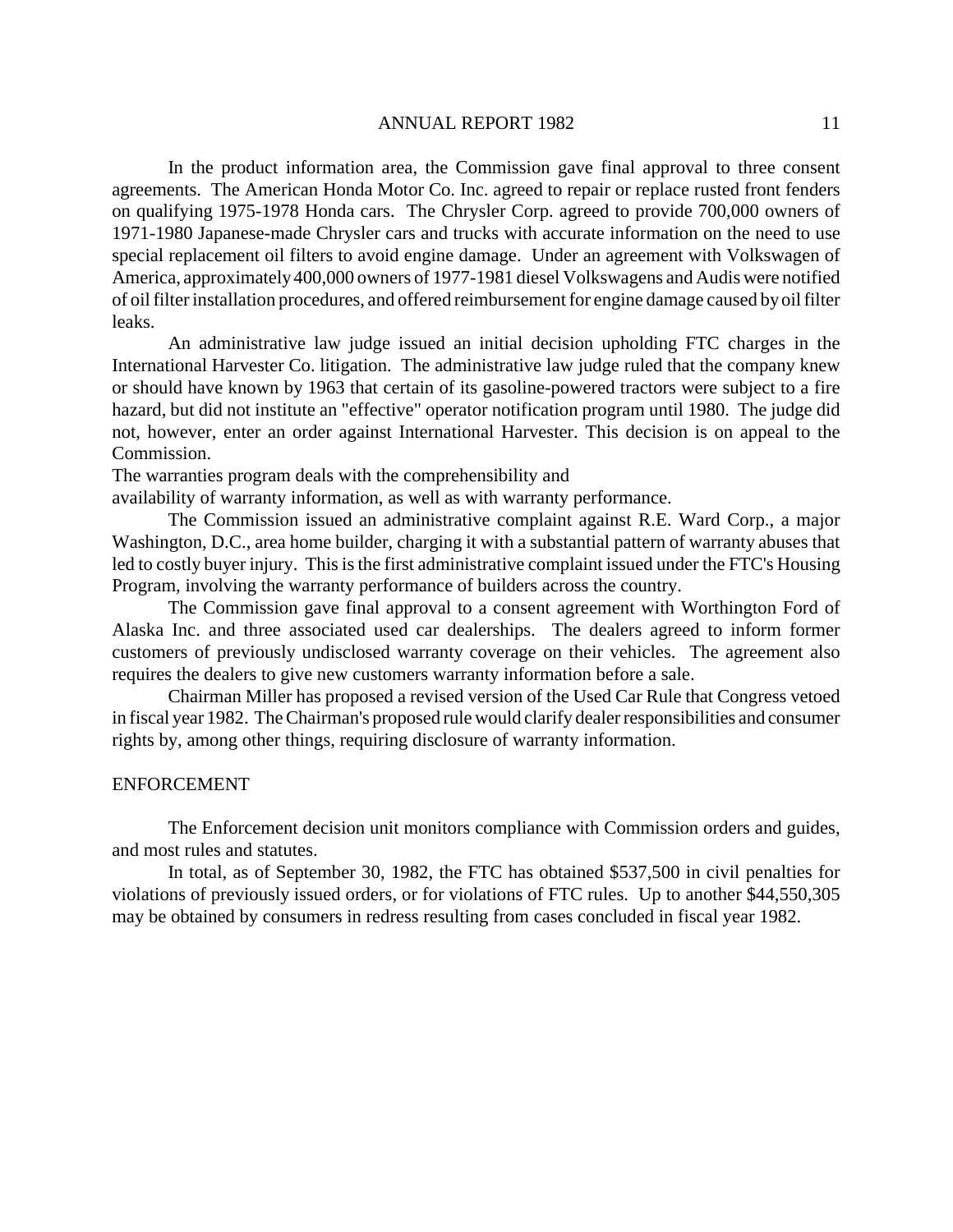In the product information area, the Commission gave final approval to three consent agreements. The American Honda Motor Co. Inc. agreed to repair or replace rusted front fenders on qualifying 1975-1978 Honda cars. The Chrysler Corp. agreed to provide 700,000 owners of 1971-1980 Japanese-made Chrysler cars and trucks with accurate information on the need to use special replacement oil filters to avoid engine damage. Under an agreement with Volkswagen of America, approximately 400,000 owners of 1977-1981 diesel Volkswagens and Audis were notified of oil filter installation procedures, and offered reimbursement for engine damage caused by oil filter leaks.

An administrative law judge issued an initial decision upholding FTC charges in the International Harvester Co. litigation. The administrative law judge ruled that the company knew or should have known by 1963 that certain of its gasoline-powered tractors were subject to a fire hazard, but did not institute an "effective" operator notification program until 1980. The judge did not, however, enter an order against International Harvester. This decision is on appeal to the Commission.

The warranties program deals with the comprehensibility and availability of warranty information, as well as with warranty performance.

The Commission issued an administrative complaint against R.E. Ward Corp., a major Washington, D.C., area home builder, charging it with a substantial pattern of warranty abuses that led to costly buyer injury. This is the first administrative complaint issued under the FTC's Housing Program, involving the warranty performance of builders across the country.

The Commission gave final approval to a consent agreement with Worthington Ford of Alaska Inc. and three associated used car dealerships. The dealers agreed to inform former customers of previously undisclosed warranty coverage on their vehicles. The agreement also requires the dealers to give new customers warranty information before a sale.

Chairman Miller has proposed a revised version of the Used Car Rule that Congress vetoed in fiscal year 1982. The Chairman's proposed rule would clarify dealer responsibilities and consumer rights by, among other things, requiring disclosure of warranty information.

## ENFORCEMENT

The Enforcement decision unit monitors compliance with Commission orders and guides, and most rules and statutes.

In total, as of September 30, 1982, the FTC has obtained $537,500 in civil penalties for violations of previously issued orders, or for violations of FTC rules. Up to another $44,550,305 may be obtained by consumers in redress resulting from cases concluded in fiscal year 1982.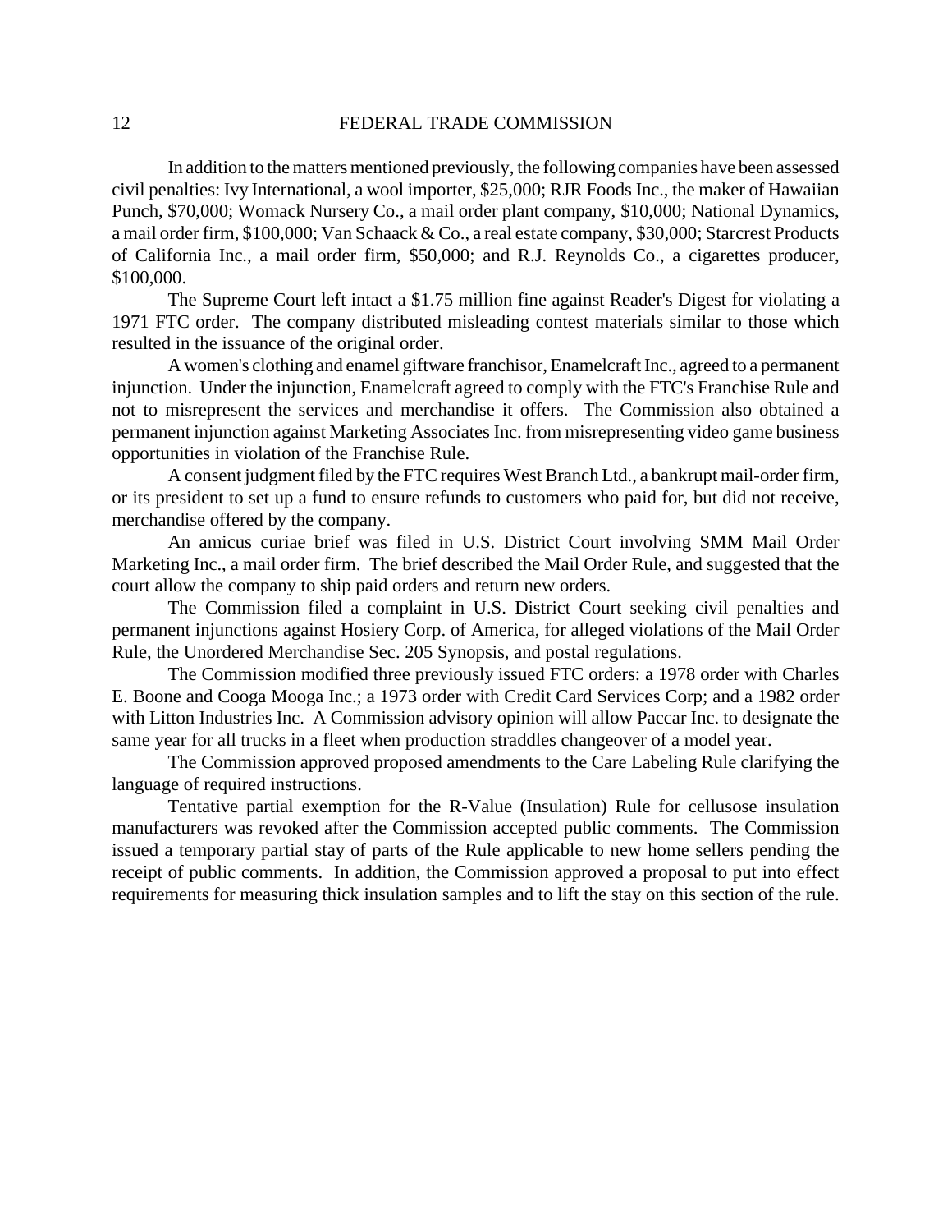In addition to the matters mentioned previously, the following companies have been assessed civil penalties: Ivy International, a wool importer, $25,000; RJR Foods Inc., the maker of Hawaiian Punch, $70,000; Womack Nursery Co., a mail order plant company, $10,000; National Dynamics, a mail order firm, $100,000; Van Schaack & Co., a real estate company, $30,000; Starcrest Products of California Inc., a mail order firm, $50,000; and R.J. Reynolds Co., a cigarettes producer, $100,000.

The Supreme Court left intact a $1.75 million fine against Reader's Digest for violating a 1971 FTC order. The company distributed misleading contest materials similar to those which resulted in the issuance of the original order.

A women's clothing and enamel giftware franchisor, Enamelcraft Inc., agreed to a permanent injunction. Under the injunction, Enamelcraft agreed to comply with the FTC's Franchise Rule and not to misrepresent the services and merchandise it offers. The Commission also obtained a permanent injunction against Marketing Associates Inc. from misrepresenting video game business opportunities in violation of the Franchise Rule.

A consent judgment filed by the FTC requires West Branch Ltd., a bankrupt mail-order firm, or its president to set up a fund to ensure refunds to customers who paid for, but did not receive, merchandise offered by the company.

An amicus curiae brief was filed in U.S. District Court involving SMM Mail Order Marketing Inc., a mail order firm. The brief described the Mail Order Rule, and suggested that the court allow the company to ship paid orders and return new orders.

The Commission filed a complaint in U.S. District Court seeking civil penalties and permanent injunctions against Hosiery Corp. of America, for alleged violations of the Mail Order Rule, the Unordered Merchandise Sec. 205 Synopsis, and postal regulations.

The Commission modified three previously issued FTC orders: a 1978 order with Charles E. Boone and Cooga Mooga Inc.; a 1973 order with Credit Card Services Corp; and a 1982 order with Litton Industries Inc. A Commission advisory opinion will allow Paccar Inc. to designate the same year for all trucks in a fleet when production straddles changeover of a model year.

The Commission approved proposed amendments to the Care Labeling Rule clarifying the language of required instructions.

Tentative partial exemption for the R-Value (Insulation) Rule for cellusose insulation manufacturers was revoked after the Commission accepted public comments. The Commission issued a temporary partial stay of parts of the Rule applicable to new home sellers pending the receipt of public comments. In addition, the Commission approved a proposal to put into effect requirements for measuring thick insulation samples and to lift the stay on this section of the rule.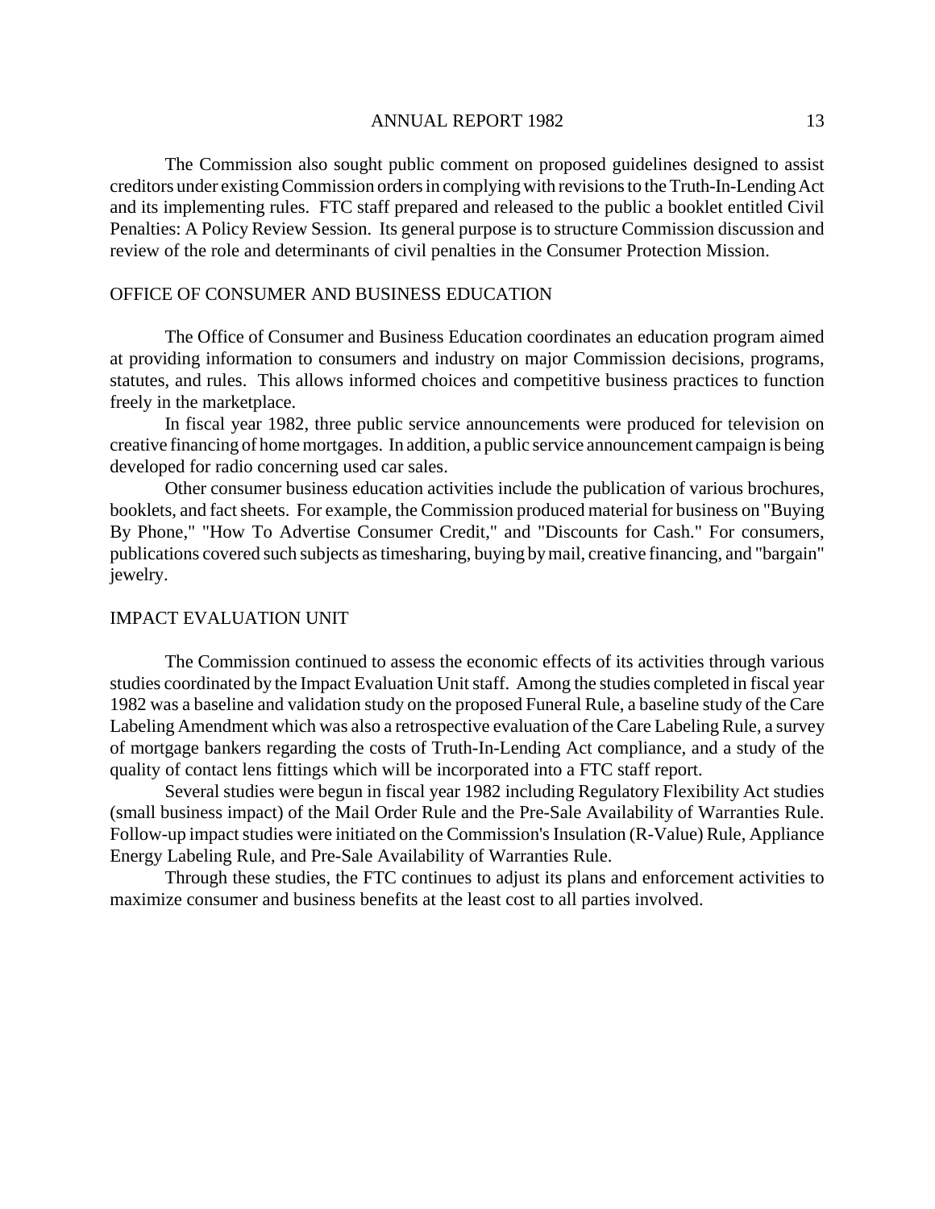The Commission also sought public comment on proposed guidelines designed to assist creditors under existing Commission orders in complying with revisions to the Truth-In-Lending Act and its implementing rules. FTC staff prepared and released to the public a booklet entitled Civil Penalties: A Policy Review Session. Its general purpose is to structure Commission discussion and review of the role and determinants of civil penalties in the Consumer Protection Mission.

## OFFICE OF CONSUMER AND BUSINESS EDUCATION

The Office of Consumer and Business Education coordinates an education program aimed at providing information to consumers and industry on major Commission decisions, programs, statutes, and rules. This allows informed choices and competitive business practices to function freely in the marketplace.

In fiscal year 1982, three public service announcements were produced for television on creative financing of home mortgages. In addition, a public service announcement campaign is being developed for radio concerning used car sales.

Other consumer business education activities include the publication of various brochures, booklets, and fact sheets. For example, the Commission produced material for business on "Buying By Phone," "How To Advertise Consumer Credit," and "Discounts for Cash." For consumers, publications covered such subjects as timesharing, buying by mail, creative financing, and "bargain" jewelry.

## IMPACT EVALUATION UNIT

The Commission continued to assess the economic effects of its activities through various studies coordinated by the Impact Evaluation Unit staff. Among the studies completed in fiscal year 1982 was a baseline and validation study on the proposed Funeral Rule, a baseline study of the Care Labeling Amendment which was also a retrospective evaluation of the Care Labeling Rule, a survey of mortgage bankers regarding the costs of Truth-In-Lending Act compliance, and a study of the quality of contact lens fittings which will be incorporated into a FTC staff report.

Several studies were begun in fiscal year 1982 including Regulatory Flexibility Act studies (small business impact) of the Mail Order Rule and the Pre-Sale Availability of Warranties Rule. Follow-up impact studies were initiated on the Commission's Insulation (R-Value) Rule, Appliance Energy Labeling Rule, and Pre-Sale Availability of Warranties Rule.

Through these studies, the FTC continues to adjust its plans and enforcement activities to maximize consumer and business benefits at the least cost to all parties involved.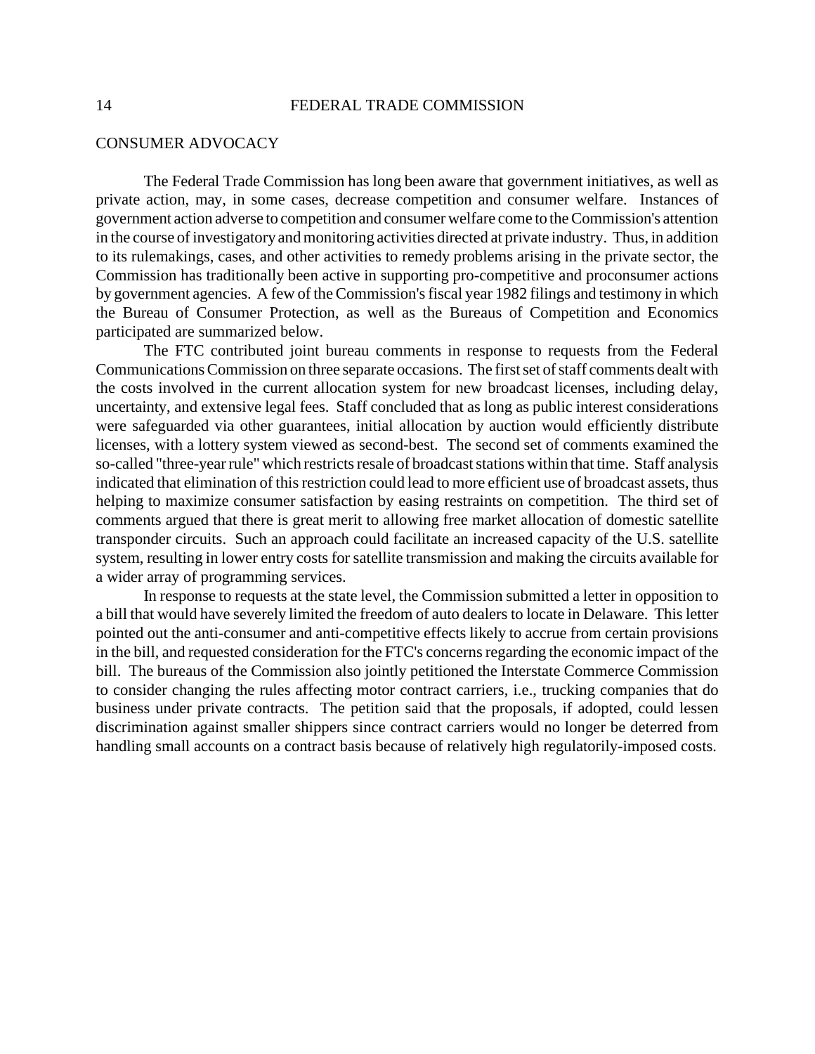## CONSUMER ADVOCACY

The Federal Trade Commission has long been aware that government initiatives, as well as private action, may, in some cases, decrease competition and consumer welfare. Instances of government action adverse to competition and consumer welfare come to the Commission's attention in the course of investigatory and monitoring activities directed at private industry. Thus, in addition to its rulemakings, cases, and other activities to remedy problems arising in the private sector, the Commission has traditionally been active in supporting pro-competitive and proconsumer actions by government agencies. A few of the Commission's fiscal year 1982 filings and testimony in which the Bureau of Consumer Protection, as well as the Bureaus of Competition and Economics participated are summarized below.

The FTC contributed joint bureau comments in response to requests from the Federal Communications Commission on three separate occasions. The first set of staff comments dealt with the costs involved in the current allocation system for new broadcast licenses, including delay, uncertainty, and extensive legal fees. Staff concluded that as long as public interest considerations were safeguarded via other guarantees, initial allocation by auction would efficiently distribute licenses, with a lottery system viewed as second-best. The second set of comments examined the so-called "three-year rule" which restricts resale of broadcast stations within that time. Staff analysis indicated that elimination of this restriction could lead to more efficient use of broadcast assets, thus helping to maximize consumer satisfaction by easing restraints on competition. The third set of comments argued that there is great merit to allowing free market allocation of domestic satellite transponder circuits. Such an approach could facilitate an increased capacity of the U.S. satellite system, resulting in lower entry costs for satellite transmission and making the circuits available for a wider array of programming services.

In response to requests at the state level, the Commission submitted a letter in opposition to a bill that would have severely limited the freedom of auto dealers to locate in Delaware. This letter pointed out the anti-consumer and anti-competitive effects likely to accrue from certain provisions in the bill, and requested consideration for the FTC's concerns regarding the economic impact of the bill. The bureaus of the Commission also jointly petitioned the Interstate Commerce Commission to consider changing the rules affecting motor contract carriers, i.e., trucking companies that do business under private contracts. The petition said that the proposals, if adopted, could lessen discrimination against smaller shippers since contract carriers would no longer be deterred from handling small accounts on a contract basis because of relatively high regulatorily-imposed costs.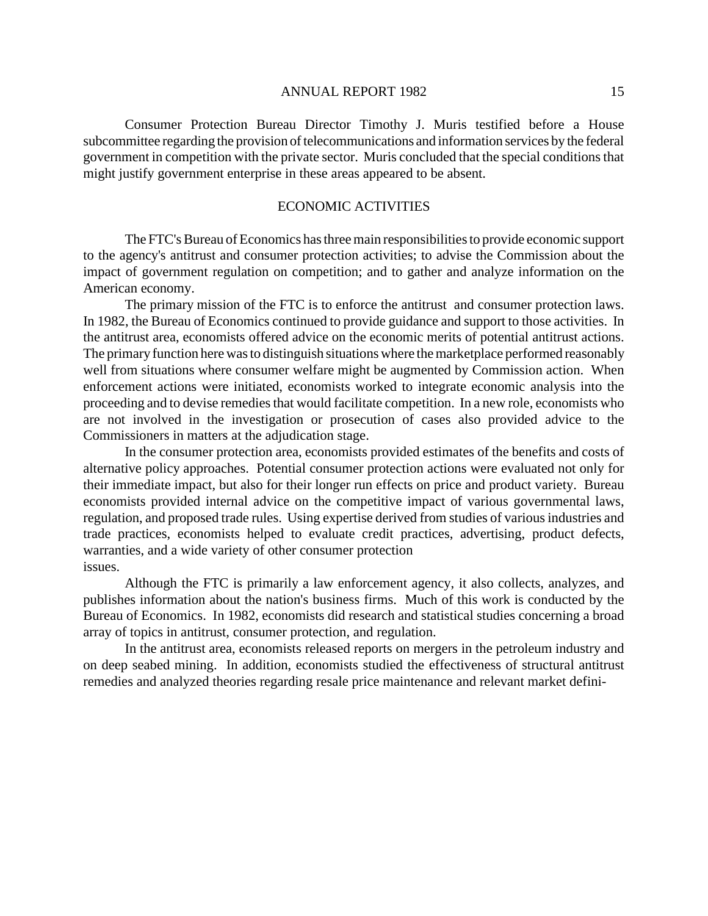Consumer Protection Bureau Director Timothy J. Muris testified before a House subcommittee regarding the provision of telecommunications and information services by the federal government in competition with the private sector. Muris concluded that the special conditions that might justify government enterprise in these areas appeared to be absent.

## ECONOMIC ACTIVITIES

The FTC's Bureau of Economics has three main responsibilities to provide economic support to the agency's antitrust and consumer protection activities; to advise the Commission about the impact of government regulation on competition; and to gather and analyze information on the American economy.

The primary mission of the FTC is to enforce the antitrust and consumer protection laws. In 1982, the Bureau of Economics continued to provide guidance and support to those activities. In the antitrust area, economists offered advice on the economic merits of potential antitrust actions. The primary function here was to distinguish situations where the marketplace performed reasonably well from situations where consumer welfare might be augmented by Commission action. When enforcement actions were initiated, economists worked to integrate economic analysis into the proceeding and to devise remedies that would facilitate competition. In a new role, economists who are not involved in the investigation or prosecution of cases also provided advice to the Commissioners in matters at the adjudication stage.

In the consumer protection area, economists provided estimates of the benefits and costs of alternative policy approaches. Potential consumer protection actions were evaluated not only for their immediate impact, but also for their longer run effects on price and product variety. Bureau economists provided internal advice on the competitive impact of various governmental laws, regulation, and proposed trade rules. Using expertise derived from studies of various industries and trade practices, economists helped to evaluate credit practices, advertising, product defects, warranties, and a wide variety of other consumer protection issues.

Although the FTC is primarily a law enforcement agency, it also collects, analyzes, and publishes information about the nation's business firms. Much of this work is conducted by the Bureau of Economics. In 1982, economists did research and statistical studies concerning a broad array of topics in antitrust, consumer protection, and regulation.

In the antitrust area, economists released reports on mergers in the petroleum industry and on deep seabed mining. In addition, economists studied the effectiveness of structural antitrust remedies and analyzed theories regarding resale price maintenance and relevant market defini-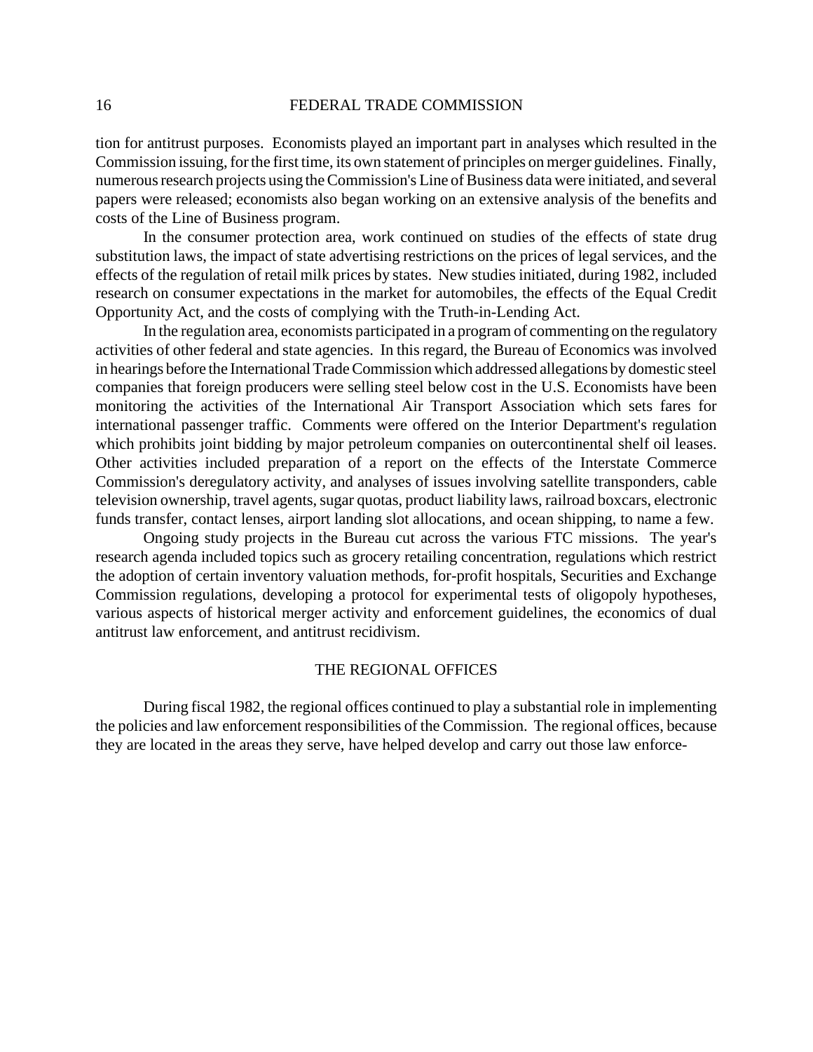tion for antitrust purposes. Economists played an important part in analyses which resulted in the Commission issuing, for the first time, its own statement of principles on merger guidelines. Finally, numerous research projects using the Commission's Line of Business data were initiated, and several papers were released; economists also began working on an extensive analysis of the benefits and costs of the Line of Business program.

In the consumer protection area, work continued on studies of the effects of state drug substitution laws, the impact of state advertising restrictions on the prices of legal services, and the effects of the regulation of retail milk prices by states. New studies initiated, during 1982, included research on consumer expectations in the market for automobiles, the effects of the Equal Credit Opportunity Act, and the costs of complying with the Truth-in-Lending Act.

In the regulation area, economists participated in a program of commenting on the regulatory activities of other federal and state agencies. In this regard, the Bureau of Economics was involved in hearings before the International Trade Commission which addressed allegations by domestic steel companies that foreign producers were selling steel below cost in the U.S. Economists have been monitoring the activities of the International Air Transport Association which sets fares for international passenger traffic. Comments were offered on the Interior Department's regulation which prohibits joint bidding by major petroleum companies on outercontinental shelf oil leases. Other activities included preparation of a report on the effects of the Interstate Commerce Commission's deregulatory activity, and analyses of issues involving satellite transponders, cable television ownership, travel agents, sugar quotas, product liability laws, railroad boxcars, electronic funds transfer, contact lenses, airport landing slot allocations, and ocean shipping, to name a few.

Ongoing study projects in the Bureau cut across the various FTC missions. The year's research agenda included topics such as grocery retailing concentration, regulations which restrict the adoption of certain inventory valuation methods, for-profit hospitals, Securities and Exchange Commission regulations, developing a protocol for experimental tests of oligopoly hypotheses, various aspects of historical merger activity and enforcement guidelines, the economics of dual antitrust law enforcement, and antitrust recidivism.

## THE REGIONAL OFFICES

During fiscal 1982, the regional offices continued to play a substantial role in implementing the policies and law enforcement responsibilities of the Commission. The regional offices, because they are located in the areas they serve, have helped develop and carry out those law enforce-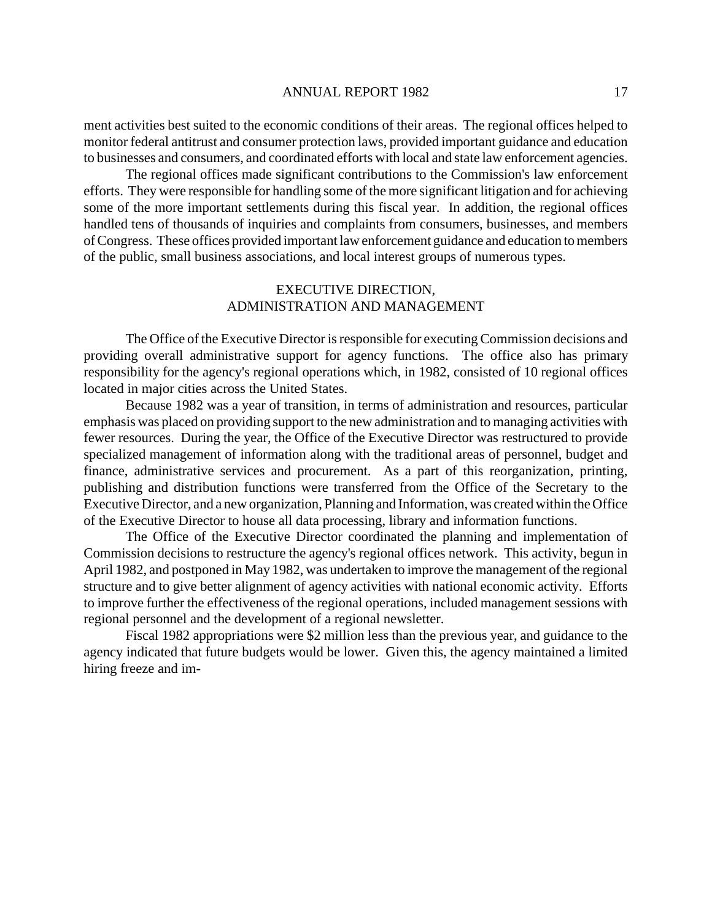ment activities best suited to the economic conditions of their areas. The regional offices helped to monitor federal antitrust and consumer protection laws, provided important guidance and education to businesses and consumers, and coordinated efforts with local and state law enforcement agencies.

The regional offices made significant contributions to the Commission's law enforcement efforts. They were responsible for handling some of the more significant litigation and for achieving some of the more important settlements during this fiscal year. In addition, the regional offices handled tens of thousands of inquiries and complaints from consumers, businesses, and members of Congress. These offices provided important law enforcement guidance and education to members of the public, small business associations, and local interest groups of numerous types.

## EXECUTIVE DIRECTION, ADMINISTRATION AND MANAGEMENT

The Office of the Executive Director is responsible for executing Commission decisions and providing overall administrative support for agency functions. The office also has primary responsibility for the agency's regional operations which, in 1982, consisted of 10 regional offices located in major cities across the United States.

Because 1982 was a year of transition, in terms of administration and resources, particular emphasis was placed on providing support to the new administration and to managing activities with fewer resources. During the year, the Office of the Executive Director was restructured to provide specialized management of information along with the traditional areas of personnel, budget and finance, administrative services and procurement. As a part of this reorganization, printing, publishing and distribution functions were transferred from the Office of the Secretary to the Executive Director, and a new organization, Planning and Information, was created within the Office of the Executive Director to house all data processing, library and information functions.

The Office of the Executive Director coordinated the planning and implementation of Commission decisions to restructure the agency's regional offices network. This activity, begun in April 1982, and postponed in May 1982, was undertaken to improve the management of the regional structure and to give better alignment of agency activities with national economic activity. Efforts to improve further the effectiveness of the regional operations, included management sessions with regional personnel and the development of a regional newsletter.

Fiscal 1982 appropriations were $2 million less than the previous year, and guidance to the agency indicated that future budgets would be lower. Given this, the agency maintained a limited hiring freeze and im-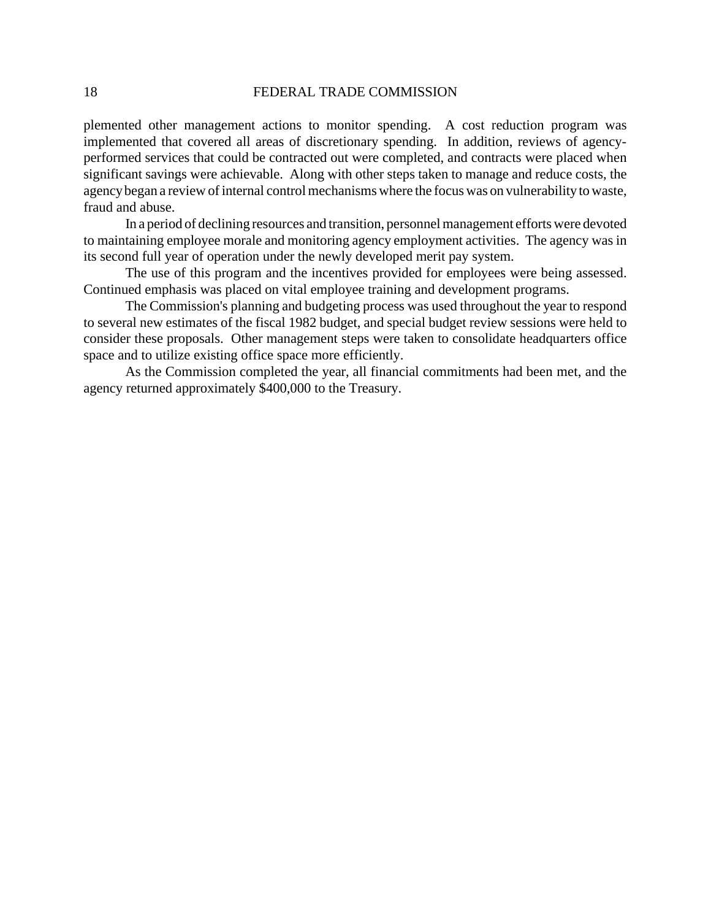plemented other management actions to monitor spending. A cost reduction program was implemented that covered all areas of discretionary spending. In addition, reviews of agency-performed services that could be contracted out were completed, and contracts were placed when significant savings were achievable. Along with other steps taken to manage and reduce costs, the agency began a review of internal control mechanisms where the focus was on vulnerability to waste, fraud and abuse.

In a period of declining resources and transition, personnel management efforts were devoted to maintaining employee morale and monitoring agency employment activities. The agency was in its second full year of operation under the newly developed merit pay system.

The use of this program and the incentives provided for employees were being assessed. Continued emphasis was placed on vital employee training and development programs.

The Commission's planning and budgeting process was used throughout the year to respond to several new estimates of the fiscal 1982 budget, and special budget review sessions were held to consider these proposals. Other management steps were taken to consolidate headquarters office space and to utilize existing office space more efficiently.

As the Commission completed the year, all financial commitments had been met, and the agency returned approximately $400,000 to the Treasury.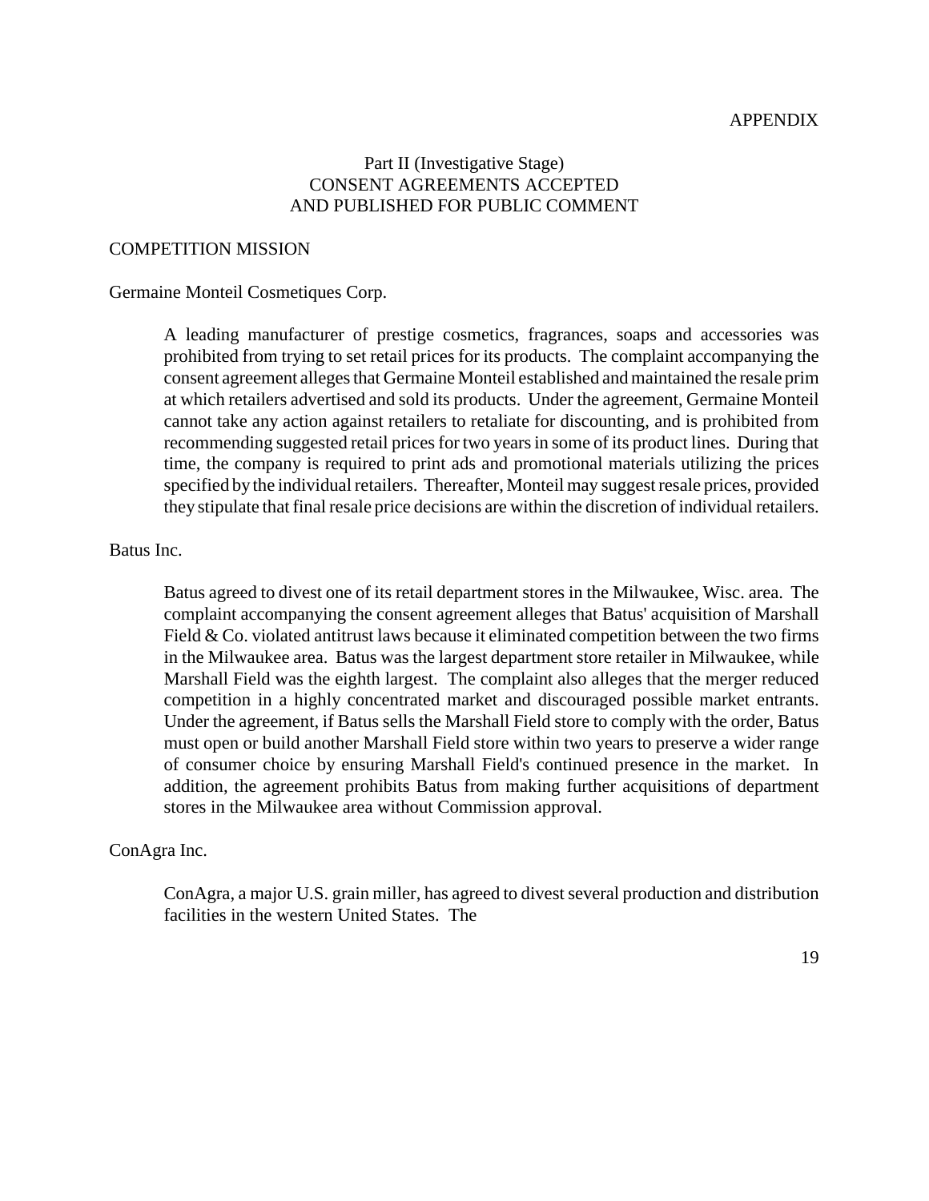APPENDIX

## Part II (Investigative Stage)
## CONSENT AGREEMENTS ACCEPTED AND PUBLISHED FOR PUBLIC COMMENT

### COMPETITION MISSION

#### Germaine Monteil Cosmetiques Corp.

A leading manufacturer of prestige cosmetics, fragrances, soaps and accessories was prohibited from trying to set retail prices for its products. The complaint accompanying the consent agreement alleges that Germaine Monteil established and maintained the resale prim at which retailers advertised and sold its products. Under the agreement, Germaine Monteil cannot take any action against retailers to retaliate for discounting, and is prohibited from recommending suggested retail prices for two years in some of its product lines. During that time, the company is required to print ads and promotional materials utilizing the prices specified by the individual retailers. Thereafter, Monteil may suggest resale prices, provided they stipulate that final resale price decisions are within the discretion of individual retailers.

#### Batus Inc.

Batus agreed to divest one of its retail department stores in the Milwaukee, Wisc. area. The complaint accompanying the consent agreement alleges that Batus' acquisition of Marshall Field & Co. violated antitrust laws because it eliminated competition between the two firms in the Milwaukee area. Batus was the largest department store retailer in Milwaukee, while Marshall Field was the eighth largest. The complaint also alleges that the merger reduced competition in a highly concentrated market and discouraged possible market entrants. Under the agreement, if Batus sells the Marshall Field store to comply with the order, Batus must open or build another Marshall Field store within two years to preserve a wider range of consumer choice by ensuring Marshall Field's continued presence in the market. In addition, the agreement prohibits Batus from making further acquisitions of department stores in the Milwaukee area without Commission approval.

#### ConAgra Inc.

ConAgra, a major U.S. grain miller, has agreed to divest several production and distribution facilities in the western United States. The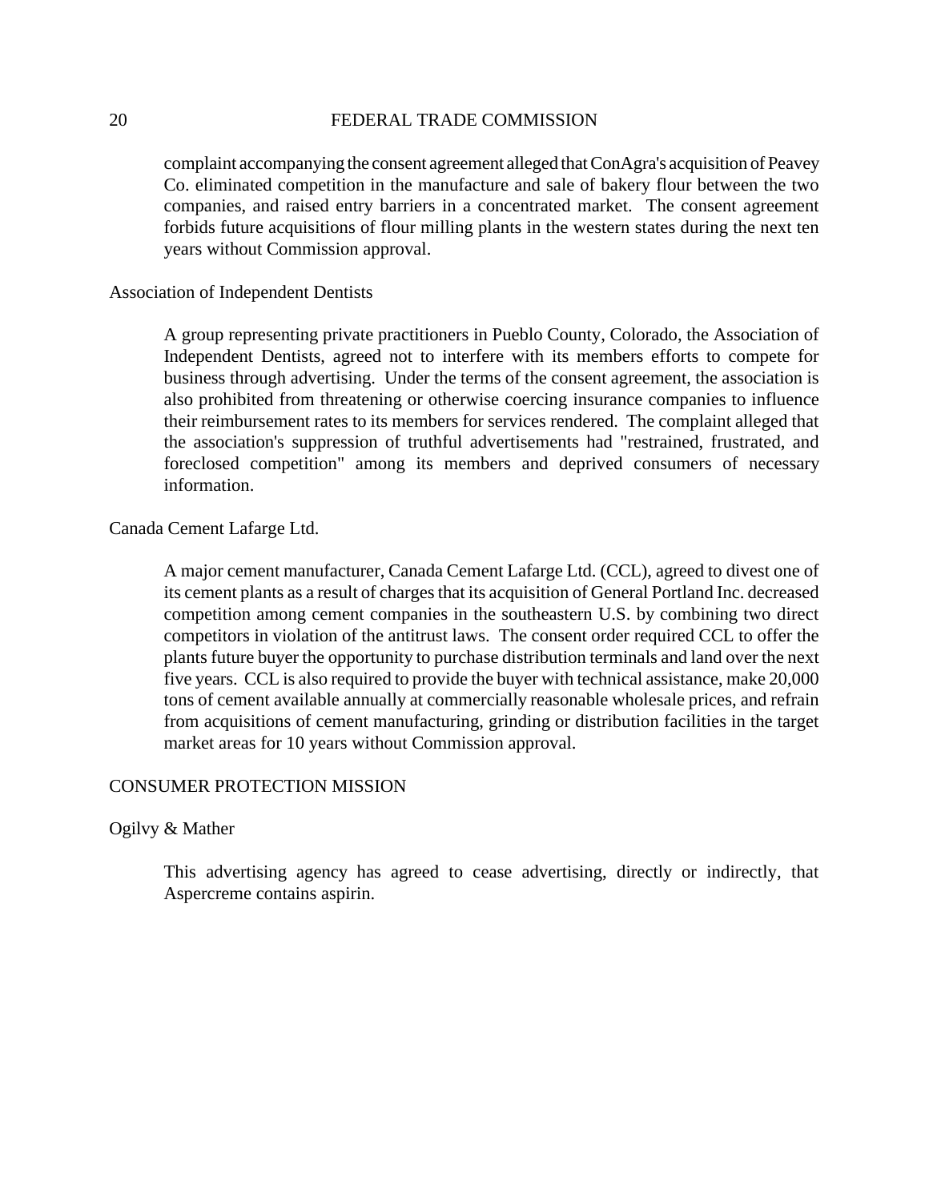complaint accompanying the consent agreement alleged that ConAgra's acquisition of Peavey Co. eliminated competition in the manufacture and sale of bakery flour between the two companies, and raised entry barriers in a concentrated market. The consent agreement forbids future acquisitions of flour milling plants in the western states during the next ten years without Commission approval.

Association of Independent Dentists

A group representing private practitioners in Pueblo County, Colorado, the Association of Independent Dentists, agreed not to interfere with its members efforts to compete for business through advertising. Under the terms of the consent agreement, the association is also prohibited from threatening or otherwise coercing insurance companies to influence their reimbursement rates to its members for services rendered. The complaint alleged that the association's suppression of truthful advertisements had "restrained, frustrated, and foreclosed competition" among its members and deprived consumers of necessary information.

Canada Cement Lafarge Ltd.

A major cement manufacturer, Canada Cement Lafarge Ltd. (CCL), agreed to divest one of its cement plants as a result of charges that its acquisition of General Portland Inc. decreased competition among cement companies in the southeastern U.S. by combining two direct competitors in violation of the antitrust laws. The consent order required CCL to offer the plants future buyer the opportunity to purchase distribution terminals and land over the next five years. CCL is also required to provide the buyer with technical assistance, make 20,000 tons of cement available annually at commercially reasonable wholesale prices, and refrain from acquisitions of cement manufacturing, grinding or distribution facilities in the target market areas for 10 years without Commission approval.

CONSUMER PROTECTION MISSION

Ogilvy & Mather

This advertising agency has agreed to cease advertising, directly or indirectly, that Aspercreme contains aspirin.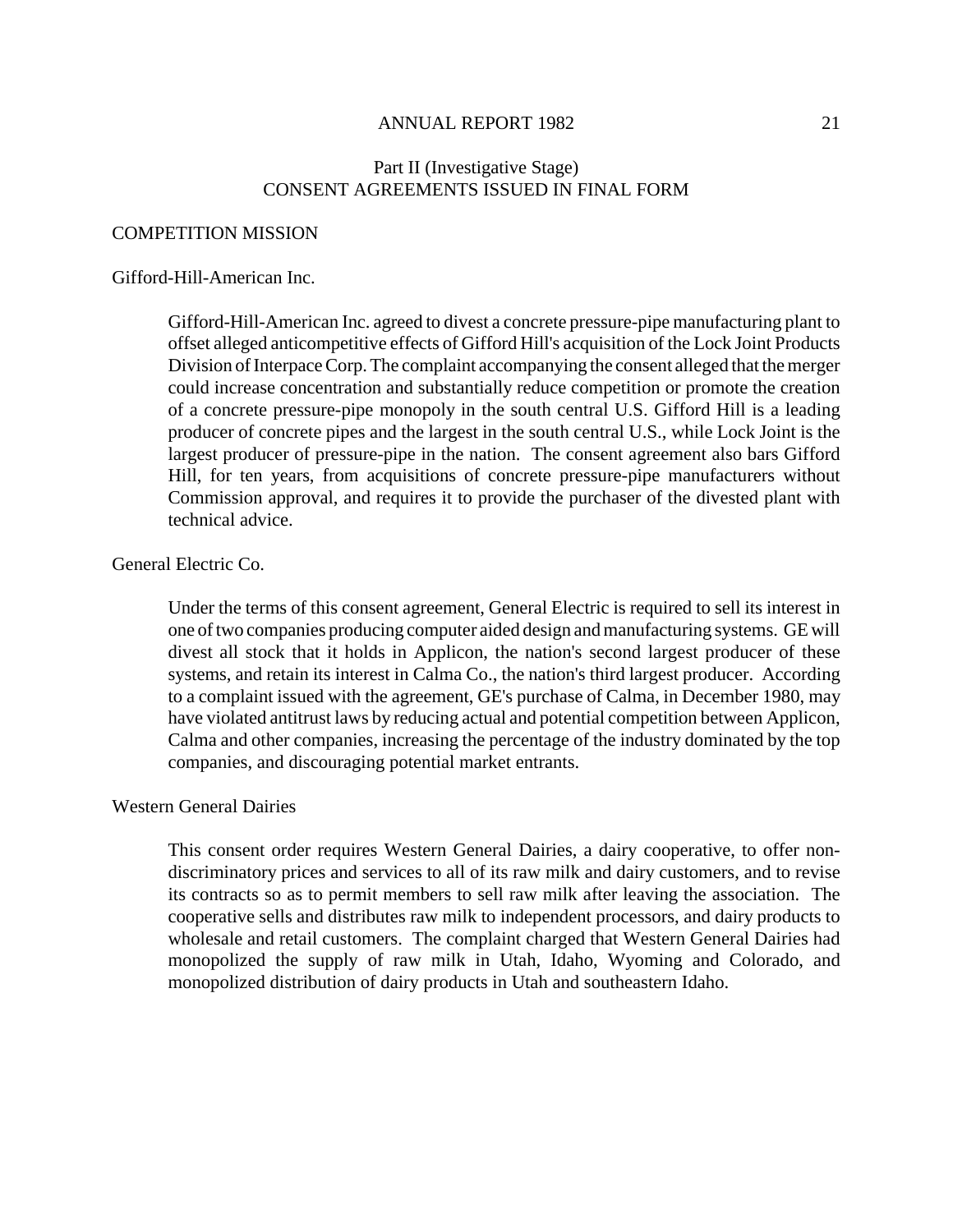## Part II (Investigative Stage)
## CONSENT AGREEMENTS ISSUED IN FINAL FORM

### COMPETITION MISSION

#### Gifford-Hill-American Inc.

Gifford-Hill-American Inc. agreed to divest a concrete pressure-pipe manufacturing plant to offset alleged anticompetitive effects of Gifford Hill's acquisition of the Lock Joint Products Division of Interpace Corp. The complaint accompanying the consent alleged that the merger could increase concentration and substantially reduce competition or promote the creation of a concrete pressure-pipe monopoly in the south central U.S. Gifford Hill is a leading producer of concrete pipes and the largest in the south central U.S., while Lock Joint is the largest producer of pressure-pipe in the nation. The consent agreement also bars Gifford Hill, for ten years, from acquisitions of concrete pressure-pipe manufacturers without Commission approval, and requires it to provide the purchaser of the divested plant with technical advice.

#### General Electric Co.

Under the terms of this consent agreement, General Electric is required to sell its interest in one of two companies producing computer aided design and manufacturing systems. GE will divest all stock that it holds in Applicon, the nation's second largest producer of these systems, and retain its interest in Calma Co., the nation's third largest producer. According to a complaint issued with the agreement, GE's purchase of Calma, in December 1980, may have violated antitrust laws by reducing actual and potential competition between Applicon, Calma and other companies, increasing the percentage of the industry dominated by the top companies, and discouraging potential market entrants.

#### Western General Dairies

This consent order requires Western General Dairies, a dairy cooperative, to offer non-discriminatory prices and services to all of its raw milk and dairy customers, and to revise its contracts so as to permit members to sell raw milk after leaving the association. The cooperative sells and distributes raw milk to independent processors, and dairy products to wholesale and retail customers. The complaint charged that Western General Dairies had monopolized the supply of raw milk in Utah, Idaho, Wyoming and Colorado, and monopolized distribution of dairy products in Utah and southeastern Idaho.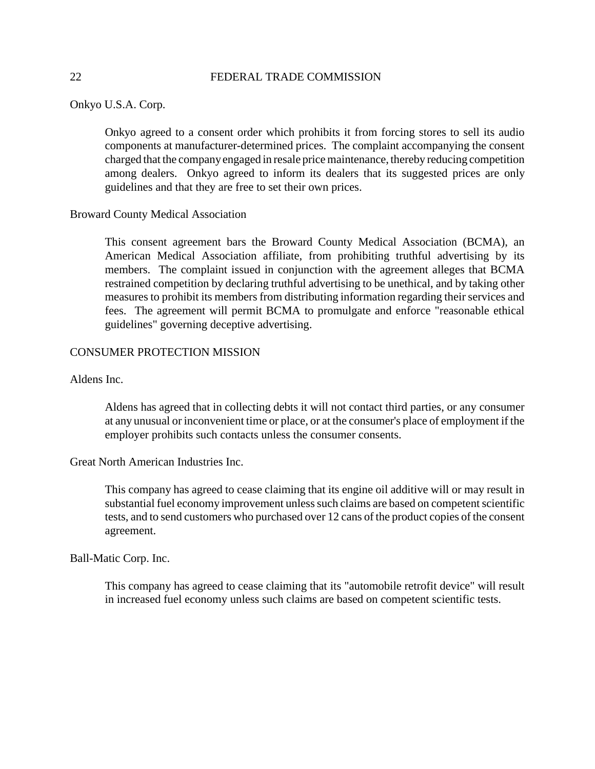Onkyo U.S.A. Corp.

Onkyo agreed to a consent order which prohibits it from forcing stores to sell its audio components at manufacturer-determined prices. The complaint accompanying the consent charged that the company engaged in resale price maintenance, thereby reducing competition among dealers. Onkyo agreed to inform its dealers that its suggested prices are only guidelines and that they are free to set their own prices.

Broward County Medical Association

This consent agreement bars the Broward County Medical Association (BCMA), an American Medical Association affiliate, from prohibiting truthful advertising by its members. The complaint issued in conjunction with the agreement alleges that BCMA restrained competition by declaring truthful advertising to be unethical, and by taking other measures to prohibit its members from distributing information regarding their services and fees. The agreement will permit BCMA to promulgate and enforce "reasonable ethical guidelines" governing deceptive advertising.

## CONSUMER PROTECTION MISSION

Aldens Inc.

Aldens has agreed that in collecting debts it will not contact third parties, or any consumer at any unusual or inconvenient time or place, or at the consumer's place of employment if the employer prohibits such contacts unless the consumer consents.

Great North American Industries Inc.

This company has agreed to cease claiming that its engine oil additive will or may result in substantial fuel economy improvement unless such claims are based on competent scientific tests, and to send customers who purchased over 12 cans of the product copies of the consent agreement.

Ball-Matic Corp. Inc.

This company has agreed to cease claiming that its "automobile retrofit device" will result in increased fuel economy unless such claims are based on competent scientific tests.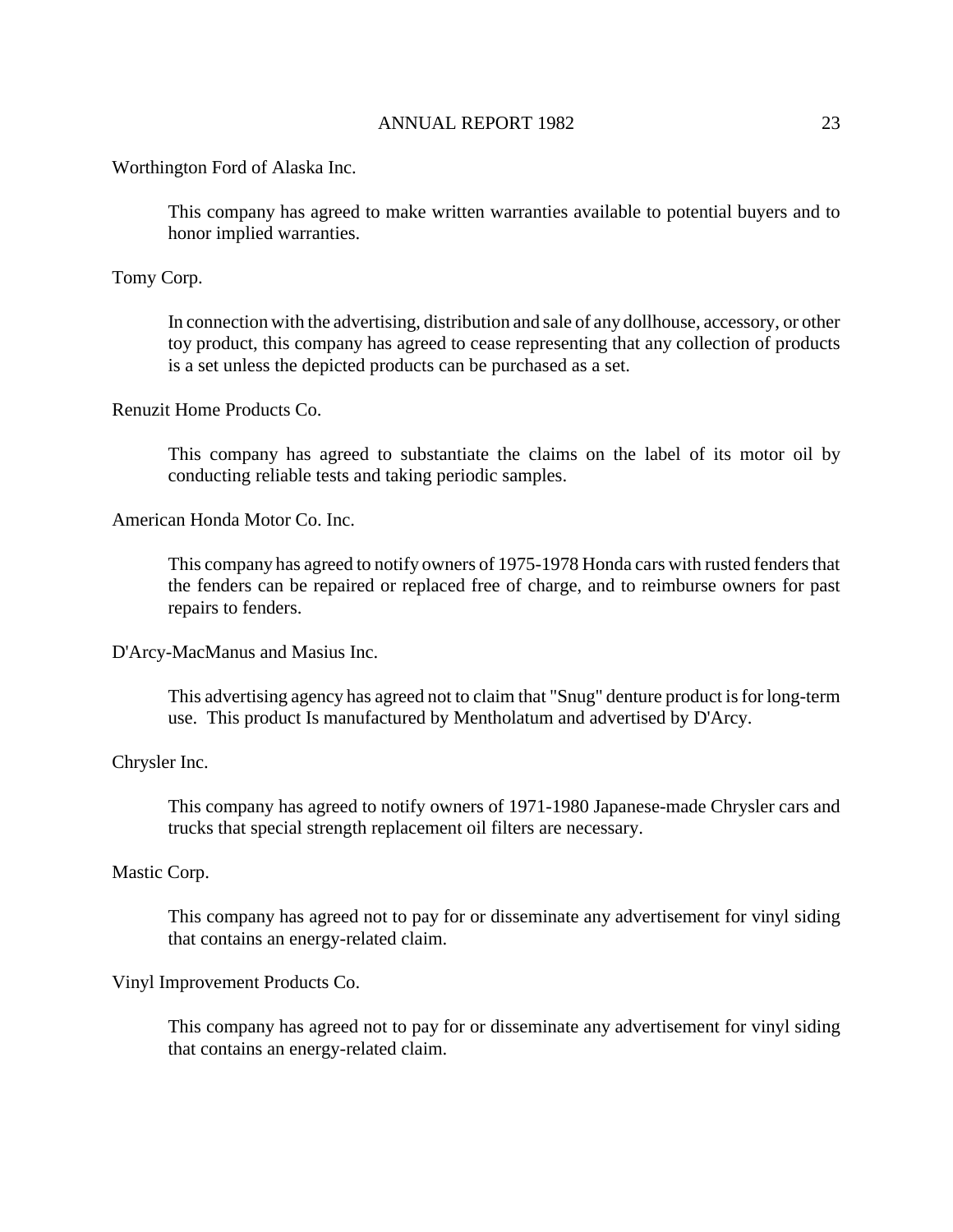Worthington Ford of Alaska Inc.

> This company has agreed to make written warranties available to potential buyers and to honor implied warranties.

Tomy Corp.

> In connection with the advertising, distribution and sale of any dollhouse, accessory, or other toy product, this company has agreed to cease representing that any collection of products is a set unless the depicted products can be purchased as a set.

Renuzit Home Products Co.

> This company has agreed to substantiate the claims on the label of its motor oil by conducting reliable tests and taking periodic samples.

American Honda Motor Co. Inc.

> This company has agreed to notify owners of 1975-1978 Honda cars with rusted fenders that the fenders can be repaired or replaced free of charge, and to reimburse owners for past repairs to fenders.

D'Arcy-MacManus and Masius Inc.

> This advertising agency has agreed not to claim that "Snug" denture product is for long-term use. This product Is manufactured by Mentholatum and advertised by D'Arcy.

Chrysler Inc.

> This company has agreed to notify owners of 1971-1980 Japanese-made Chrysler cars and trucks that special strength replacement oil filters are necessary.

Mastic Corp.

> This company has agreed not to pay for or disseminate any advertisement for vinyl siding that contains an energy-related claim.

Vinyl Improvement Products Co.

> This company has agreed not to pay for or disseminate any advertisement for vinyl siding that contains an energy-related claim.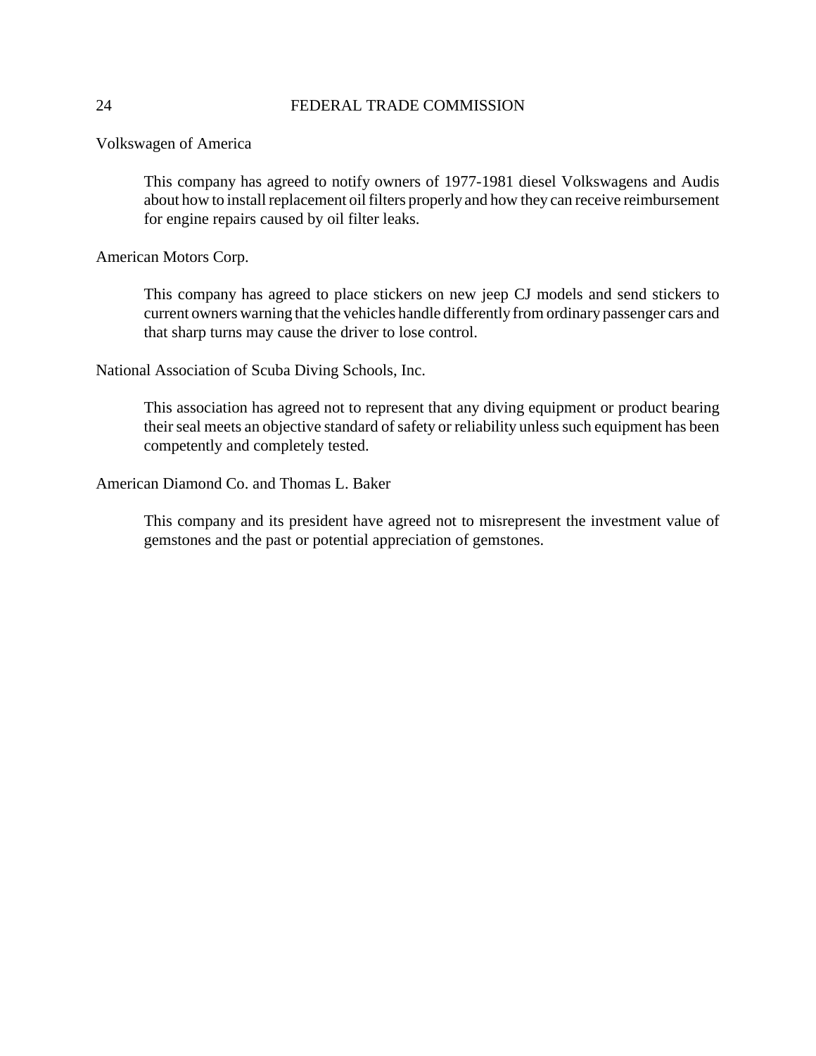Volkswagen of America

> This company has agreed to notify owners of 1977-1981 diesel Volkswagens and Audis about how to install replacement oil filters properly and how they can receive reimbursement for engine repairs caused by oil filter leaks.

American Motors Corp.

> This company has agreed to place stickers on new jeep CJ models and send stickers to current owners warning that the vehicles handle differently from ordinary passenger cars and that sharp turns may cause the driver to lose control.

National Association of Scuba Diving Schools, Inc.

> This association has agreed not to represent that any diving equipment or product bearing their seal meets an objective standard of safety or reliability unless such equipment has been competently and completely tested.

American Diamond Co. and Thomas L. Baker

> This company and its president have agreed not to misrepresent the investment value of gemstones and the past or potential appreciation of gemstones.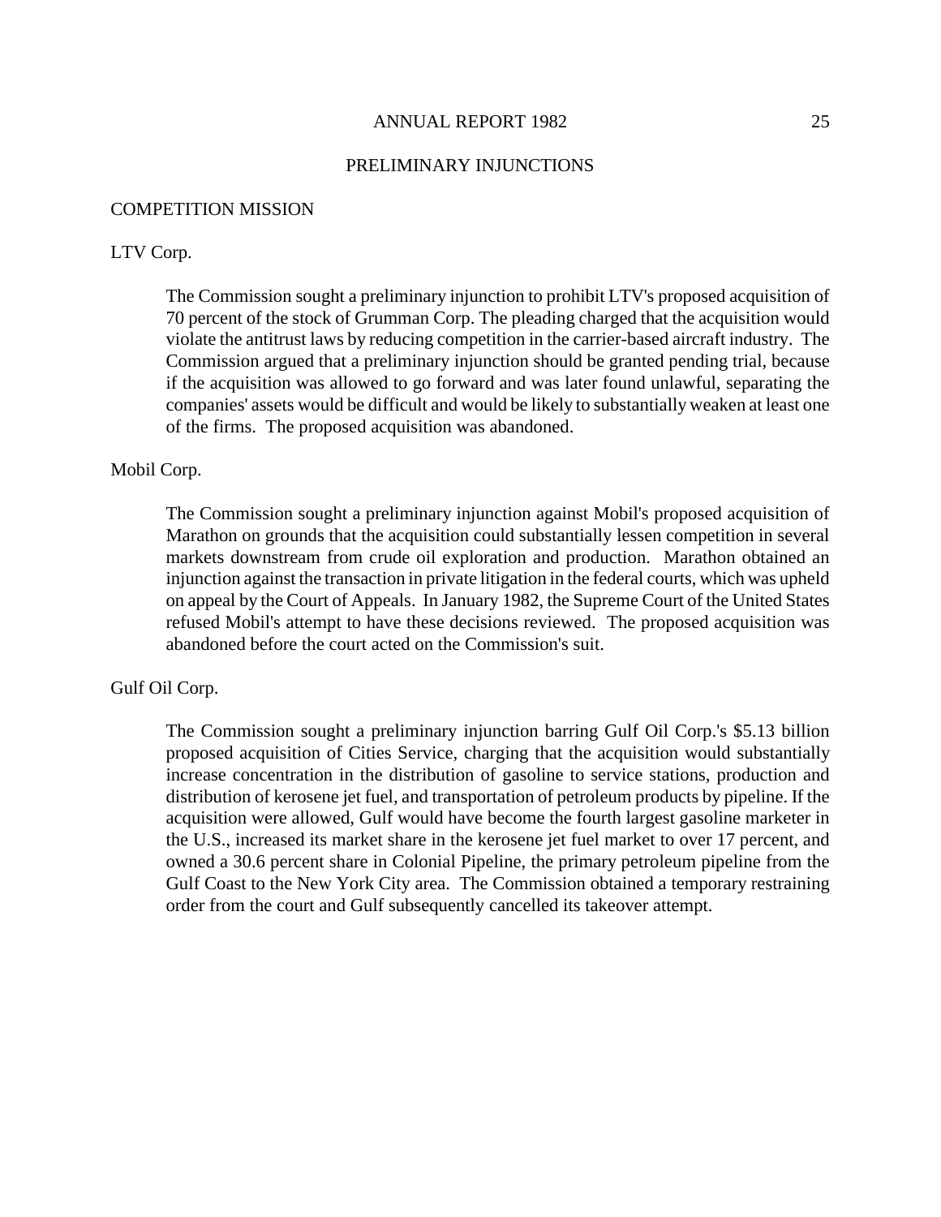## PRELIMINARY INJUNCTIONS

### COMPETITION MISSION

#### LTV Corp.

The Commission sought a preliminary injunction to prohibit LTV's proposed acquisition of 70 percent of the stock of Grumman Corp. The pleading charged that the acquisition would violate the antitrust laws by reducing competition in the carrier-based aircraft industry. The Commission argued that a preliminary injunction should be granted pending trial, because if the acquisition was allowed to go forward and was later found unlawful, separating the companies' assets would be difficult and would be likely to substantially weaken at least one of the firms. The proposed acquisition was abandoned.

#### Mobil Corp.

The Commission sought a preliminary injunction against Mobil's proposed acquisition of Marathon on grounds that the acquisition could substantially lessen competition in several markets downstream from crude oil exploration and production. Marathon obtained an injunction against the transaction in private litigation in the federal courts, which was upheld on appeal by the Court of Appeals. In January 1982, the Supreme Court of the United States refused Mobil's attempt to have these decisions reviewed. The proposed acquisition was abandoned before the court acted on the Commission's suit.

#### Gulf Oil Corp.

The Commission sought a preliminary injunction barring Gulf Oil Corp.'s $5.13 billion proposed acquisition of Cities Service, charging that the acquisition would substantially increase concentration in the distribution of gasoline to service stations, production and distribution of kerosene jet fuel, and transportation of petroleum products by pipeline. If the acquisition were allowed, Gulf would have become the fourth largest gasoline marketer in the U.S., increased its market share in the kerosene jet fuel market to over 17 percent, and owned a 30.6 percent share in Colonial Pipeline, the primary petroleum pipeline from the Gulf Coast to the New York City area. The Commission obtained a temporary restraining order from the court and Gulf subsequently cancelled its takeover attempt.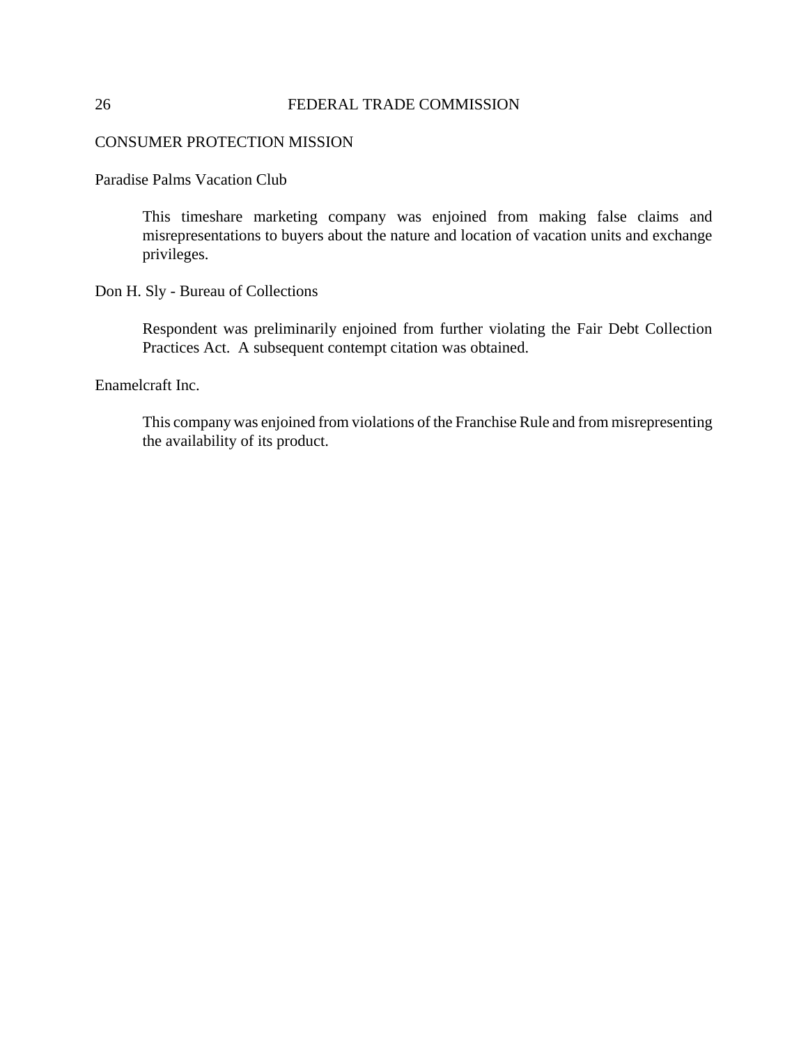CONSUMER PROTECTION MISSION

Paradise Palms Vacation Club

> This timeshare marketing company was enjoined from making false claims and misrepresentations to buyers about the nature and location of vacation units and exchange privileges.

Don H. Sly - Bureau of Collections

> Respondent was preliminarily enjoined from further violating the Fair Debt Collection Practices Act. A subsequent contempt citation was obtained.

Enamelcraft Inc.

> This company was enjoined from violations of the Franchise Rule and from misrepresenting the availability of its product.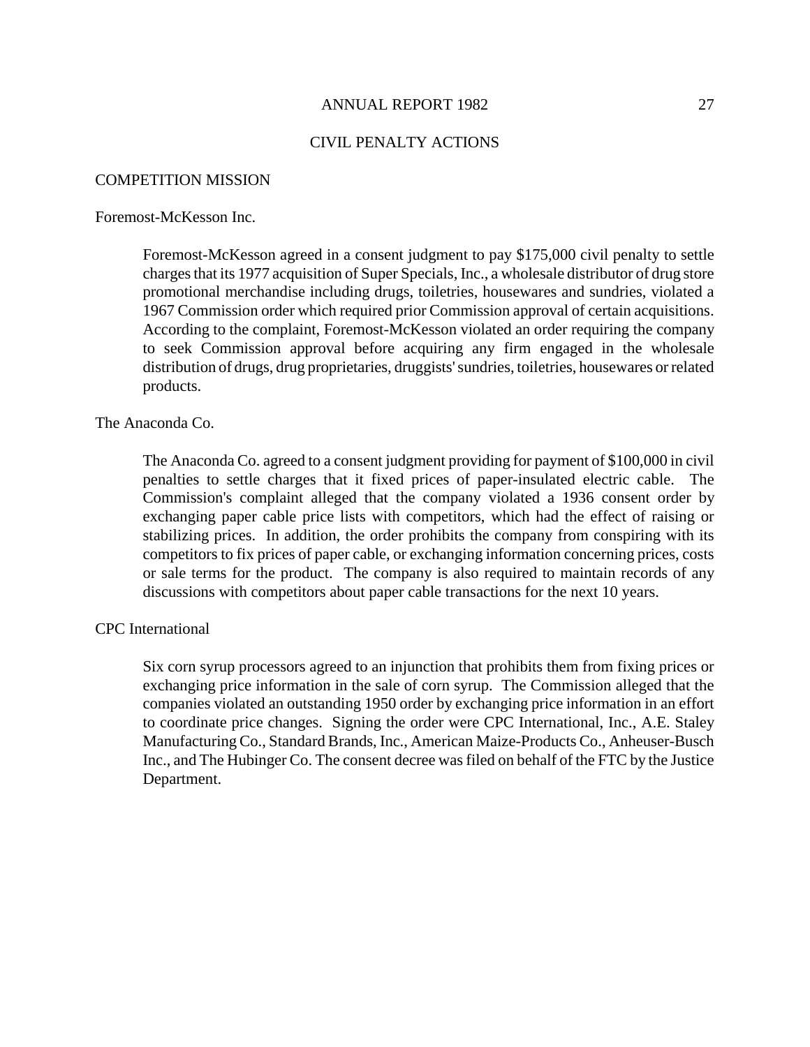# CIVIL PENALTY ACTIONS

## COMPETITION MISSION

### Foremost-McKesson Inc.

Foremost-McKesson agreed in a consent judgment to pay $175,000 civil penalty to settle charges that its 1977 acquisition of Super Specials, Inc., a wholesale distributor of drug store promotional merchandise including drugs, toiletries, housewares and sundries, violated a 1967 Commission order which required prior Commission approval of certain acquisitions. According to the complaint, Foremost-McKesson violated an order requiring the company to seek Commission approval before acquiring any firm engaged in the wholesale distribution of drugs, drug proprietaries, druggists' sundries, toiletries, housewares or related products.

### The Anaconda Co.

The Anaconda Co. agreed to a consent judgment providing for payment of $100,000 in civil penalties to settle charges that it fixed prices of paper-insulated electric cable. The Commission's complaint alleged that the company violated a 1936 consent order by exchanging paper cable price lists with competitors, which had the effect of raising or stabilizing prices. In addition, the order prohibits the company from conspiring with its competitors to fix prices of paper cable, or exchanging information concerning prices, costs or sale terms for the product. The company is also required to maintain records of any discussions with competitors about paper cable transactions for the next 10 years.

### CPC International

Six corn syrup processors agreed to an injunction that prohibits them from fixing prices or exchanging price information in the sale of corn syrup. The Commission alleged that the companies violated an outstanding 1950 order by exchanging price information in an effort to coordinate price changes. Signing the order were CPC International, Inc., A.E. Staley Manufacturing Co., Standard Brands, Inc., American Maize-Products Co., Anheuser-Busch Inc., and The Hubinger Co. The consent decree was filed on behalf of the FTC by the Justice Department.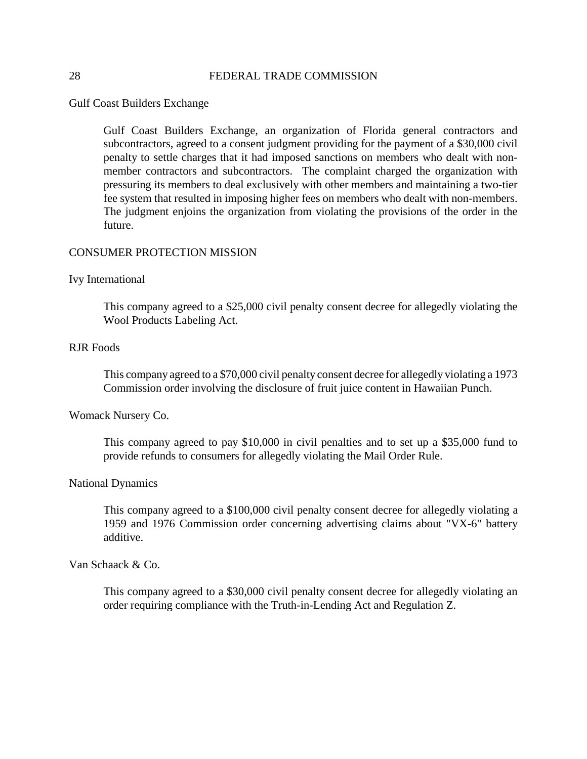Gulf Coast Builders Exchange

> Gulf Coast Builders Exchange, an organization of Florida general contractors and subcontractors, agreed to a consent judgment providing for the payment of a $30,000 civil penalty to settle charges that it had imposed sanctions on members who dealt with non-member contractors and subcontractors. The complaint charged the organization with pressuring its members to deal exclusively with other members and maintaining a two-tier fee system that resulted in imposing higher fees on members who dealt with non-members. The judgment enjoins the organization from violating the provisions of the order in the future.

CONSUMER PROTECTION MISSION

Ivy International

> This company agreed to a $25,000 civil penalty consent decree for allegedly violating the Wool Products Labeling Act.

RJR Foods

> This company agreed to a $70,000 civil penalty consent decree for allegedly violating a 1973 Commission order involving the disclosure of fruit juice content in Hawaiian Punch.

Womack Nursery Co.

> This company agreed to pay $10,000 in civil penalties and to set up a $35,000 fund to provide refunds to consumers for allegedly violating the Mail Order Rule.

National Dynamics

> This company agreed to a $100,000 civil penalty consent decree for allegedly violating a 1959 and 1976 Commission order concerning advertising claims about "VX-6" battery additive.

Van Schaack & Co.

> This company agreed to a $30,000 civil penalty consent decree for allegedly violating an order requiring compliance with the Truth-in-Lending Act and Regulation Z.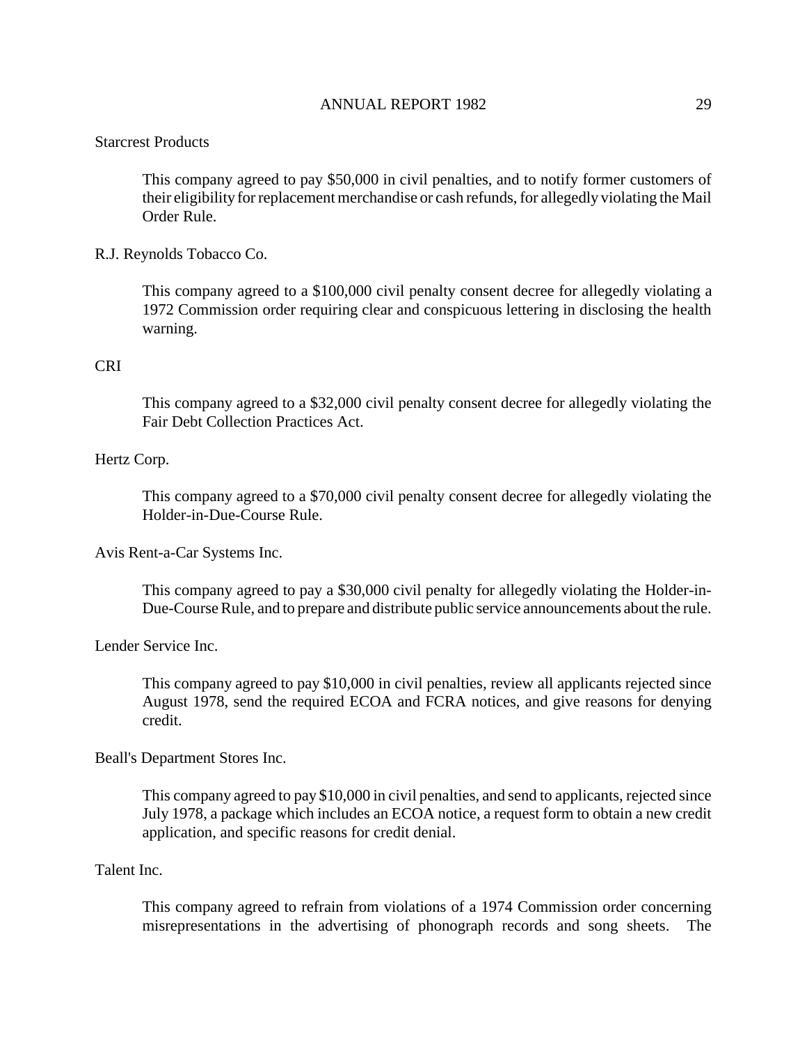Starcrest Products

> This company agreed to pay $50,000 in civil penalties, and to notify former customers of their eligibility for replacement merchandise or cash refunds, for allegedly violating the Mail Order Rule.

R.J. Reynolds Tobacco Co.

> This company agreed to a $100,000 civil penalty consent decree for allegedly violating a 1972 Commission order requiring clear and conspicuous lettering in disclosing the health warning.

CRI

> This company agreed to a $32,000 civil penalty consent decree for allegedly violating the Fair Debt Collection Practices Act.

Hertz Corp.

> This company agreed to a $70,000 civil penalty consent decree for allegedly violating the Holder-in-Due-Course Rule.

Avis Rent-a-Car Systems Inc.

> This company agreed to pay a $30,000 civil penalty for allegedly violating the Holder-in-Due-Course Rule, and to prepare and distribute public service announcements about the rule.

Lender Service Inc.

> This company agreed to pay $10,000 in civil penalties, review all applicants rejected since August 1978, send the required ECOA and FCRA notices, and give reasons for denying credit.

Beall's Department Stores Inc.

> This company agreed to pay $10,000 in civil penalties, and send to applicants, rejected since July 1978, a package which includes an ECOA notice, a request form to obtain a new credit application, and specific reasons for credit denial.

Talent Inc.

> This company agreed to refrain from violations of a 1974 Commission order concerning misrepresentations in the advertising of phonograph records and song sheets. The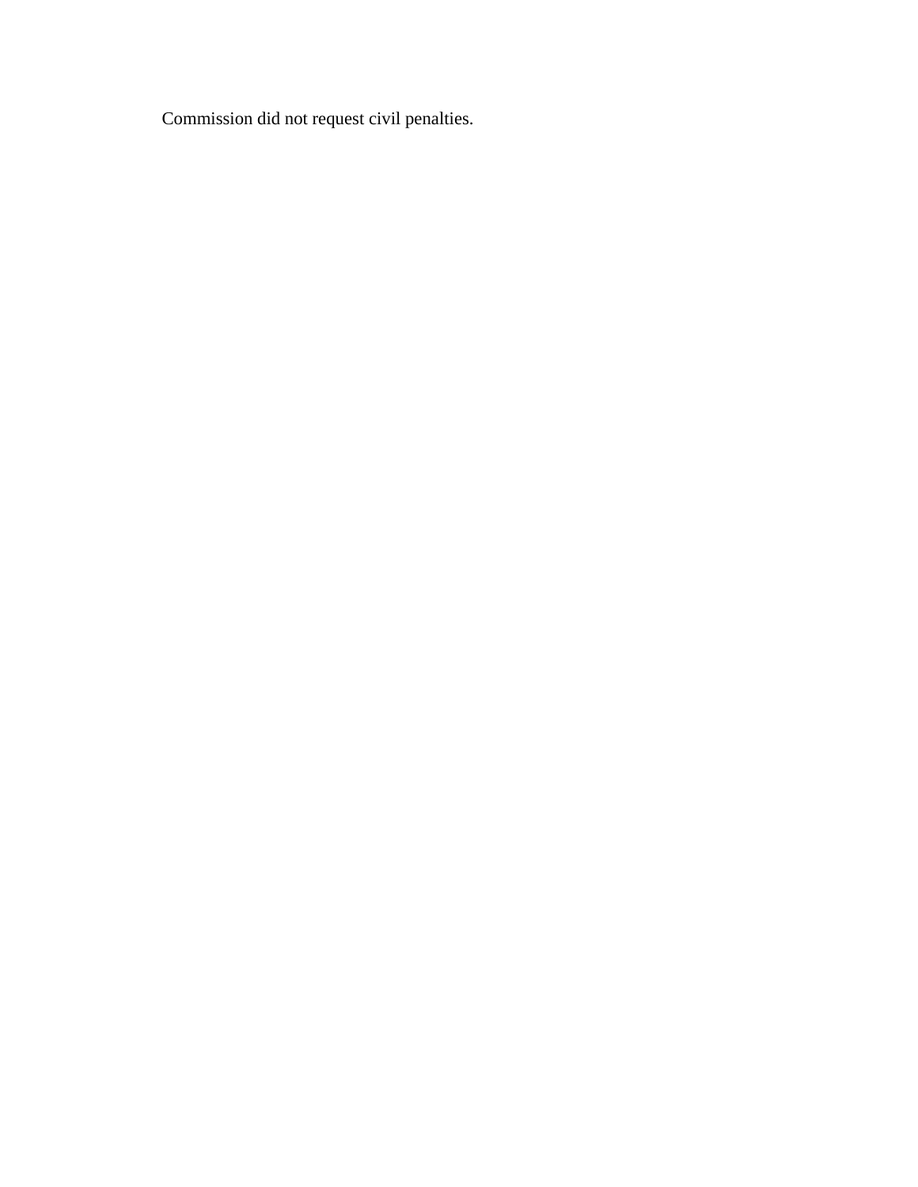Commission did not request civil penalties.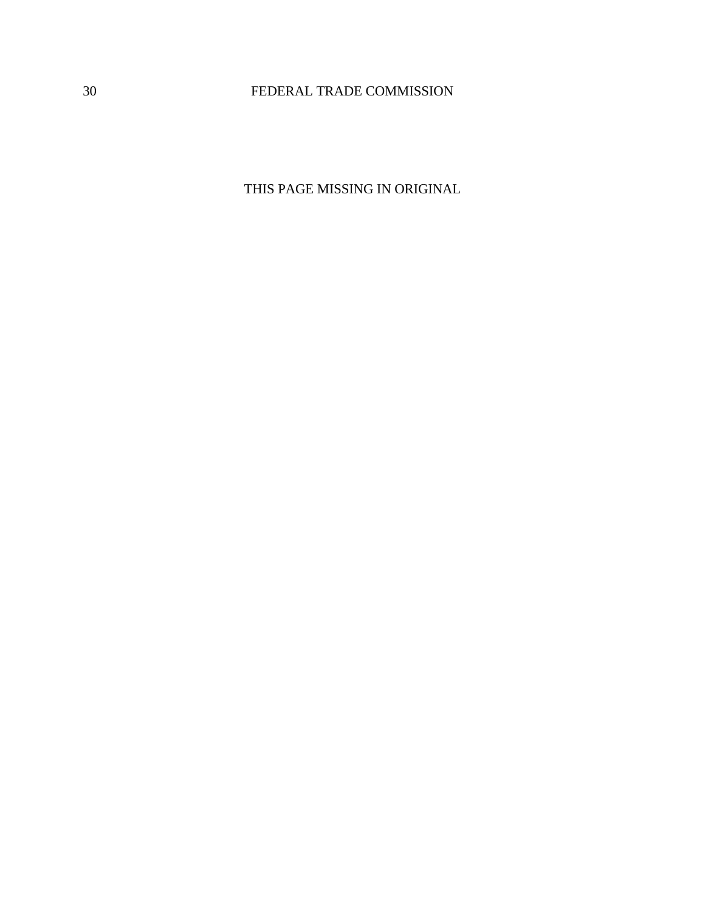THIS PAGE MISSING IN ORIGINAL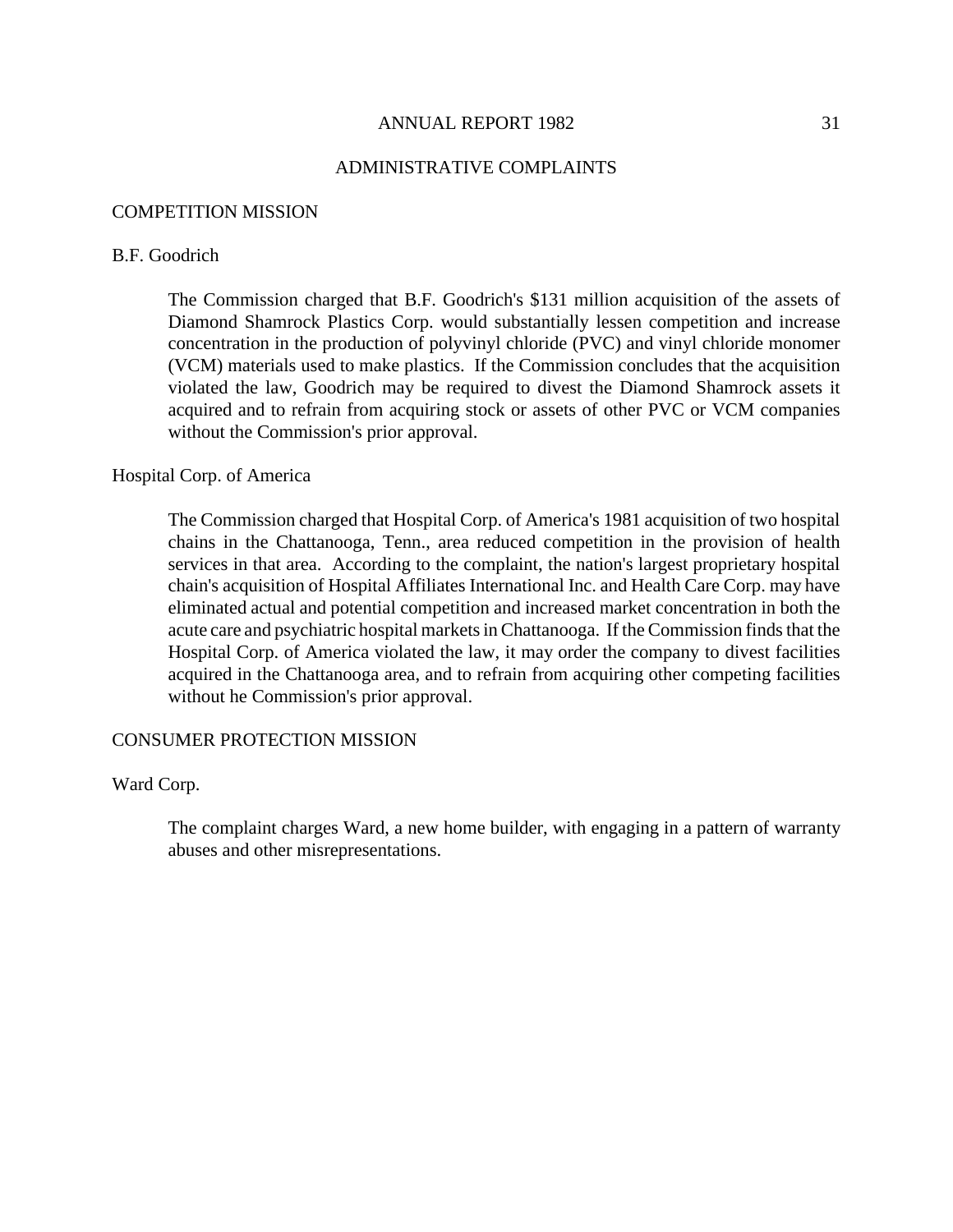## ADMINISTRATIVE COMPLAINTS

### COMPETITION MISSION

#### B.F. Goodrich

The Commission charged that B.F. Goodrich's $131 million acquisition of the assets of Diamond Shamrock Plastics Corp. would substantially lessen competition and increase concentration in the production of polyvinyl chloride (PVC) and vinyl chloride monomer (VCM) materials used to make plastics. If the Commission concludes that the acquisition violated the law, Goodrich may be required to divest the Diamond Shamrock assets it acquired and to refrain from acquiring stock or assets of other PVC or VCM companies without the Commission's prior approval.

#### Hospital Corp. of America

The Commission charged that Hospital Corp. of America's 1981 acquisition of two hospital chains in the Chattanooga, Tenn., area reduced competition in the provision of health services in that area. According to the complaint, the nation's largest proprietary hospital chain's acquisition of Hospital Affiliates International Inc. and Health Care Corp. may have eliminated actual and potential competition and increased market concentration in both the acute care and psychiatric hospital markets in Chattanooga. If the Commission finds that the Hospital Corp. of America violated the law, it may order the company to divest facilities acquired in the Chattanooga area, and to refrain from acquiring other competing facilities without he Commission's prior approval.

### CONSUMER PROTECTION MISSION

#### Ward Corp.

The complaint charges Ward, a new home builder, with engaging in a pattern of warranty abuses and other misrepresentations.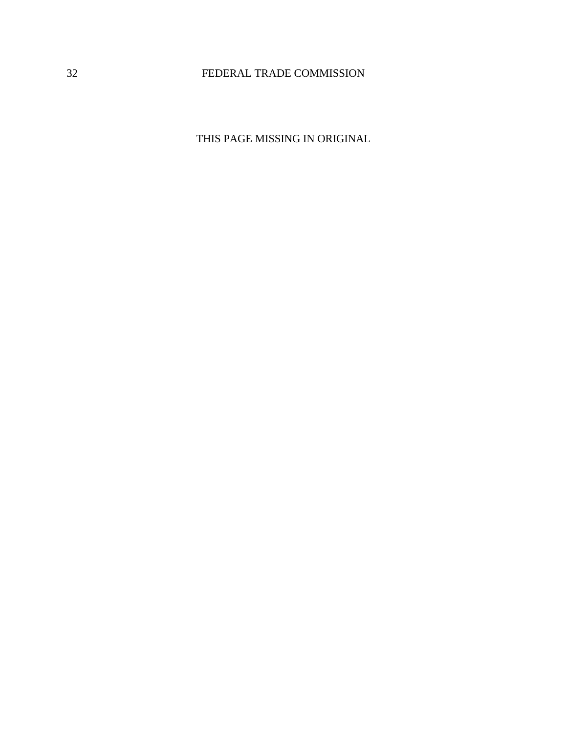THIS PAGE MISSING IN ORIGINAL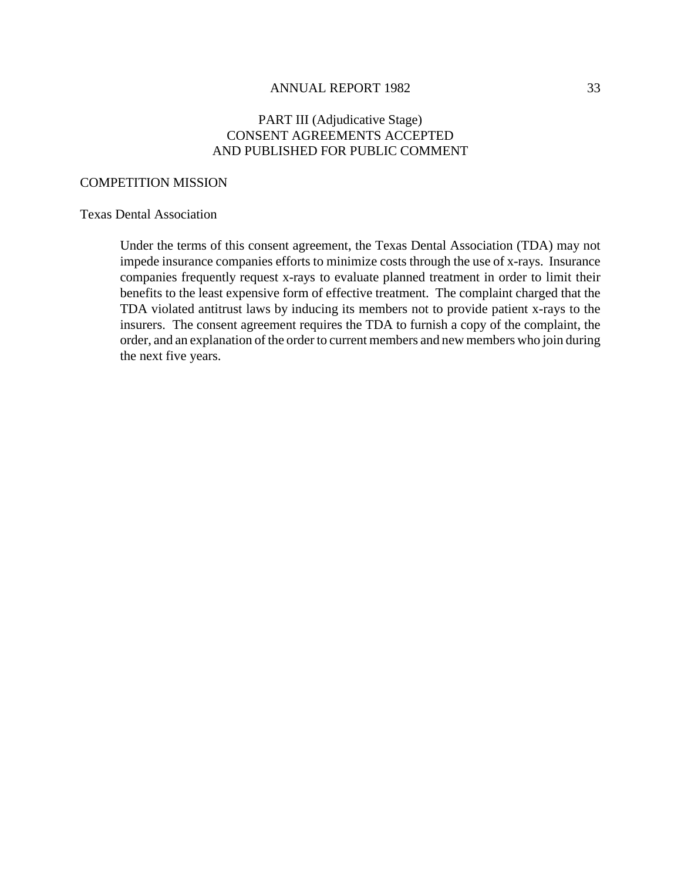## PART III (Adjudicative Stage)
## CONSENT AGREEMENTS ACCEPTED
## AND PUBLISHED FOR PUBLIC COMMENT

### COMPETITION MISSION

#### Texas Dental Association

Under the terms of this consent agreement, the Texas Dental Association (TDA) may not impede insurance companies efforts to minimize costs through the use of x-rays. Insurance companies frequently request x-rays to evaluate planned treatment in order to limit their benefits to the least expensive form of effective treatment. The complaint charged that the TDA violated antitrust laws by inducing its members not to provide patient x-rays to the insurers. The consent agreement requires the TDA to furnish a copy of the complaint, the order, and an explanation of the order to current members and new members who join during the next five years.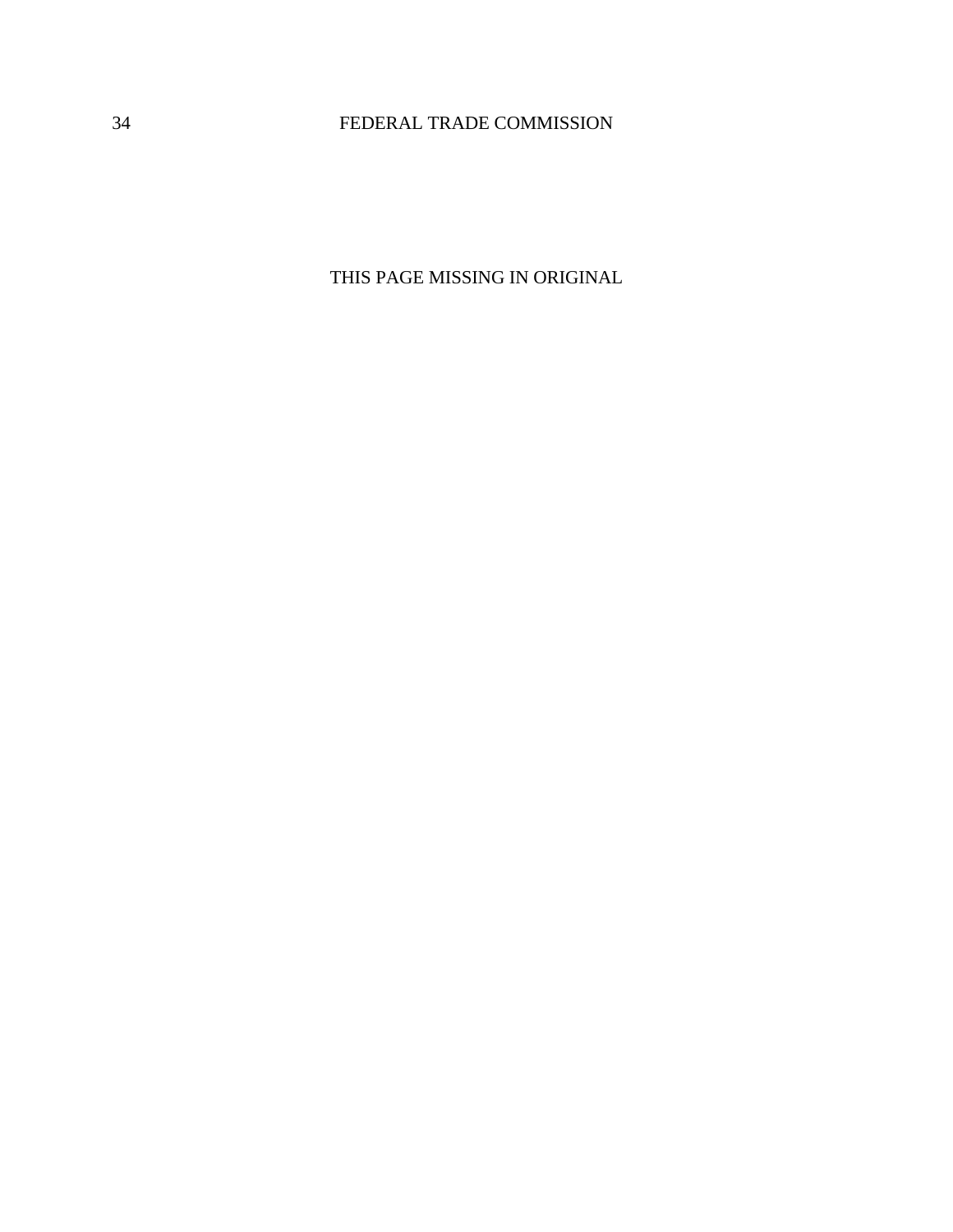THIS PAGE MISSING IN ORIGINAL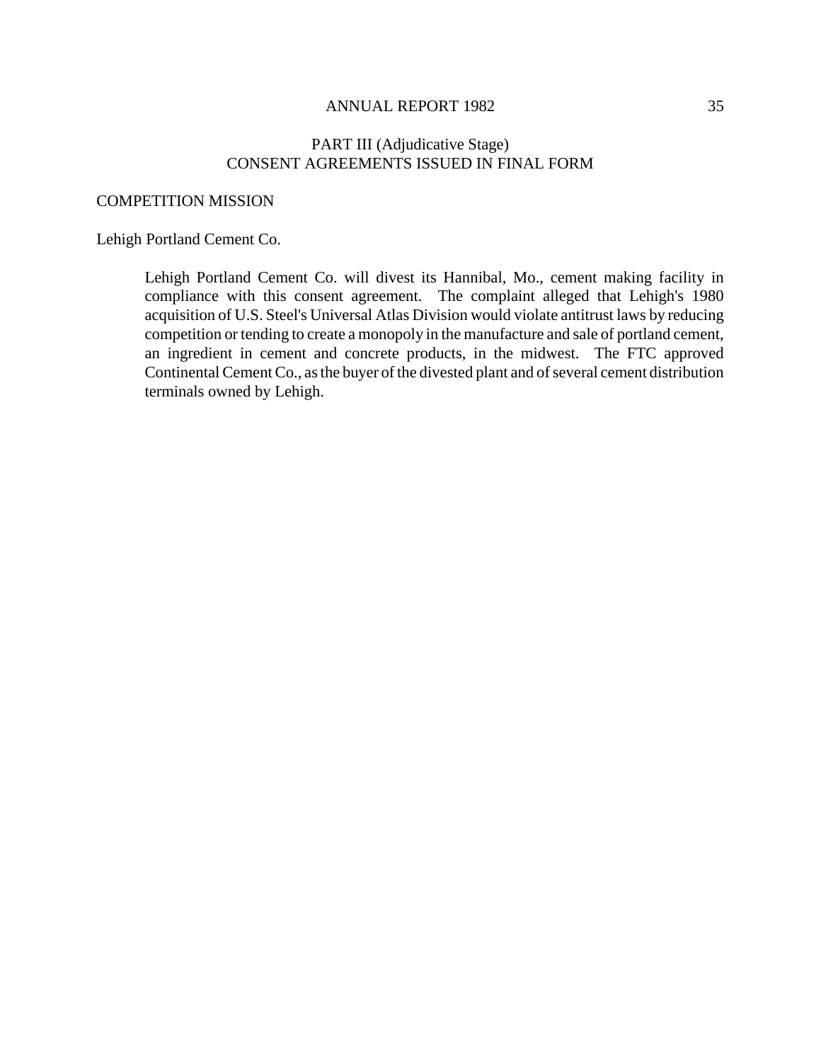## PART III (Adjudicative Stage)
## CONSENT AGREEMENTS ISSUED IN FINAL FORM

### COMPETITION MISSION

#### Lehigh Portland Cement Co.

Lehigh Portland Cement Co. will divest its Hannibal, Mo., cement making facility in compliance with this consent agreement. The complaint alleged that Lehigh's 1980 acquisition of U.S. Steel's Universal Atlas Division would violate antitrust laws by reducing competition or tending to create a monopoly in the manufacture and sale of portland cement, an ingredient in cement and concrete products, in the midwest. The FTC approved Continental Cement Co., as the buyer of the divested plant and of several cement distribution terminals owned by Lehigh.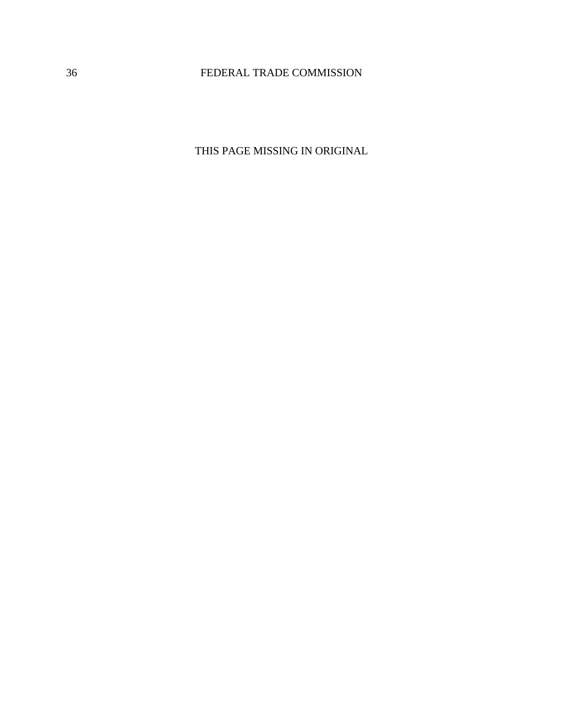THIS PAGE MISSING IN ORIGINAL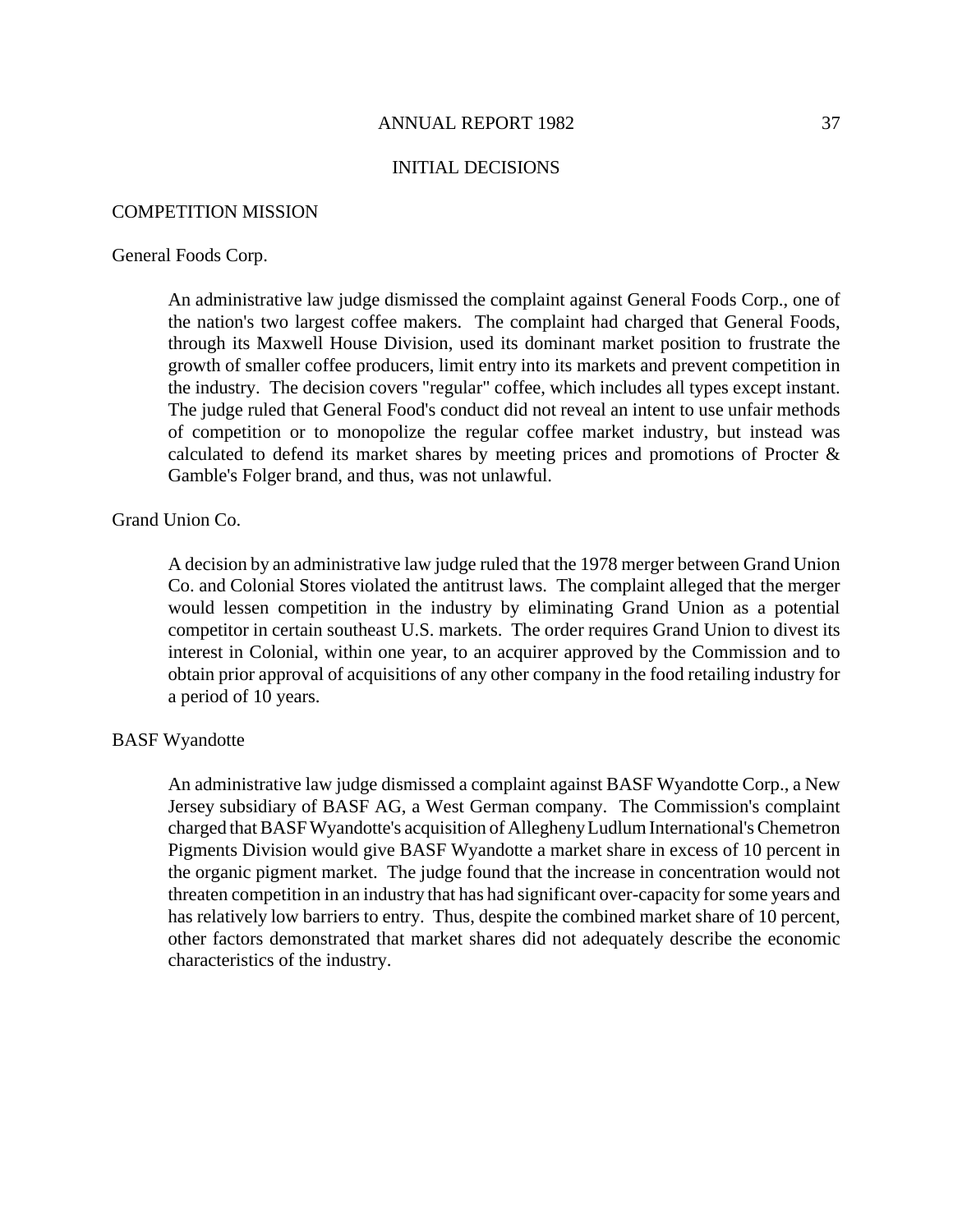## INITIAL DECISIONS

### COMPETITION MISSION

#### General Foods Corp.

An administrative law judge dismissed the complaint against General Foods Corp., one of the nation's two largest coffee makers. The complaint had charged that General Foods, through its Maxwell House Division, used its dominant market position to frustrate the growth of smaller coffee producers, limit entry into its markets and prevent competition in the industry. The decision covers "regular" coffee, which includes all types except instant. The judge ruled that General Food's conduct did not reveal an intent to use unfair methods of competition or to monopolize the regular coffee market industry, but instead was calculated to defend its market shares by meeting prices and promotions of Procter & Gamble's Folger brand, and thus, was not unlawful.

#### Grand Union Co.

A decision by an administrative law judge ruled that the 1978 merger between Grand Union Co. and Colonial Stores violated the antitrust laws. The complaint alleged that the merger would lessen competition in the industry by eliminating Grand Union as a potential competitor in certain southeast U.S. markets. The order requires Grand Union to divest its interest in Colonial, within one year, to an acquirer approved by the Commission and to obtain prior approval of acquisitions of any other company in the food retailing industry for a period of 10 years.

#### BASF Wyandotte

An administrative law judge dismissed a complaint against BASF Wyandotte Corp., a New Jersey subsidiary of BASF AG, a West German company. The Commission's complaint charged that BASF Wyandotte's acquisition of Allegheny Ludlum International's Chemetron Pigments Division would give BASF Wyandotte a market share in excess of 10 percent in the organic pigment market. The judge found that the increase in concentration would not threaten competition in an industry that has had significant over-capacity for some years and has relatively low barriers to entry. Thus, despite the combined market share of 10 percent, other factors demonstrated that market shares did not adequately describe the economic characteristics of the industry.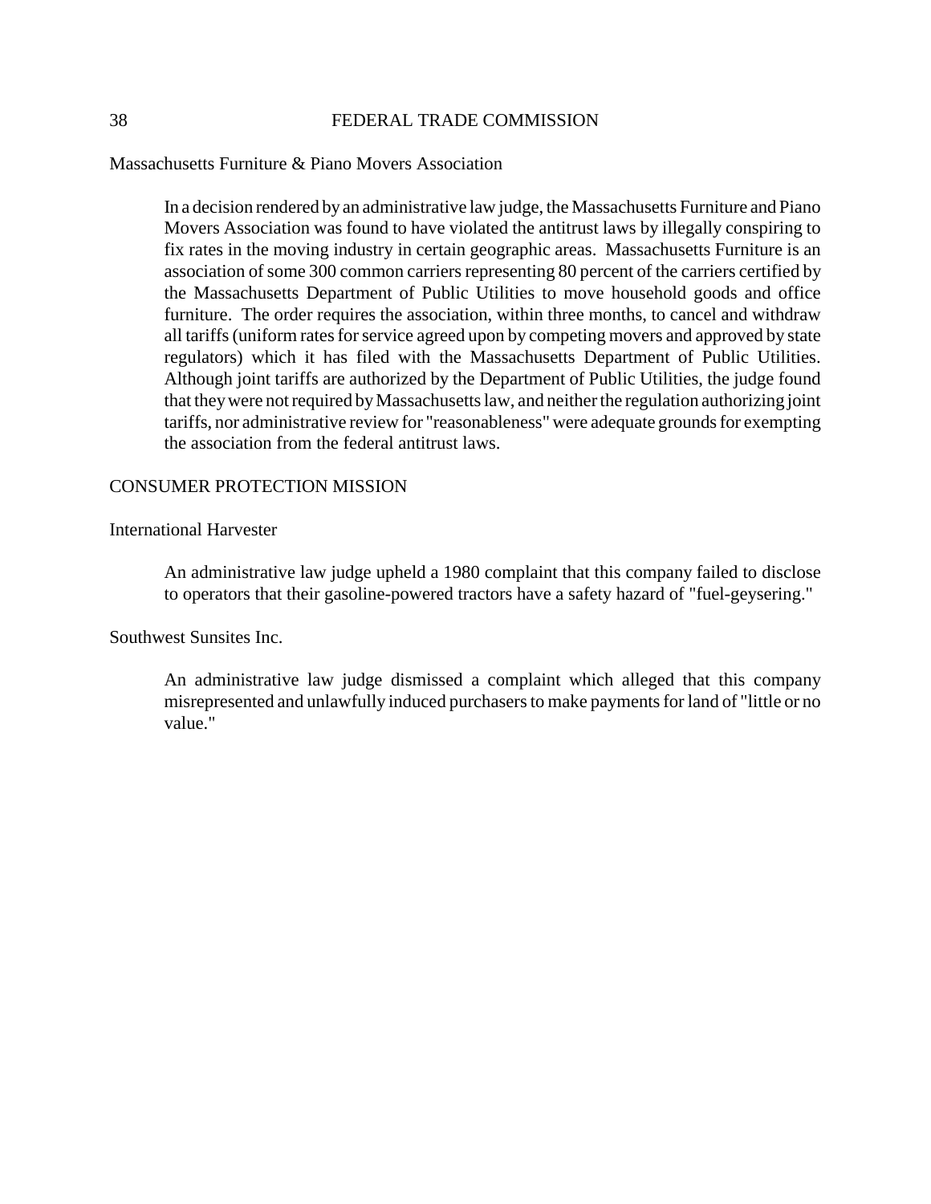Massachusetts Furniture & Piano Movers Association

> In a decision rendered by an administrative law judge, the Massachusetts Furniture and Piano Movers Association was found to have violated the antitrust laws by illegally conspiring to fix rates in the moving industry in certain geographic areas. Massachusetts Furniture is an association of some 300 common carriers representing 80 percent of the carriers certified by the Massachusetts Department of Public Utilities to move household goods and office furniture. The order requires the association, within three months, to cancel and withdraw all tariffs (uniform rates for service agreed upon by competing movers and approved by state regulators) which it has filed with the Massachusetts Department of Public Utilities. Although joint tariffs are authorized by the Department of Public Utilities, the judge found that they were not required by Massachusetts law, and neither the regulation authorizing joint tariffs, nor administrative review for "reasonableness" were adequate grounds for exempting the association from the federal antitrust laws.

## CONSUMER PROTECTION MISSION

International Harvester

> An administrative law judge upheld a 1980 complaint that this company failed to disclose to operators that their gasoline-powered tractors have a safety hazard of "fuel-geysering."

Southwest Sunsites Inc.

> An administrative law judge dismissed a complaint which alleged that this company misrepresented and unlawfully induced purchasers to make payments for land of "little or no value."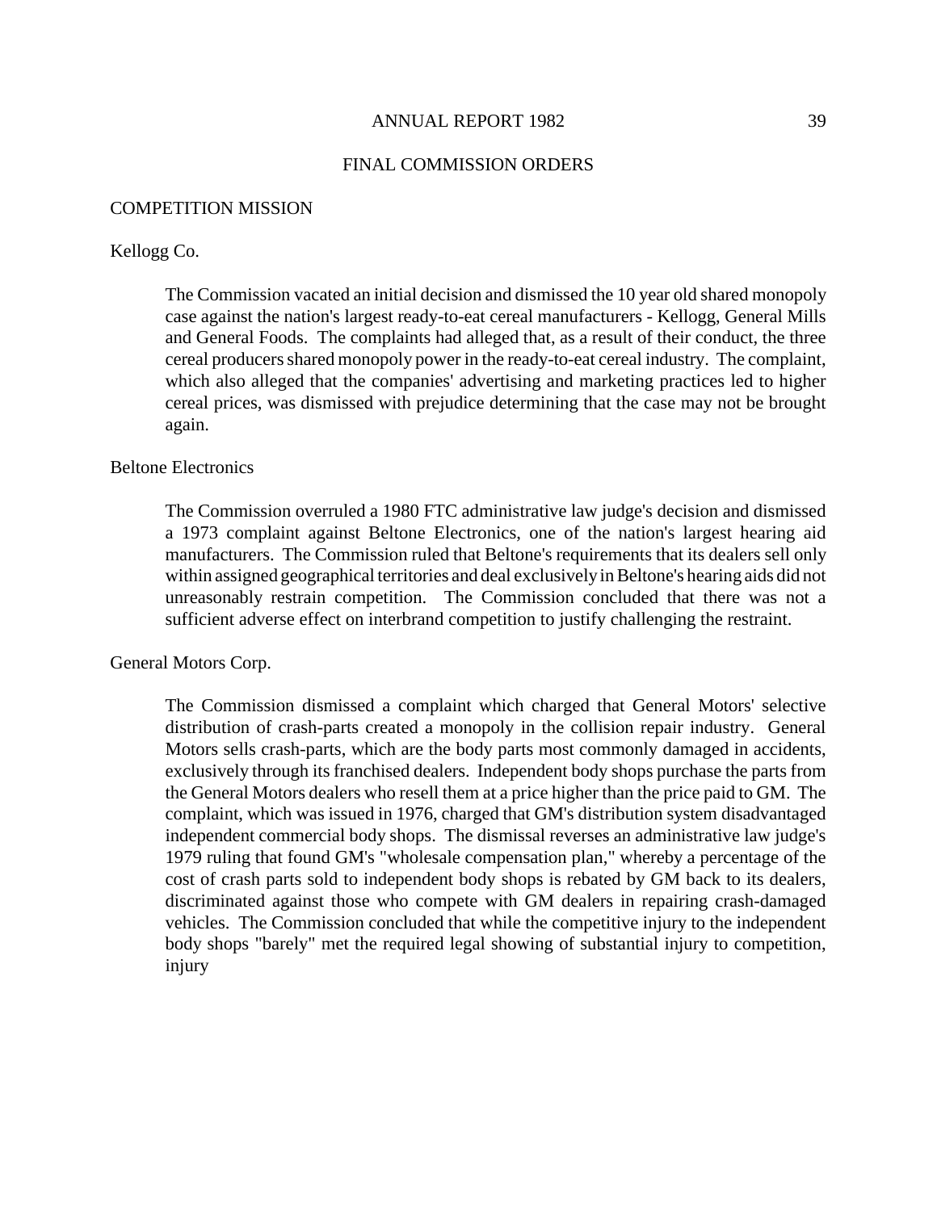## FINAL COMMISSION ORDERS

### COMPETITION MISSION

Kellogg Co.

> The Commission vacated an initial decision and dismissed the 10 year old shared monopoly case against the nation's largest ready-to-eat cereal manufacturers - Kellogg, General Mills and General Foods. The complaints had alleged that, as a result of their conduct, the three cereal producers shared monopoly power in the ready-to-eat cereal industry. The complaint, which also alleged that the companies' advertising and marketing practices led to higher cereal prices, was dismissed with prejudice determining that the case may not be brought again.

Beltone Electronics

> The Commission overruled a 1980 FTC administrative law judge's decision and dismissed a 1973 complaint against Beltone Electronics, one of the nation's largest hearing aid manufacturers. The Commission ruled that Beltone's requirements that its dealers sell only within assigned geographical territories and deal exclusively in Beltone's hearing aids did not unreasonably restrain competition. The Commission concluded that there was not a sufficient adverse effect on interbrand competition to justify challenging the restraint.

General Motors Corp.

> The Commission dismissed a complaint which charged that General Motors' selective distribution of crash-parts created a monopoly in the collision repair industry. General Motors sells crash-parts, which are the body parts most commonly damaged in accidents, exclusively through its franchised dealers. Independent body shops purchase the parts from the General Motors dealers who resell them at a price higher than the price paid to GM. The complaint, which was issued in 1976, charged that GM's distribution system disadvantaged independent commercial body shops. The dismissal reverses an administrative law judge's 1979 ruling that found GM's "wholesale compensation plan," whereby a percentage of the cost of crash parts sold to independent body shops is rebated by GM back to its dealers, discriminated against those who compete with GM dealers in repairing crash-damaged vehicles. The Commission concluded that while the competitive injury to the independent body shops "barely" met the required legal showing of substantial injury to competition, injury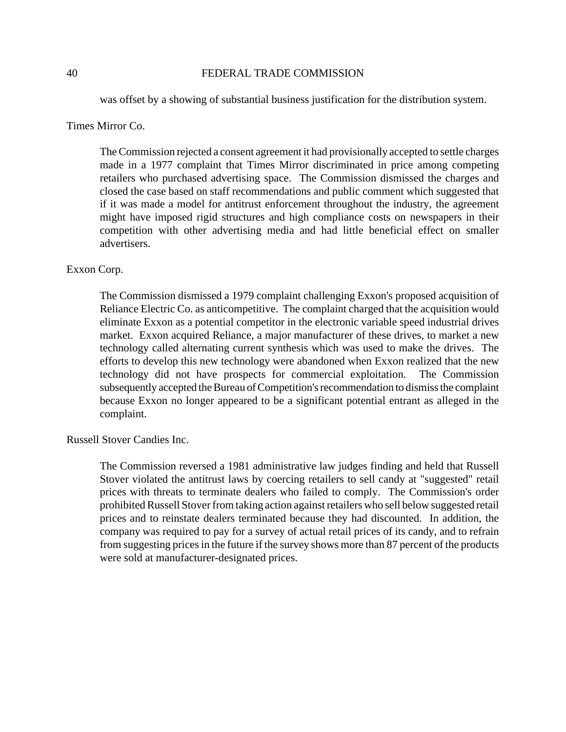was offset by a showing of substantial business justification for the distribution system.

Times Mirror Co.

The Commission rejected a consent agreement it had provisionally accepted to settle charges made in a 1977 complaint that Times Mirror discriminated in price among competing retailers who purchased advertising space. The Commission dismissed the charges and closed the case based on staff recommendations and public comment which suggested that if it was made a model for antitrust enforcement throughout the industry, the agreement might have imposed rigid structures and high compliance costs on newspapers in their competition with other advertising media and had little beneficial effect on smaller advertisers.

Exxon Corp.

The Commission dismissed a 1979 complaint challenging Exxon's proposed acquisition of Reliance Electric Co. as anticompetitive. The complaint charged that the acquisition would eliminate Exxon as a potential competitor in the electronic variable speed industrial drives market. Exxon acquired Reliance, a major manufacturer of these drives, to market a new technology called alternating current synthesis which was used to make the drives. The efforts to develop this new technology were abandoned when Exxon realized that the new technology did not have prospects for commercial exploitation. The Commission subsequently accepted the Bureau of Competition's recommendation to dismiss the complaint because Exxon no longer appeared to be a significant potential entrant as alleged in the complaint.

Russell Stover Candies Inc.

The Commission reversed a 1981 administrative law judges finding and held that Russell Stover violated the antitrust laws by coercing retailers to sell candy at "suggested" retail prices with threats to terminate dealers who failed to comply. The Commission's order prohibited Russell Stover from taking action against retailers who sell below suggested retail prices and to reinstate dealers terminated because they had discounted. In addition, the company was required to pay for a survey of actual retail prices of its candy, and to refrain from suggesting prices in the future if the survey shows more than 87 percent of the products were sold at manufacturer-designated prices.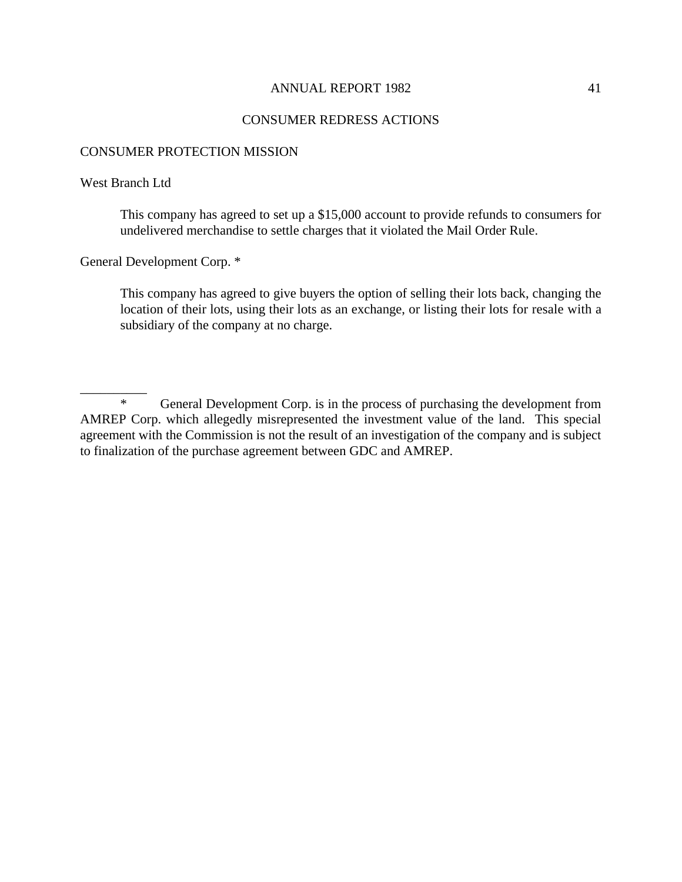## CONSUMER REDRESS ACTIONS

### CONSUMER PROTECTION MISSION

West Branch Ltd

> This company has agreed to set up a $15,000 account to provide refunds to consumers for undelivered merchandise to settle charges that it violated the Mail Order Rule.

General Development Corp. *

> This company has agreed to give buyers the option of selling their lots back, changing the location of their lots, using their lots as an exchange, or listing their lots for resale with a subsidiary of the company at no charge.

---

\* General Development Corp. is in the process of purchasing the development from AMREP Corp. which allegedly misrepresented the investment value of the land. This special agreement with the Commission is not the result of an investigation of the company and is subject to finalization of the purchase agreement between GDC and AMREP.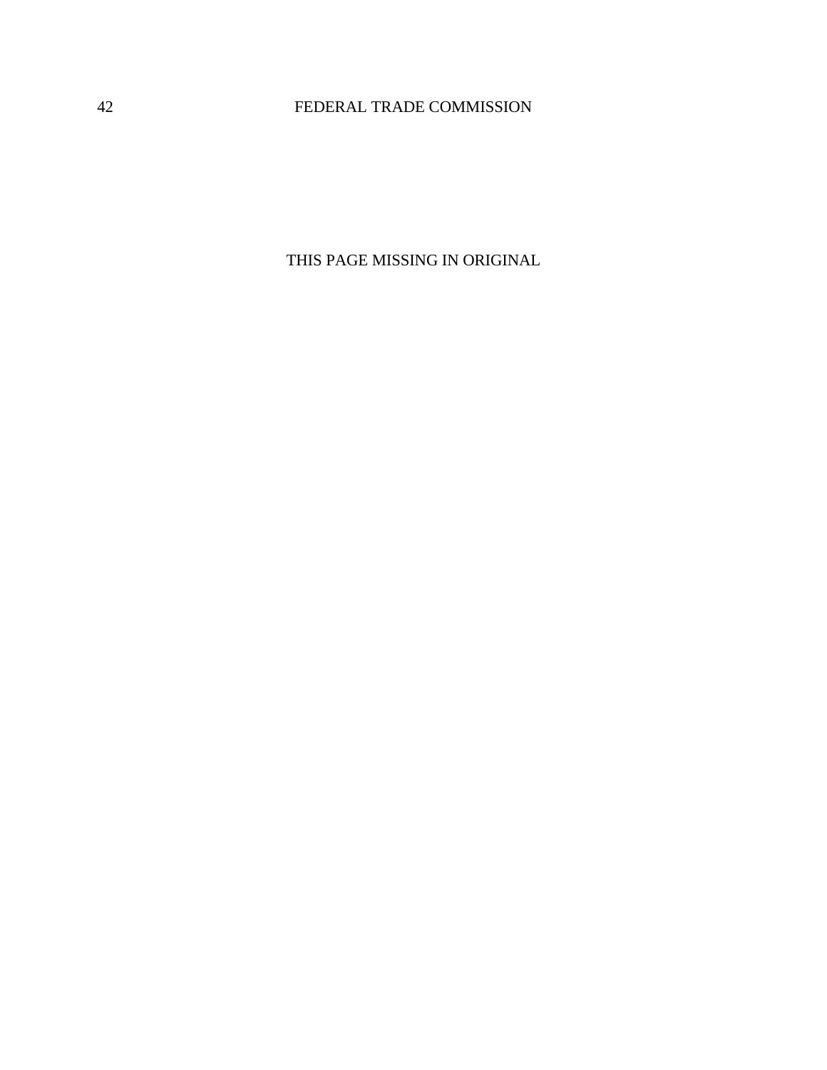THIS PAGE MISSING IN ORIGINAL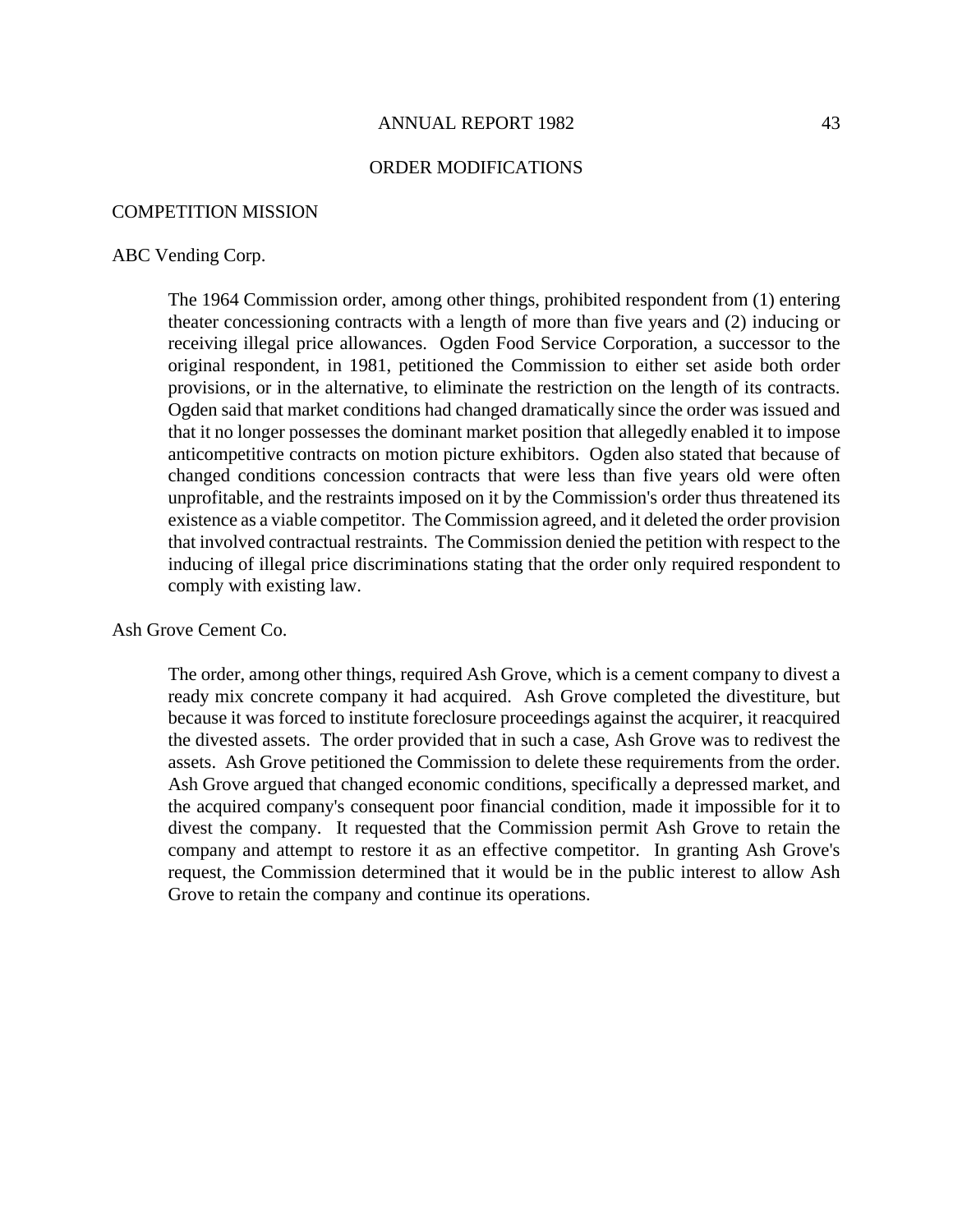## ORDER MODIFICATIONS

### COMPETITION MISSION

#### ABC Vending Corp.

The 1964 Commission order, among other things, prohibited respondent from (1) entering theater concessioning contracts with a length of more than five years and (2) inducing or receiving illegal price allowances. Ogden Food Service Corporation, a successor to the original respondent, in 1981, petitioned the Commission to either set aside both order provisions, or in the alternative, to eliminate the restriction on the length of its contracts. Ogden said that market conditions had changed dramatically since the order was issued and that it no longer possesses the dominant market position that allegedly enabled it to impose anticompetitive contracts on motion picture exhibitors. Ogden also stated that because of changed conditions concession contracts that were less than five years old were often unprofitable, and the restraints imposed on it by the Commission's order thus threatened its existence as a viable competitor. The Commission agreed, and it deleted the order provision that involved contractual restraints. The Commission denied the petition with respect to the inducing of illegal price discriminations stating that the order only required respondent to comply with existing law.

#### Ash Grove Cement Co.

The order, among other things, required Ash Grove, which is a cement company to divest a ready mix concrete company it had acquired. Ash Grove completed the divestiture, but because it was forced to institute foreclosure proceedings against the acquirer, it reacquired the divested assets. The order provided that in such a case, Ash Grove was to redivest the assets. Ash Grove petitioned the Commission to delete these requirements from the order. Ash Grove argued that changed economic conditions, specifically a depressed market, and the acquired company's consequent poor financial condition, made it impossible for it to divest the company. It requested that the Commission permit Ash Grove to retain the company and attempt to restore it as an effective competitor. In granting Ash Grove's request, the Commission determined that it would be in the public interest to allow Ash Grove to retain the company and continue its operations.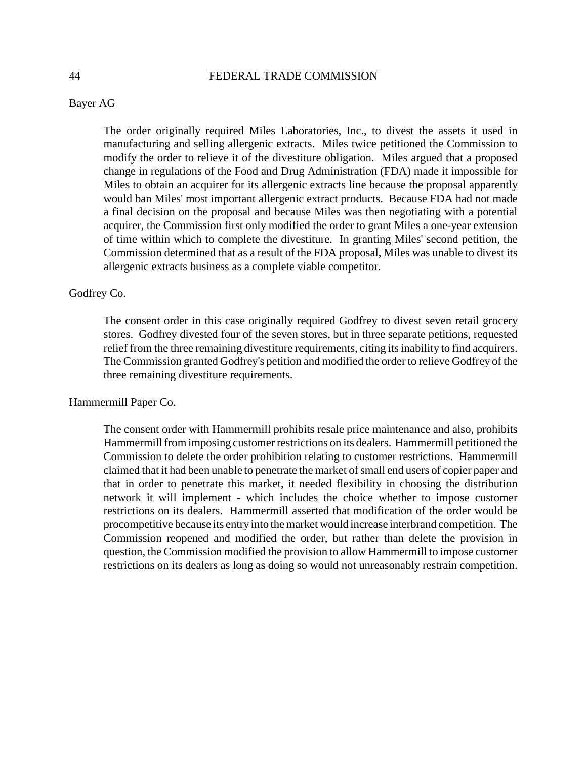Bayer AG

The order originally required Miles Laboratories, Inc., to divest the assets it used in manufacturing and selling allergenic extracts. Miles twice petitioned the Commission to modify the order to relieve it of the divestiture obligation. Miles argued that a proposed change in regulations of the Food and Drug Administration (FDA) made it impossible for Miles to obtain an acquirer for its allergenic extracts line because the proposal apparently would ban Miles' most important allergenic extract products. Because FDA had not made a final decision on the proposal and because Miles was then negotiating with a potential acquirer, the Commission first only modified the order to grant Miles a one-year extension of time within which to complete the divestiture. In granting Miles' second petition, the Commission determined that as a result of the FDA proposal, Miles was unable to divest its allergenic extracts business as a complete viable competitor.

Godfrey Co.

The consent order in this case originally required Godfrey to divest seven retail grocery stores. Godfrey divested four of the seven stores, but in three separate petitions, requested relief from the three remaining divestiture requirements, citing its inability to find acquirers. The Commission granted Godfrey's petition and modified the order to relieve Godfrey of the three remaining divestiture requirements.

Hammermill Paper Co.

The consent order with Hammermill prohibits resale price maintenance and also, prohibits Hammermill from imposing customer restrictions on its dealers. Hammermill petitioned the Commission to delete the order prohibition relating to customer restrictions. Hammermill claimed that it had been unable to penetrate the market of small end users of copier paper and that in order to penetrate this market, it needed flexibility in choosing the distribution network it will implement - which includes the choice whether to impose customer restrictions on its dealers. Hammermill asserted that modification of the order would be procompetitive because its entry into the market would increase interbrand competition. The Commission reopened and modified the order, but rather than delete the provision in question, the Commission modified the provision to allow Hammermill to impose customer restrictions on its dealers as long as doing so would not unreasonably restrain competition.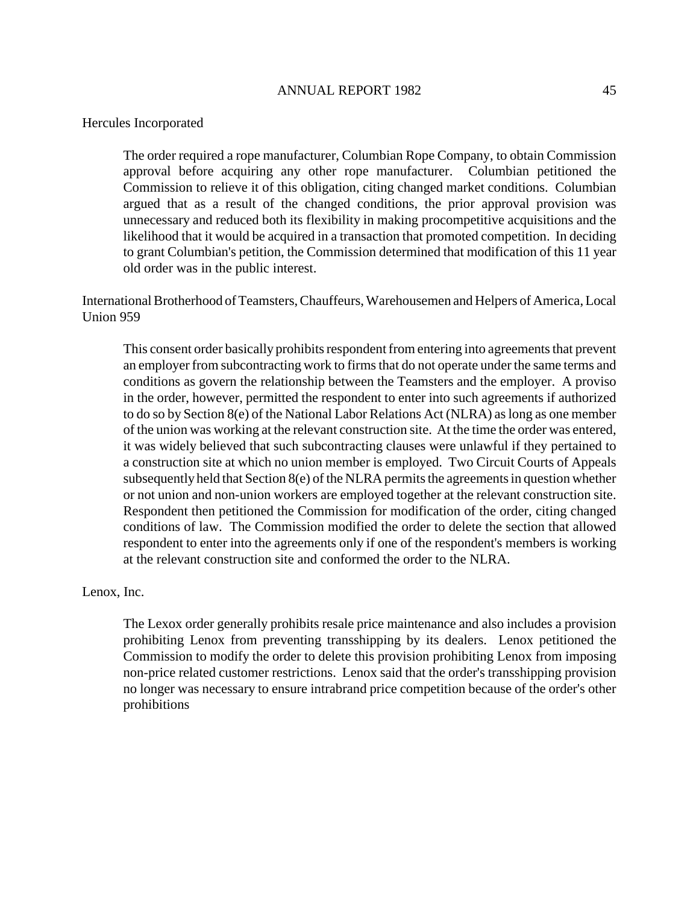Hercules Incorporated

The order required a rope manufacturer, Columbian Rope Company, to obtain Commission approval before acquiring any other rope manufacturer. Columbian petitioned the Commission to relieve it of this obligation, citing changed market conditions. Columbian argued that as a result of the changed conditions, the prior approval provision was unnecessary and reduced both its flexibility in making procompetitive acquisitions and the likelihood that it would be acquired in a transaction that promoted competition. In deciding to grant Columbian's petition, the Commission determined that modification of this 11 year old order was in the public interest.

International Brotherhood of Teamsters, Chauffeurs, Warehousemen and Helpers of America, Local Union 959

This consent order basically prohibits respondent from entering into agreements that prevent an employer from subcontracting work to firms that do not operate under the same terms and conditions as govern the relationship between the Teamsters and the employer. A proviso in the order, however, permitted the respondent to enter into such agreements if authorized to do so by Section 8(e) of the National Labor Relations Act (NLRA) as long as one member of the union was working at the relevant construction site. At the time the order was entered, it was widely believed that such subcontracting clauses were unlawful if they pertained to a construction site at which no union member is employed. Two Circuit Courts of Appeals subsequently held that Section 8(e) of the NLRA permits the agreements in question whether or not union and non-union workers are employed together at the relevant construction site. Respondent then petitioned the Commission for modification of the order, citing changed conditions of law. The Commission modified the order to delete the section that allowed respondent to enter into the agreements only if one of the respondent's members is working at the relevant construction site and conformed the order to the NLRA.

Lenox, Inc.

The Lexox order generally prohibits resale price maintenance and also includes a provision prohibiting Lenox from preventing transshipping by its dealers. Lenox petitioned the Commission to modify the order to delete this provision prohibiting Lenox from imposing non-price related customer restrictions. Lenox said that the order's transshipping provision no longer was necessary to ensure intrabrand price competition because of the order's other prohibitions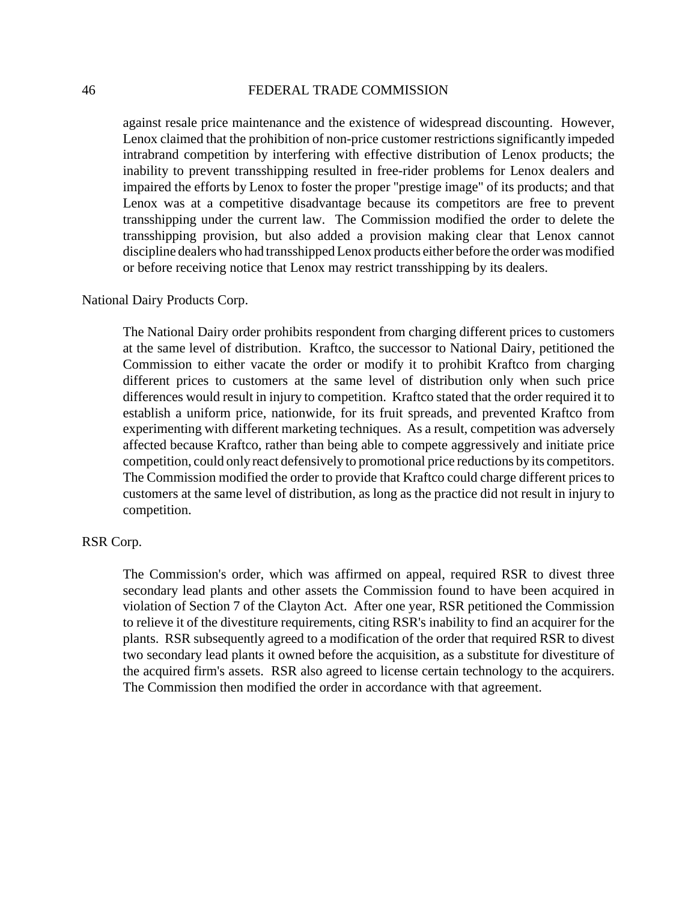against resale price maintenance and the existence of widespread discounting. However, Lenox claimed that the prohibition of non-price customer restrictions significantly impeded intrabrand competition by interfering with effective distribution of Lenox products; the inability to prevent transshipping resulted in free-rider problems for Lenox dealers and impaired the efforts by Lenox to foster the proper "prestige image" of its products; and that Lenox was at a competitive disadvantage because its competitors are free to prevent transshipping under the current law. The Commission modified the order to delete the transshipping provision, but also added a provision making clear that Lenox cannot discipline dealers who had transshipped Lenox products either before the order was modified or before receiving notice that Lenox may restrict transshipping by its dealers.

National Dairy Products Corp.

The National Dairy order prohibits respondent from charging different prices to customers at the same level of distribution. Kraftco, the successor to National Dairy, petitioned the Commission to either vacate the order or modify it to prohibit Kraftco from charging different prices to customers at the same level of distribution only when such price differences would result in injury to competition. Kraftco stated that the order required it to establish a uniform price, nationwide, for its fruit spreads, and prevented Kraftco from experimenting with different marketing techniques. As a result, competition was adversely affected because Kraftco, rather than being able to compete aggressively and initiate price competition, could only react defensively to promotional price reductions by its competitors. The Commission modified the order to provide that Kraftco could charge different prices to customers at the same level of distribution, as long as the practice did not result in injury to competition.

RSR Corp.

The Commission's order, which was affirmed on appeal, required RSR to divest three secondary lead plants and other assets the Commission found to have been acquired in violation of Section 7 of the Clayton Act. After one year, RSR petitioned the Commission to relieve it of the divestiture requirements, citing RSR's inability to find an acquirer for the plants. RSR subsequently agreed to a modification of the order that required RSR to divest two secondary lead plants it owned before the acquisition, as a substitute for divestiture of the acquired firm's assets. RSR also agreed to license certain technology to the acquirers. The Commission then modified the order in accordance with that agreement.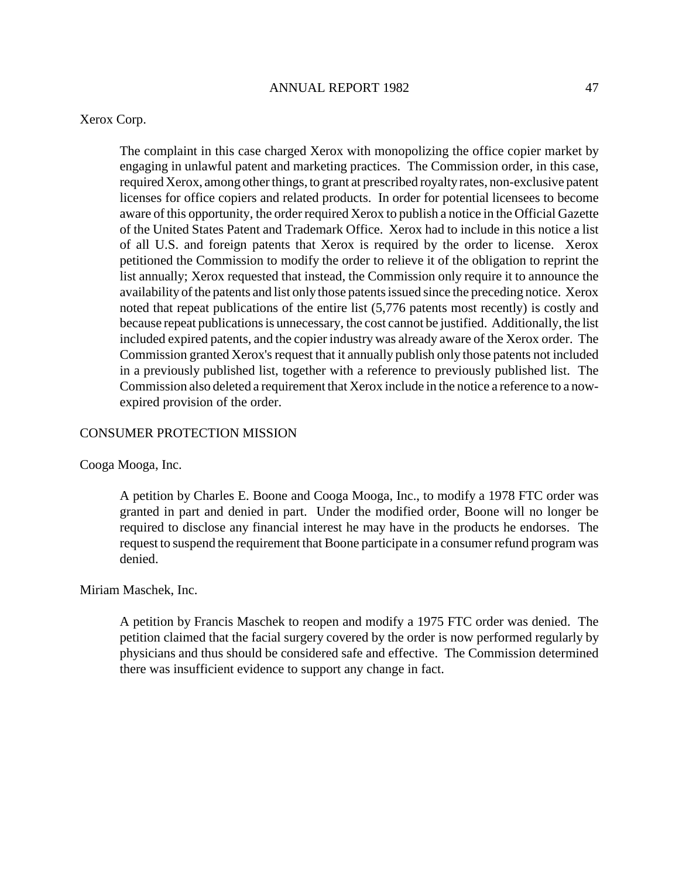Xerox Corp.

The complaint in this case charged Xerox with monopolizing the office copier market by engaging in unlawful patent and marketing practices. The Commission order, in this case, required Xerox, among other things, to grant at prescribed royalty rates, non-exclusive patent licenses for office copiers and related products. In order for potential licensees to become aware of this opportunity, the order required Xerox to publish a notice in the Official Gazette of the United States Patent and Trademark Office. Xerox had to include in this notice a list of all U.S. and foreign patents that Xerox is required by the order to license. Xerox petitioned the Commission to modify the order to relieve it of the obligation to reprint the list annually; Xerox requested that instead, the Commission only require it to announce the availability of the patents and list only those patents issued since the preceding notice. Xerox noted that repeat publications of the entire list (5,776 patents most recently) is costly and because repeat publications is unnecessary, the cost cannot be justified. Additionally, the list included expired patents, and the copier industry was already aware of the Xerox order. The Commission granted Xerox's request that it annually publish only those patents not included in a previously published list, together with a reference to previously published list. The Commission also deleted a requirement that Xerox include in the notice a reference to a now-expired provision of the order.

CONSUMER PROTECTION MISSION

Cooga Mooga, Inc.

A petition by Charles E. Boone and Cooga Mooga, Inc., to modify a 1978 FTC order was granted in part and denied in part. Under the modified order, Boone will no longer be required to disclose any financial interest he may have in the products he endorses. The request to suspend the requirement that Boone participate in a consumer refund program was denied.

Miriam Maschek, Inc.

A petition by Francis Maschek to reopen and modify a 1975 FTC order was denied. The petition claimed that the facial surgery covered by the order is now performed regularly by physicians and thus should be considered safe and effective. The Commission determined there was insufficient evidence to support any change in fact.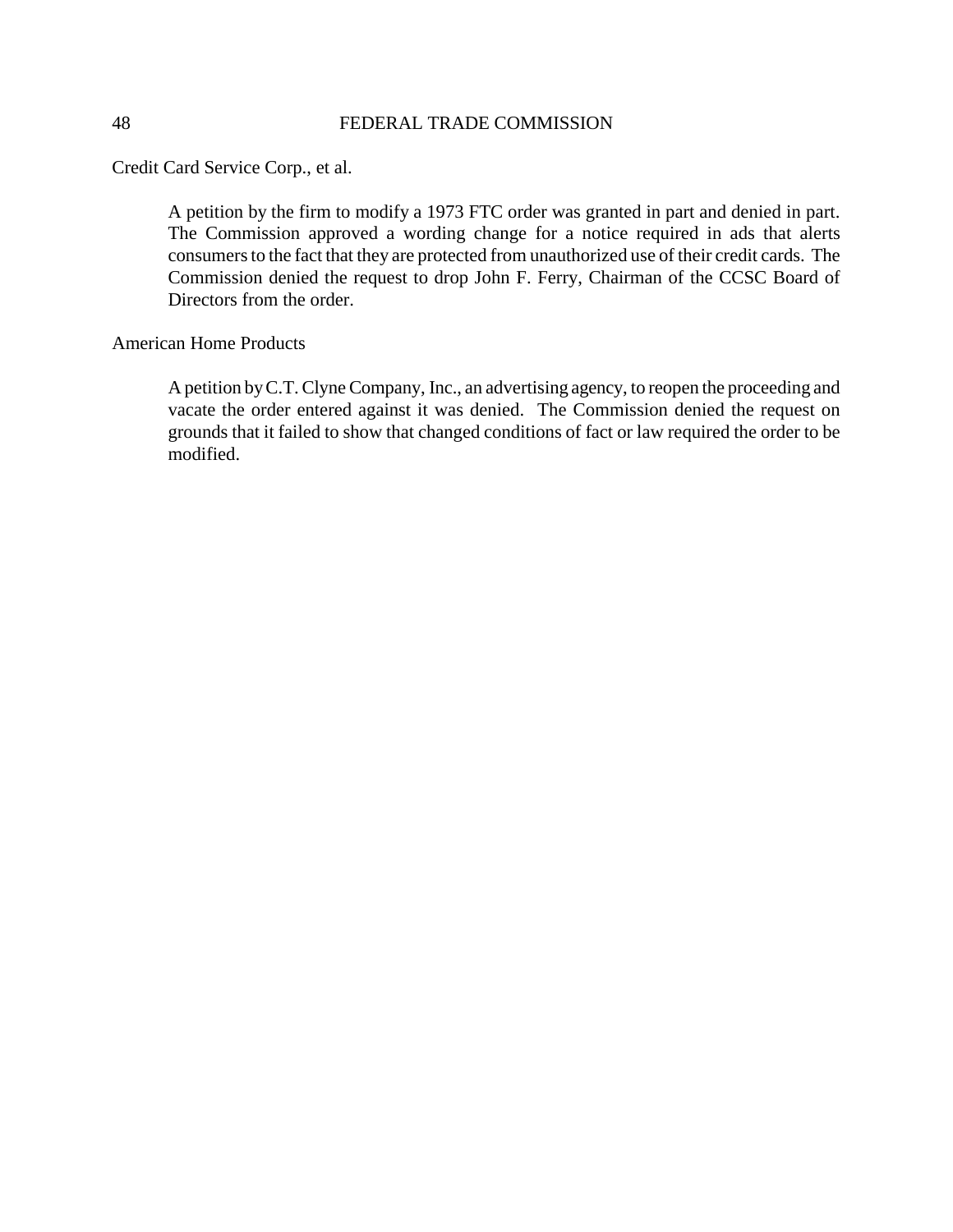Credit Card Service Corp., et al.

> A petition by the firm to modify a 1973 FTC order was granted in part and denied in part. The Commission approved a wording change for a notice required in ads that alerts consumers to the fact that they are protected from unauthorized use of their credit cards. The Commission denied the request to drop John F. Ferry, Chairman of the CCSC Board of Directors from the order.

American Home Products

> A petition by C.T. Clyne Company, Inc., an advertising agency, to reopen the proceeding and vacate the order entered against it was denied. The Commission denied the request on grounds that it failed to show that changed conditions of fact or law required the order to be modified.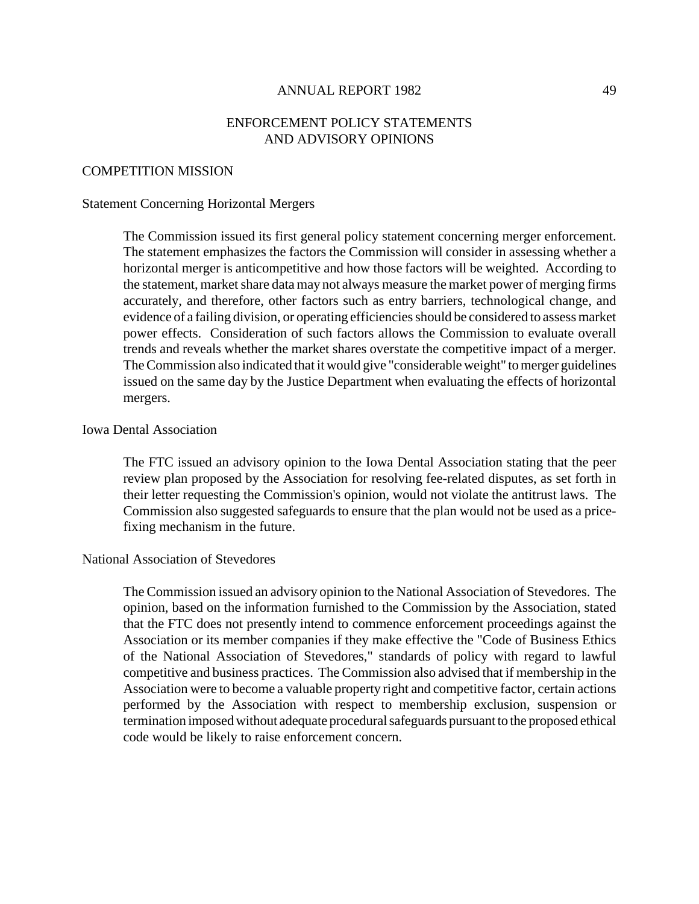## ENFORCEMENT POLICY STATEMENTS AND ADVISORY OPINIONS

### COMPETITION MISSION

#### Statement Concerning Horizontal Mergers

The Commission issued its first general policy statement concerning merger enforcement. The statement emphasizes the factors the Commission will consider in assessing whether a horizontal merger is anticompetitive and how those factors will be weighted. According to the statement, market share data may not always measure the market power of merging firms accurately, and therefore, other factors such as entry barriers, technological change, and evidence of a failing division, or operating efficiencies should be considered to assess market power effects. Consideration of such factors allows the Commission to evaluate overall trends and reveals whether the market shares overstate the competitive impact of a merger. The Commission also indicated that it would give "considerable weight" to merger guidelines issued on the same day by the Justice Department when evaluating the effects of horizontal mergers.

#### Iowa Dental Association

The FTC issued an advisory opinion to the Iowa Dental Association stating that the peer review plan proposed by the Association for resolving fee-related disputes, as set forth in their letter requesting the Commission's opinion, would not violate the antitrust laws. The Commission also suggested safeguards to ensure that the plan would not be used as a price-fixing mechanism in the future.

#### National Association of Stevedores

The Commission issued an advisory opinion to the National Association of Stevedores. The opinion, based on the information furnished to the Commission by the Association, stated that the FTC does not presently intend to commence enforcement proceedings against the Association or its member companies if they make effective the "Code of Business Ethics of the National Association of Stevedores," standards of policy with regard to lawful competitive and business practices. The Commission also advised that if membership in the Association were to become a valuable property right and competitive factor, certain actions performed by the Association with respect to membership exclusion, suspension or termination imposed without adequate procedural safeguards pursuant to the proposed ethical code would be likely to raise enforcement concern.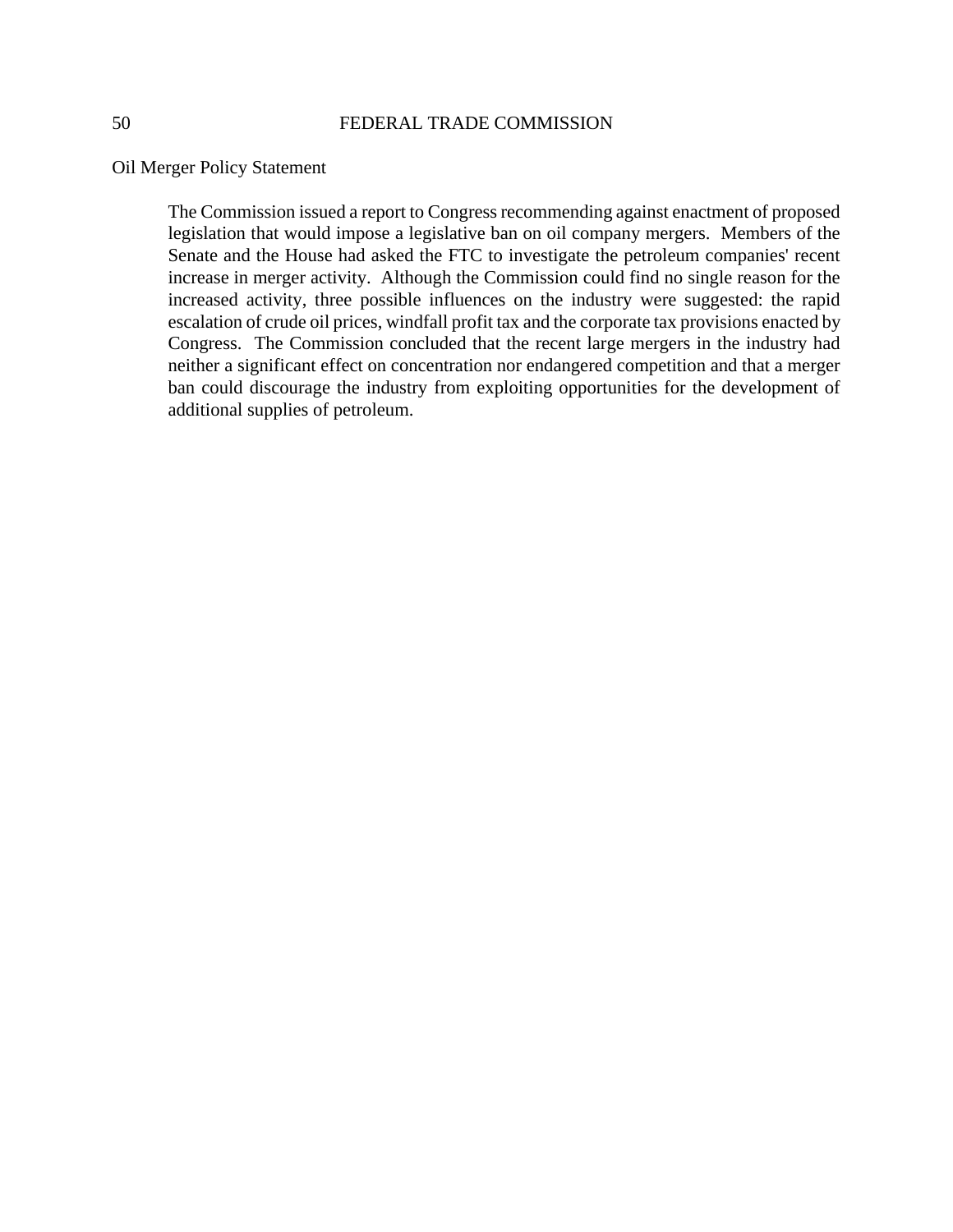Oil Merger Policy Statement

> The Commission issued a report to Congress recommending against enactment of proposed legislation that would impose a legislative ban on oil company mergers. Members of the Senate and the House had asked the FTC to investigate the petroleum companies' recent increase in merger activity. Although the Commission could find no single reason for the increased activity, three possible influences on the industry were suggested: the rapid escalation of crude oil prices, windfall profit tax and the corporate tax provisions enacted by Congress. The Commission concluded that the recent large mergers in the industry had neither a significant effect on concentration nor endangered competition and that a merger ban could discourage the industry from exploiting opportunities for the development of additional supplies of petroleum.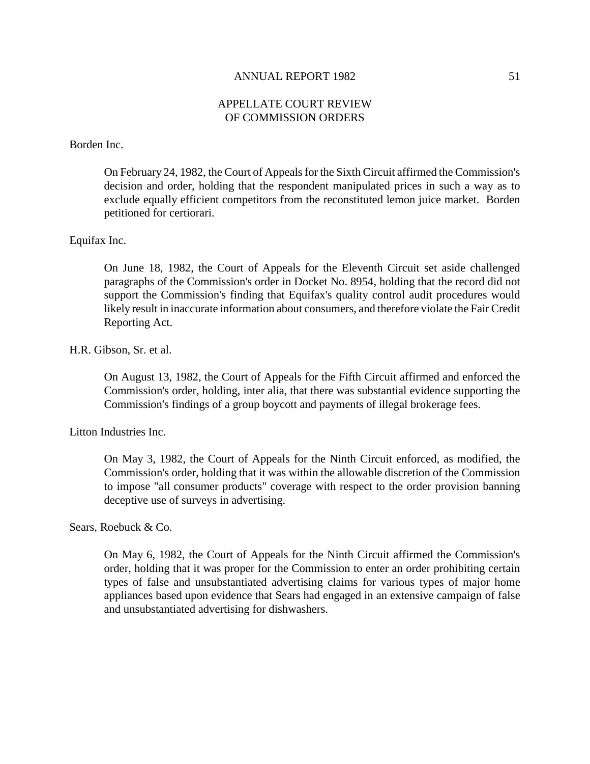## APPELLATE COURT REVIEW OF COMMISSION ORDERS

Borden Inc.

On February 24, 1982, the Court of Appeals for the Sixth Circuit affirmed the Commission's decision and order, holding that the respondent manipulated prices in such a way as to exclude equally efficient competitors from the reconstituted lemon juice market. Borden petitioned for certiorari.

Equifax Inc.

On June 18, 1982, the Court of Appeals for the Eleventh Circuit set aside challenged paragraphs of the Commission's order in Docket No. 8954, holding that the record did not support the Commission's finding that Equifax's quality control audit procedures would likely result in inaccurate information about consumers, and therefore violate the Fair Credit Reporting Act.

H.R. Gibson, Sr. et al.

On August 13, 1982, the Court of Appeals for the Fifth Circuit affirmed and enforced the Commission's order, holding, inter alia, that there was substantial evidence supporting the Commission's findings of a group boycott and payments of illegal brokerage fees.

Litton Industries Inc.

On May 3, 1982, the Court of Appeals for the Ninth Circuit enforced, as modified, the Commission's order, holding that it was within the allowable discretion of the Commission to impose "all consumer products" coverage with respect to the order provision banning deceptive use of surveys in advertising.

Sears, Roebuck & Co.

On May 6, 1982, the Court of Appeals for the Ninth Circuit affirmed the Commission's order, holding that it was proper for the Commission to enter an order prohibiting certain types of false and unsubstantiated advertising claims for various types of major home appliances based upon evidence that Sears had engaged in an extensive campaign of false and unsubstantiated advertising for dishwashers.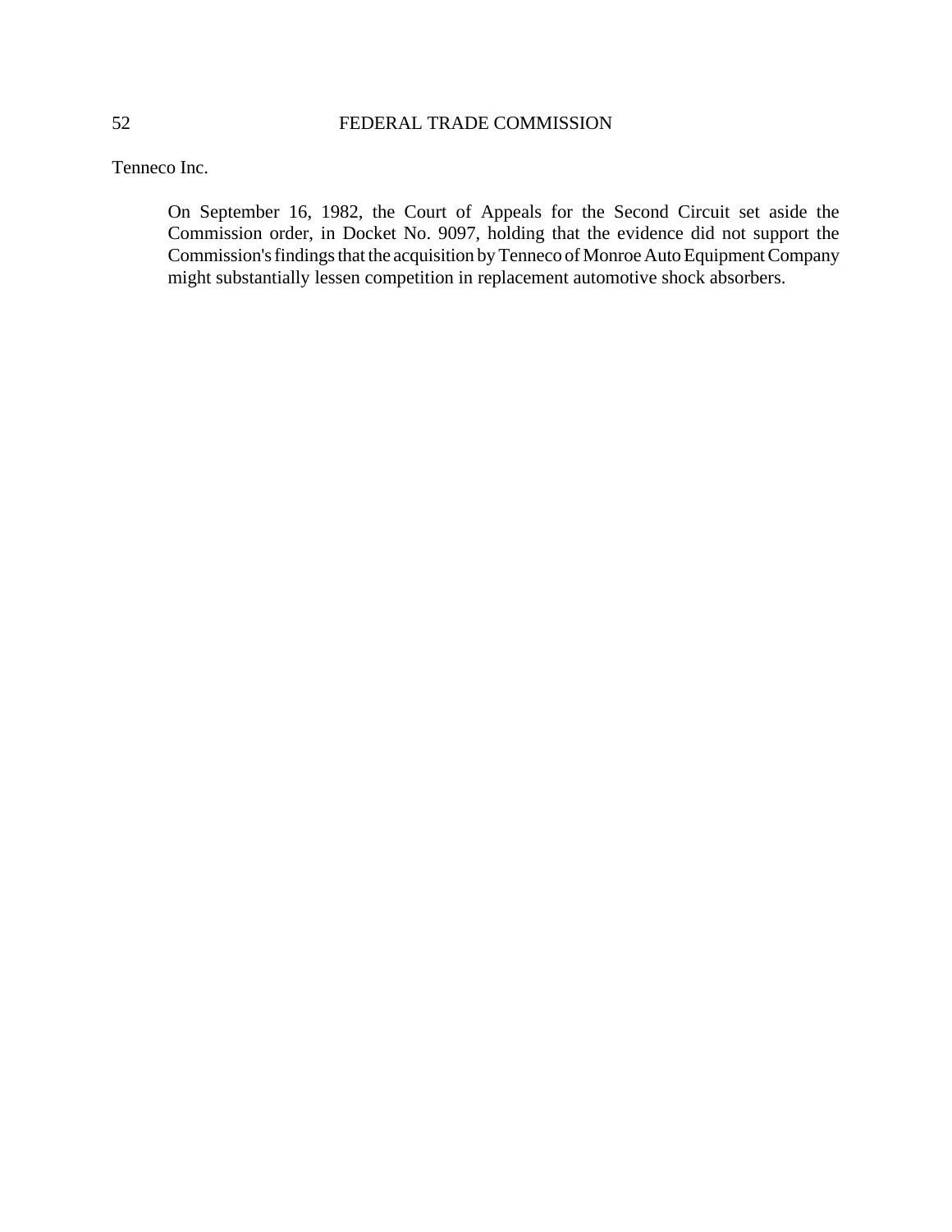Tenneco Inc.

On September 16, 1982, the Court of Appeals for the Second Circuit set aside the Commission order, in Docket No. 9097, holding that the evidence did not support the Commission's findings that the acquisition by Tenneco of Monroe Auto Equipment Company might substantially lessen competition in replacement automotive shock absorbers.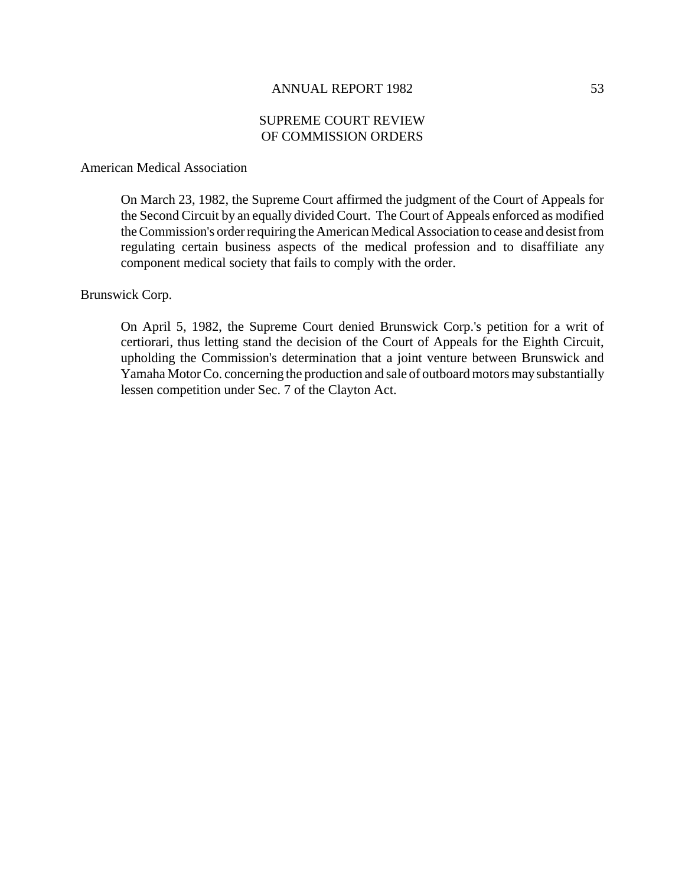## SUPREME COURT REVIEW OF COMMISSION ORDERS

American Medical Association

On March 23, 1982, the Supreme Court affirmed the judgment of the Court of Appeals for the Second Circuit by an equally divided Court. The Court of Appeals enforced as modified the Commission's order requiring the American Medical Association to cease and desist from regulating certain business aspects of the medical profession and to disaffiliate any component medical society that fails to comply with the order.

Brunswick Corp.

On April 5, 1982, the Supreme Court denied Brunswick Corp.'s petition for a writ of certiorari, thus letting stand the decision of the Court of Appeals for the Eighth Circuit, upholding the Commission's determination that a joint venture between Brunswick and Yamaha Motor Co. concerning the production and sale of outboard motors may substantially lessen competition under Sec. 7 of the Clayton Act.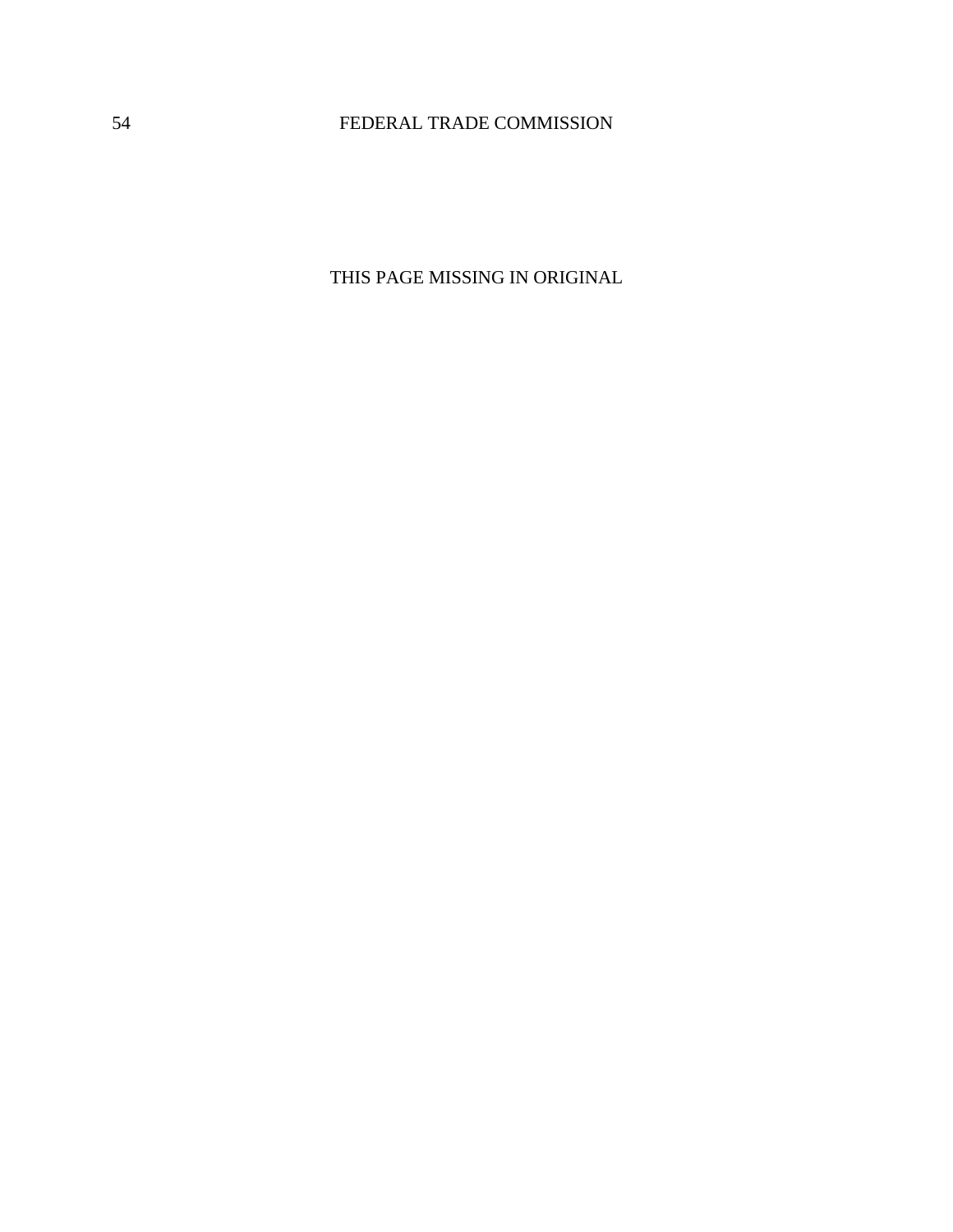THIS PAGE MISSING IN ORIGINAL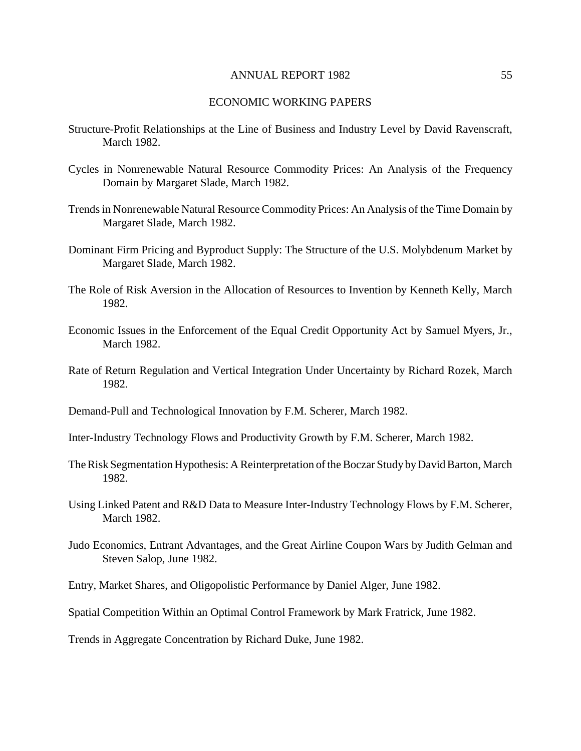## ECONOMIC WORKING PAPERS

Structure-Profit Relationships at the Line of Business and Industry Level by David Ravenscraft, March 1982.

Cycles in Nonrenewable Natural Resource Commodity Prices: An Analysis of the Frequency Domain by Margaret Slade, March 1982.

Trends in Nonrenewable Natural Resource Commodity Prices: An Analysis of the Time Domain by Margaret Slade, March 1982.

Dominant Firm Pricing and Byproduct Supply: The Structure of the U.S. Molybdenum Market by Margaret Slade, March 1982.

The Role of Risk Aversion in the Allocation of Resources to Invention by Kenneth Kelly, March 1982.

Economic Issues in the Enforcement of the Equal Credit Opportunity Act by Samuel Myers, Jr., March 1982.

Rate of Return Regulation and Vertical Integration Under Uncertainty by Richard Rozek, March 1982.

Demand-Pull and Technological Innovation by F.M. Scherer, March 1982.

Inter-Industry Technology Flows and Productivity Growth by F.M. Scherer, March 1982.

The Risk Segmentation Hypothesis: A Reinterpretation of the Boczar Study by David Barton, March 1982.

Using Linked Patent and R&D Data to Measure Inter-Industry Technology Flows by F.M. Scherer, March 1982.

Judo Economics, Entrant Advantages, and the Great Airline Coupon Wars by Judith Gelman and Steven Salop, June 1982.

Entry, Market Shares, and Oligopolistic Performance by Daniel Alger, June 1982.

Spatial Competition Within an Optimal Control Framework by Mark Fratrick, June 1982.

Trends in Aggregate Concentration by Richard Duke, June 1982.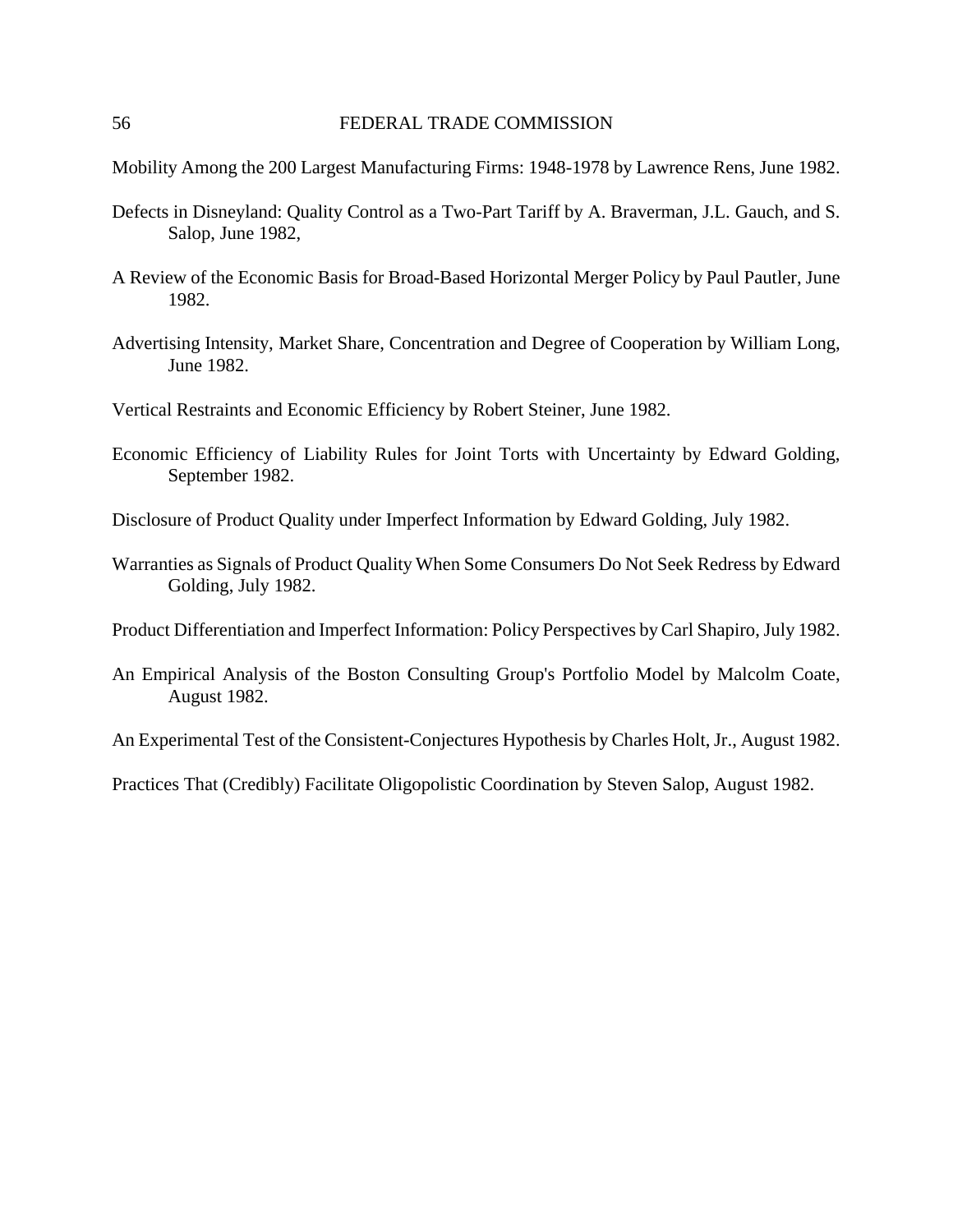Mobility Among the 200 Largest Manufacturing Firms: 1948-1978 by Lawrence Rens, June 1982.

Defects in Disneyland: Quality Control as a Two-Part Tariff by A. Braverman, J.L. Gauch, and S. Salop, June 1982,

A Review of the Economic Basis for Broad-Based Horizontal Merger Policy by Paul Pautler, June 1982.

Advertising Intensity, Market Share, Concentration and Degree of Cooperation by William Long, June 1982.

Vertical Restraints and Economic Efficiency by Robert Steiner, June 1982.

Economic Efficiency of Liability Rules for Joint Torts with Uncertainty by Edward Golding, September 1982.

Disclosure of Product Quality under Imperfect Information by Edward Golding, July 1982.

Warranties as Signals of Product Quality When Some Consumers Do Not Seek Redress by Edward Golding, July 1982.

Product Differentiation and Imperfect Information: Policy Perspectives by Carl Shapiro, July 1982.

An Empirical Analysis of the Boston Consulting Group's Portfolio Model by Malcolm Coate, August 1982.

An Experimental Test of the Consistent-Conjectures Hypothesis by Charles Holt, Jr., August 1982.

Practices That (Credibly) Facilitate Oligopolistic Coordination by Steven Salop, August 1982.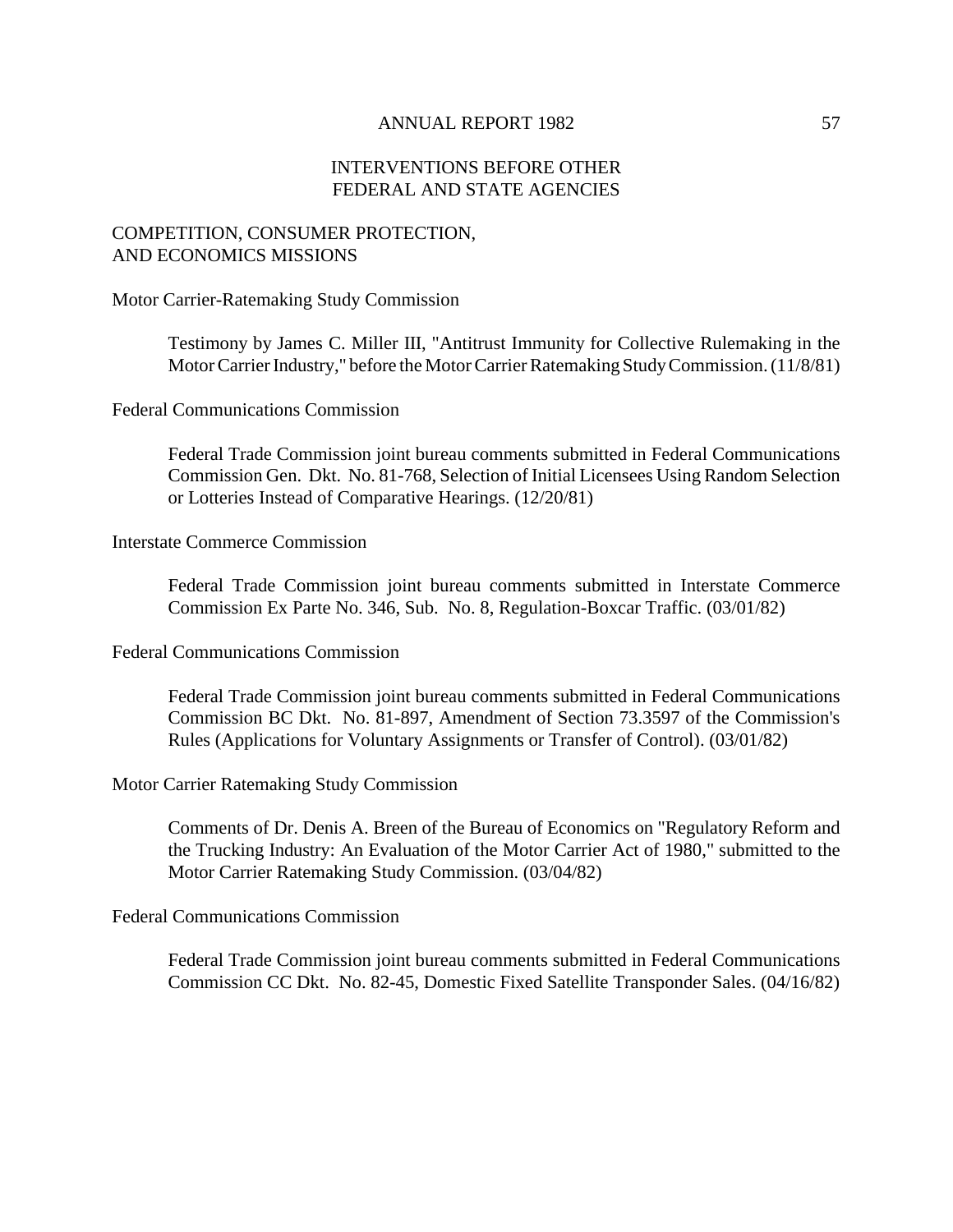# INTERVENTIONS BEFORE OTHER FEDERAL AND STATE AGENCIES

## COMPETITION, CONSUMER PROTECTION, AND ECONOMICS MISSIONS

### Motor Carrier-Ratemaking Study Commission

Testimony by James C. Miller III, "Antitrust Immunity for Collective Rulemaking in the Motor Carrier Industry," before the Motor Carrier Ratemaking Study Commission. (11/8/81)

### Federal Communications Commission

Federal Trade Commission joint bureau comments submitted in Federal Communications Commission Gen. Dkt. No. 81-768, Selection of Initial Licensees Using Random Selection or Lotteries Instead of Comparative Hearings. (12/20/81)

### Interstate Commerce Commission

Federal Trade Commission joint bureau comments submitted in Interstate Commerce Commission Ex Parte No. 346, Sub. No. 8, Regulation-Boxcar Traffic. (03/01/82)

### Federal Communications Commission

Federal Trade Commission joint bureau comments submitted in Federal Communications Commission BC Dkt. No. 81-897, Amendment of Section 73.3597 of the Commission's Rules (Applications for Voluntary Assignments or Transfer of Control). (03/01/82)

### Motor Carrier Ratemaking Study Commission

Comments of Dr. Denis A. Breen of the Bureau of Economics on "Regulatory Reform and the Trucking Industry: An Evaluation of the Motor Carrier Act of 1980," submitted to the Motor Carrier Ratemaking Study Commission. (03/04/82)

### Federal Communications Commission

Federal Trade Commission joint bureau comments submitted in Federal Communications Commission CC Dkt. No. 82-45, Domestic Fixed Satellite Transponder Sales. (04/16/82)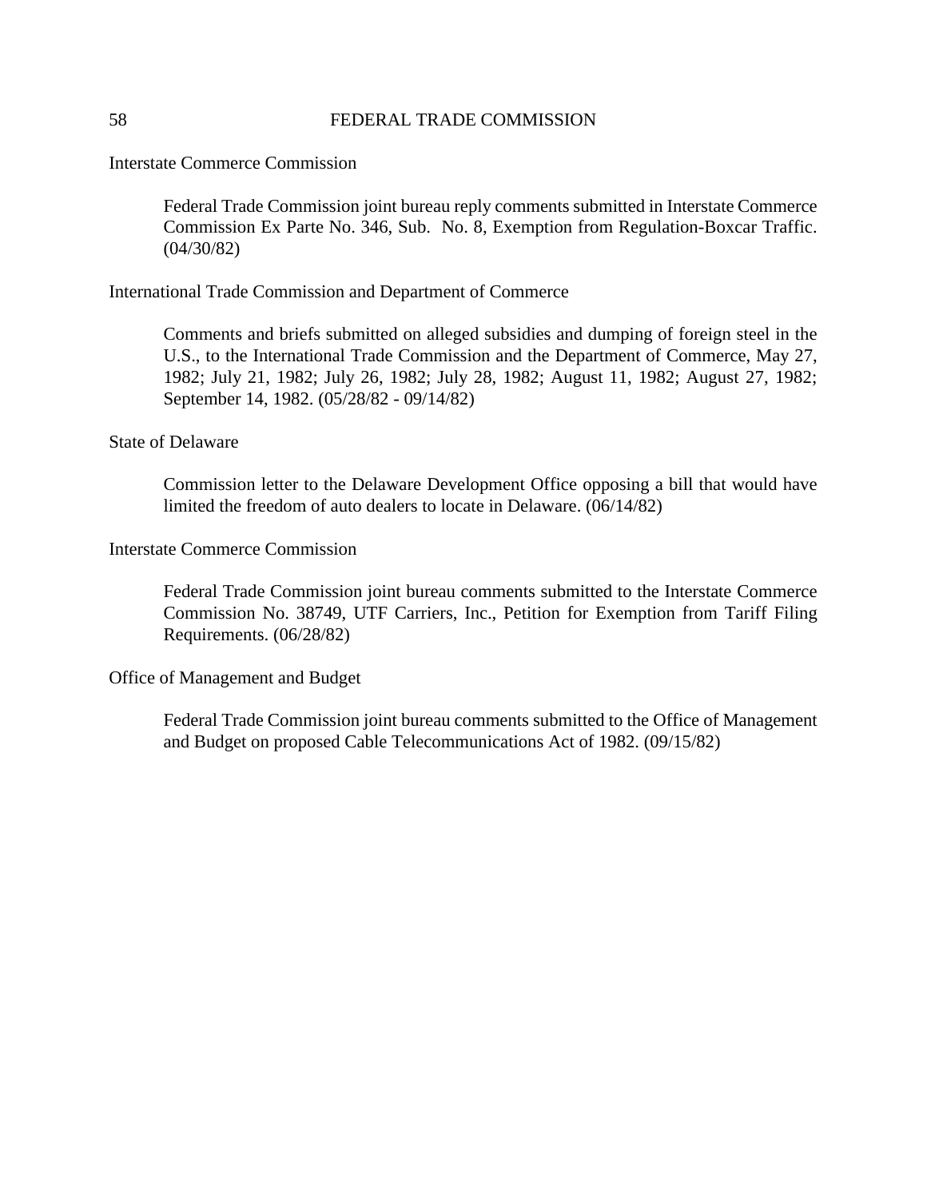Interstate Commerce Commission

> Federal Trade Commission joint bureau reply comments submitted in Interstate Commerce Commission Ex Parte No. 346, Sub. No. 8, Exemption from Regulation-Boxcar Traffic. (04/30/82)

International Trade Commission and Department of Commerce

> Comments and briefs submitted on alleged subsidies and dumping of foreign steel in the U.S., to the International Trade Commission and the Department of Commerce, May 27, 1982; July 21, 1982; July 26, 1982; July 28, 1982; August 11, 1982; August 27, 1982; September 14, 1982. (05/28/82 - 09/14/82)

State of Delaware

> Commission letter to the Delaware Development Office opposing a bill that would have limited the freedom of auto dealers to locate in Delaware. (06/14/82)

Interstate Commerce Commission

> Federal Trade Commission joint bureau comments submitted to the Interstate Commerce Commission No. 38749, UTF Carriers, Inc., Petition for Exemption from Tariff Filing Requirements. (06/28/82)

Office of Management and Budget

> Federal Trade Commission joint bureau comments submitted to the Office of Management and Budget on proposed Cable Telecommunications Act of 1982. (09/15/82)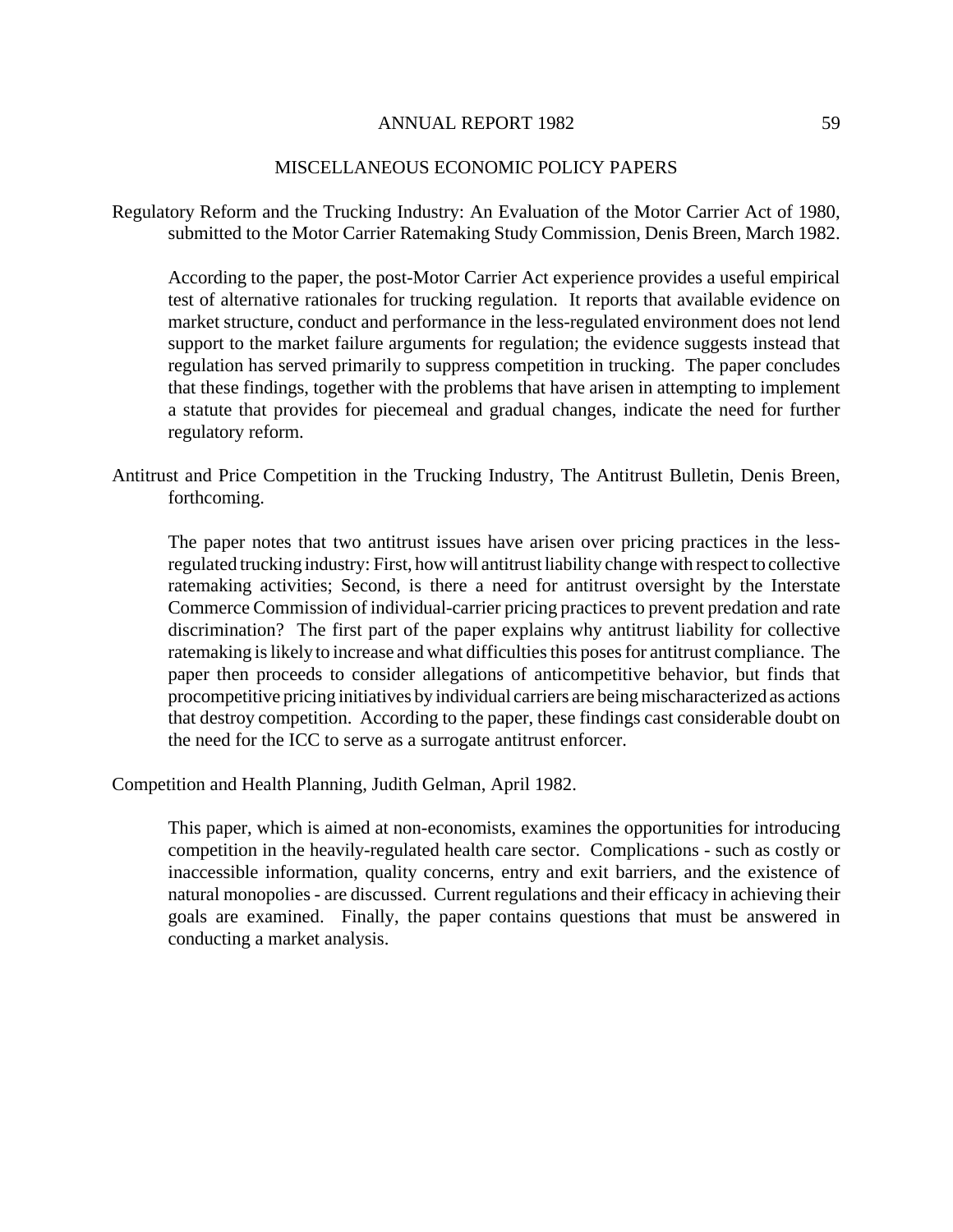## MISCELLANEOUS ECONOMIC POLICY PAPERS

Regulatory Reform and the Trucking Industry: An Evaluation of the Motor Carrier Act of 1980, submitted to the Motor Carrier Ratemaking Study Commission, Denis Breen, March 1982.

According to the paper, the post-Motor Carrier Act experience provides a useful empirical test of alternative rationales for trucking regulation. It reports that available evidence on market structure, conduct and performance in the less-regulated environment does not lend support to the market failure arguments for regulation; the evidence suggests instead that regulation has served primarily to suppress competition in trucking. The paper concludes that these findings, together with the problems that have arisen in attempting to implement a statute that provides for piecemeal and gradual changes, indicate the need for further regulatory reform.

Antitrust and Price Competition in the Trucking Industry, The Antitrust Bulletin, Denis Breen, forthcoming.

The paper notes that two antitrust issues have arisen over pricing practices in the less-regulated trucking industry: First, how will antitrust liability change with respect to collective ratemaking activities; Second, is there a need for antitrust oversight by the Interstate Commerce Commission of individual-carrier pricing practices to prevent predation and rate discrimination? The first part of the paper explains why antitrust liability for collective ratemaking is likely to increase and what difficulties this poses for antitrust compliance. The paper then proceeds to consider allegations of anticompetitive behavior, but finds that procompetitive pricing initiatives by individual carriers are being mischaracterized as actions that destroy competition. According to the paper, these findings cast considerable doubt on the need for the ICC to serve as a surrogate antitrust enforcer.

Competition and Health Planning, Judith Gelman, April 1982.

This paper, which is aimed at non-economists, examines the opportunities for introducing competition in the heavily-regulated health care sector. Complications - such as costly or inaccessible information, quality concerns, entry and exit barriers, and the existence of natural monopolies - are discussed. Current regulations and their efficacy in achieving their goals are examined. Finally, the paper contains questions that must be answered in conducting a market analysis.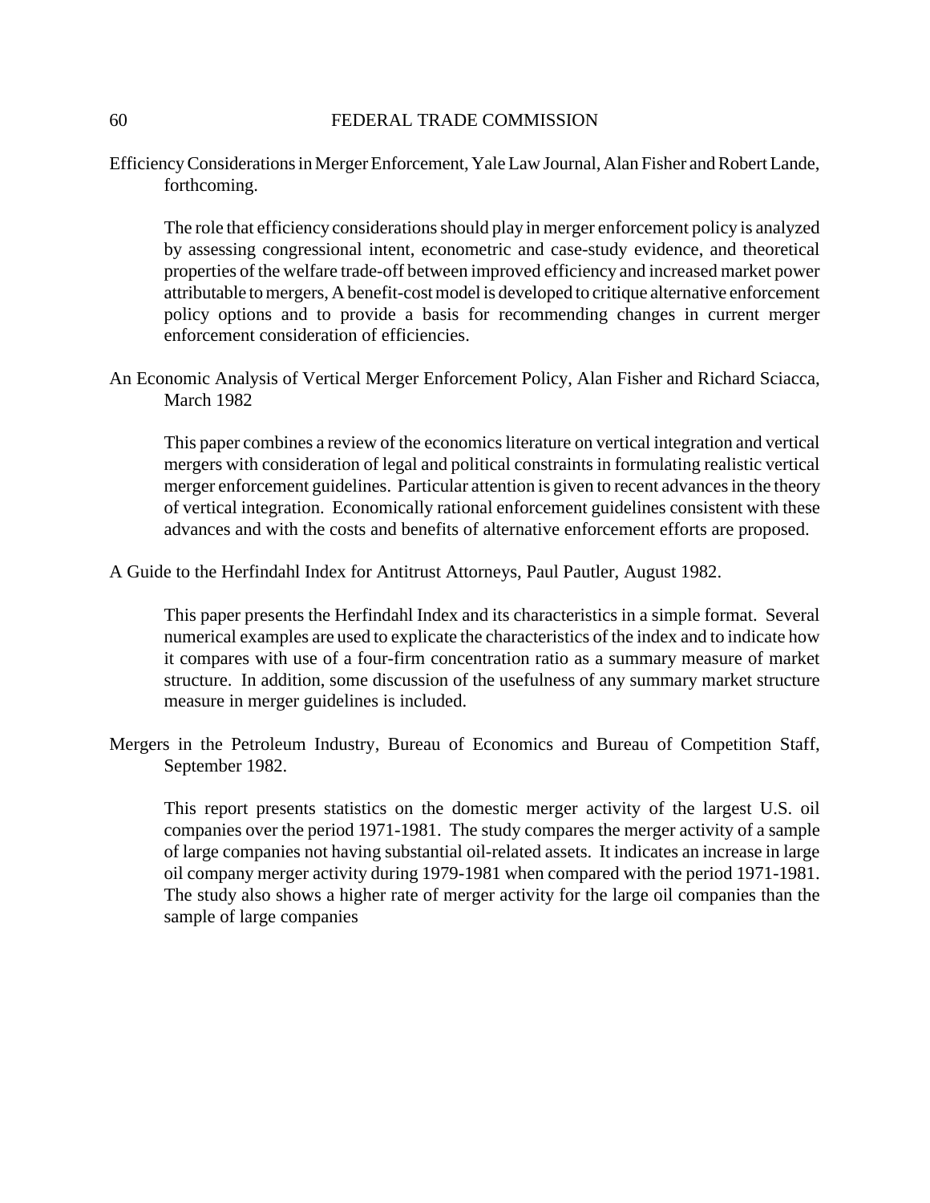Efficiency Considerations in Merger Enforcement, Yale Law Journal, Alan Fisher and Robert Lande, forthcoming.

The role that efficiency considerations should play in merger enforcement policy is analyzed by assessing congressional intent, econometric and case-study evidence, and theoretical properties of the welfare trade-off between improved efficiency and increased market power attributable to mergers, A benefit-cost model is developed to critique alternative enforcement policy options and to provide a basis for recommending changes in current merger enforcement consideration of efficiencies.

An Economic Analysis of Vertical Merger Enforcement Policy, Alan Fisher and Richard Sciacca, March 1982

This paper combines a review of the economics literature on vertical integration and vertical mergers with consideration of legal and political constraints in formulating realistic vertical merger enforcement guidelines. Particular attention is given to recent advances in the theory of vertical integration. Economically rational enforcement guidelines consistent with these advances and with the costs and benefits of alternative enforcement efforts are proposed.

A Guide to the Herfindahl Index for Antitrust Attorneys, Paul Pautler, August 1982.

This paper presents the Herfindahl Index and its characteristics in a simple format. Several numerical examples are used to explicate the characteristics of the index and to indicate how it compares with use of a four-firm concentration ratio as a summary measure of market structure. In addition, some discussion of the usefulness of any summary market structure measure in merger guidelines is included.

Mergers in the Petroleum Industry, Bureau of Economics and Bureau of Competition Staff, September 1982.

This report presents statistics on the domestic merger activity of the largest U.S. oil companies over the period 1971-1981. The study compares the merger activity of a sample of large companies not having substantial oil-related assets. It indicates an increase in large oil company merger activity during 1979-1981 when compared with the period 1971-1981. The study also shows a higher rate of merger activity for the large oil companies than the sample of large companies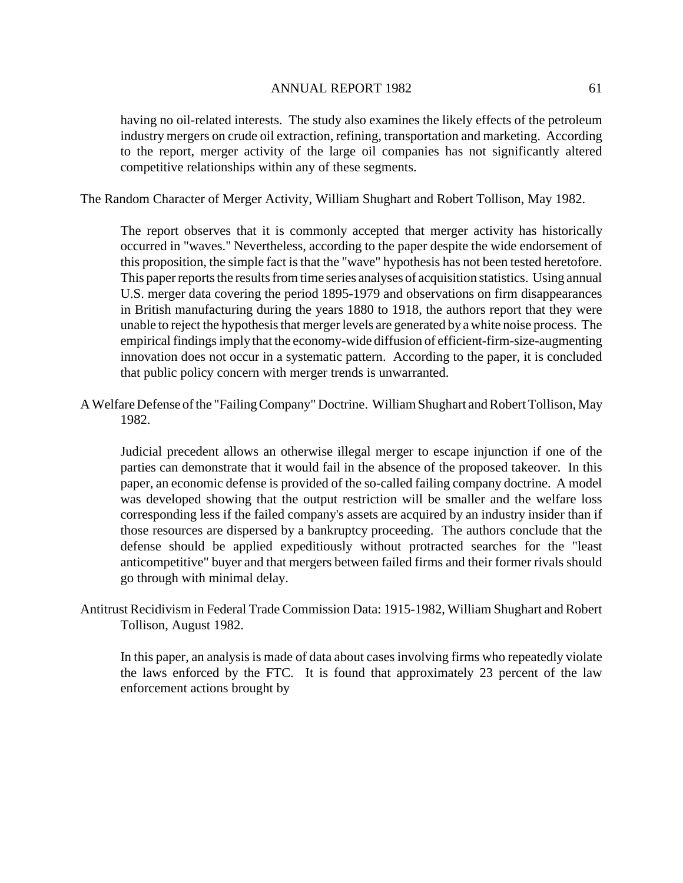having no oil-related interests. The study also examines the likely effects of the petroleum industry mergers on crude oil extraction, refining, transportation and marketing. According to the report, merger activity of the large oil companies has not significantly altered competitive relationships within any of these segments.

The Random Character of Merger Activity, William Shughart and Robert Tollison, May 1982.

The report observes that it is commonly accepted that merger activity has historically occurred in "waves." Nevertheless, according to the paper despite the wide endorsement of this proposition, the simple fact is that the "wave" hypothesis has not been tested heretofore. This paper reports the results from time series analyses of acquisition statistics. Using annual U.S. merger data covering the period 1895-1979 and observations on firm disappearances in British manufacturing during the years 1880 to 1918, the authors report that they were unable to reject the hypothesis that merger levels are generated by a white noise process. The empirical findings imply that the economy-wide diffusion of efficient-firm-size-augmenting innovation does not occur in a systematic pattern. According to the paper, it is concluded that public policy concern with merger trends is unwarranted.

A Welfare Defense of the "Failing Company" Doctrine. William Shughart and Robert Tollison, May 1982.

Judicial precedent allows an otherwise illegal merger to escape injunction if one of the parties can demonstrate that it would fail in the absence of the proposed takeover. In this paper, an economic defense is provided of the so-called failing company doctrine. A model was developed showing that the output restriction will be smaller and the welfare loss corresponding less if the failed company's assets are acquired by an industry insider than if those resources are dispersed by a bankruptcy proceeding. The authors conclude that the defense should be applied expeditiously without protracted searches for the "least anticompetitive" buyer and that mergers between failed firms and their former rivals should go through with minimal delay.

Antitrust Recidivism in Federal Trade Commission Data: 1915-1982, William Shughart and Robert Tollison, August 1982.

In this paper, an analysis is made of data about cases involving firms who repeatedly violate the laws enforced by the FTC. It is found that approximately 23 percent of the law enforcement actions brought by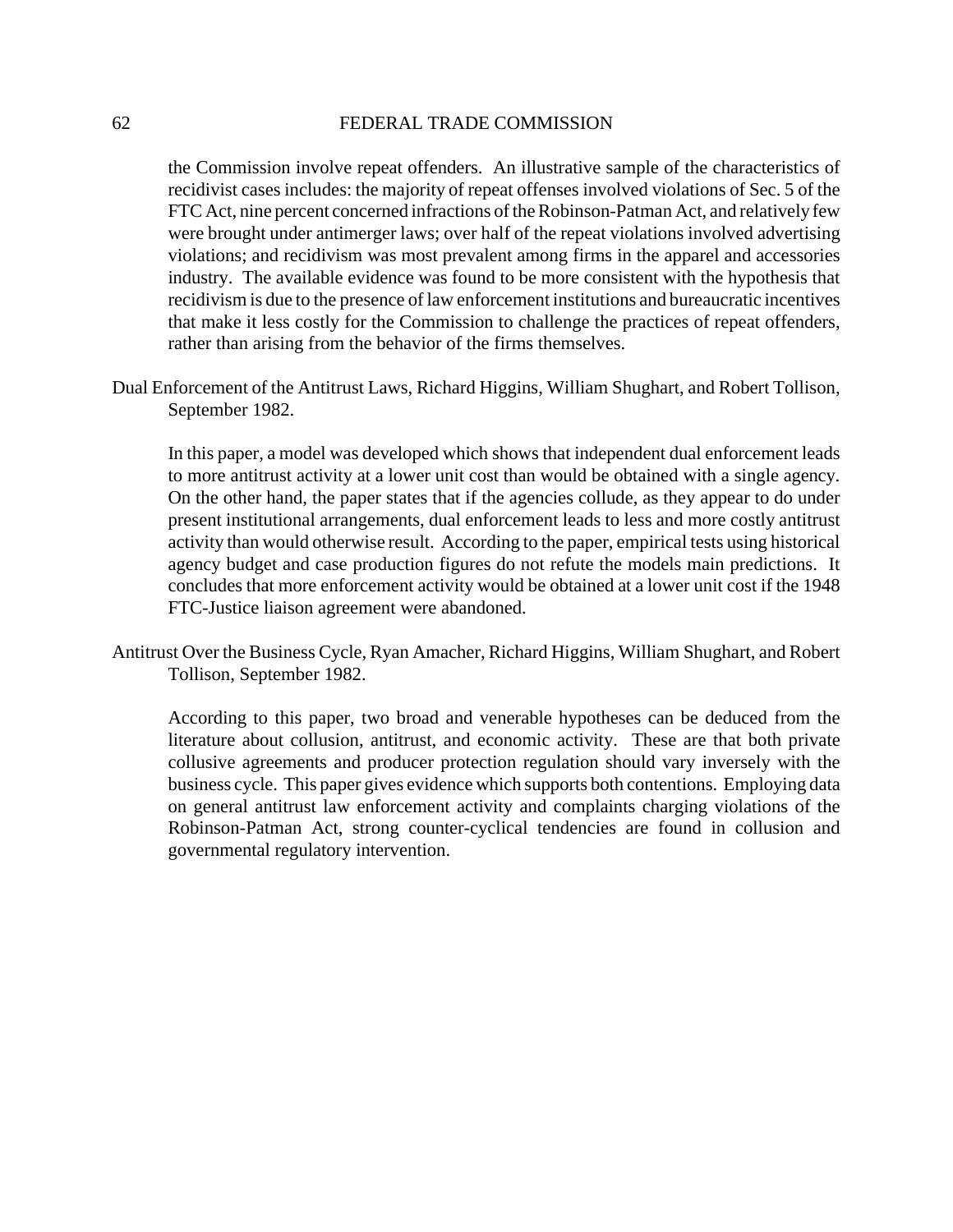the Commission involve repeat offenders. An illustrative sample of the characteristics of recidivist cases includes: the majority of repeat offenses involved violations of Sec. 5 of the FTC Act, nine percent concerned infractions of the Robinson-Patman Act, and relatively few were brought under antimerger laws; over half of the repeat violations involved advertising violations; and recidivism was most prevalent among firms in the apparel and accessories industry. The available evidence was found to be more consistent with the hypothesis that recidivism is due to the presence of law enforcement institutions and bureaucratic incentives that make it less costly for the Commission to challenge the practices of repeat offenders, rather than arising from the behavior of the firms themselves.

Dual Enforcement of the Antitrust Laws, Richard Higgins, William Shughart, and Robert Tollison, September 1982.

In this paper, a model was developed which shows that independent dual enforcement leads to more antitrust activity at a lower unit cost than would be obtained with a single agency. On the other hand, the paper states that if the agencies collude, as they appear to do under present institutional arrangements, dual enforcement leads to less and more costly antitrust activity than would otherwise result. According to the paper, empirical tests using historical agency budget and case production figures do not refute the models main predictions. It concludes that more enforcement activity would be obtained at a lower unit cost if the 1948 FTC-Justice liaison agreement were abandoned.

Antitrust Over the Business Cycle, Ryan Amacher, Richard Higgins, William Shughart, and Robert Tollison, September 1982.

According to this paper, two broad and venerable hypotheses can be deduced from the literature about collusion, antitrust, and economic activity. These are that both private collusive agreements and producer protection regulation should vary inversely with the business cycle. This paper gives evidence which supports both contentions. Employing data on general antitrust law enforcement activity and complaints charging violations of the Robinson-Patman Act, strong counter-cyclical tendencies are found in collusion and governmental regulatory intervention.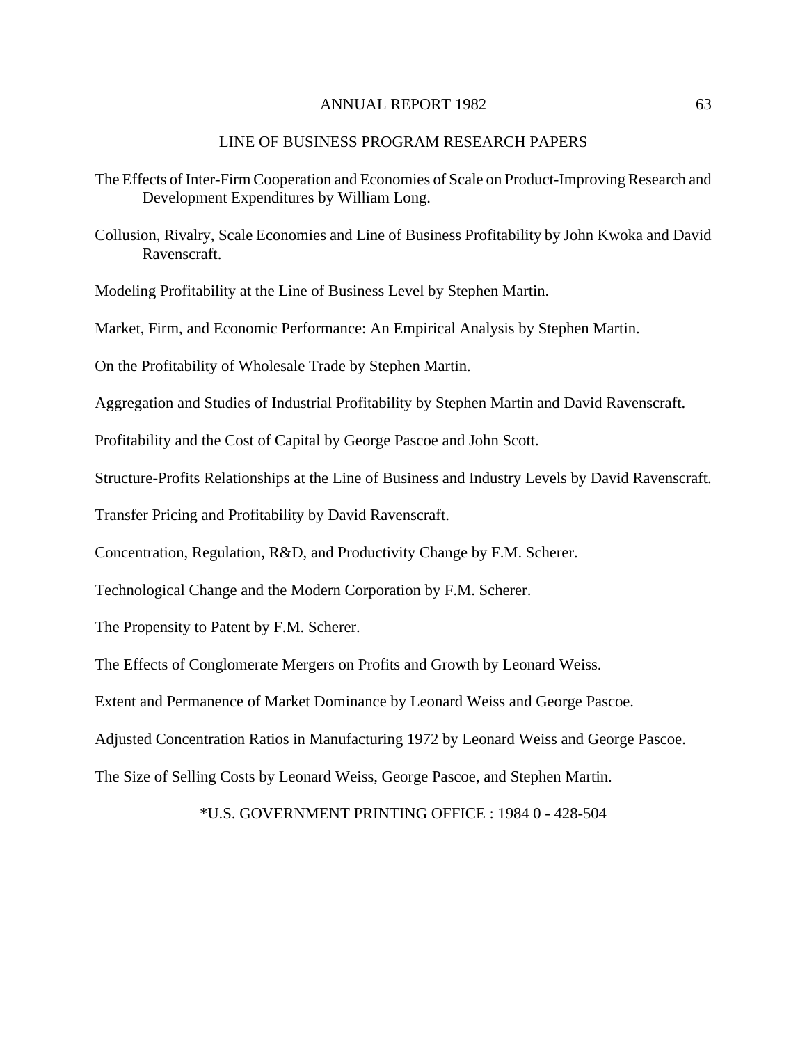## LINE OF BUSINESS PROGRAM RESEARCH PAPERS

The Effects of Inter-Firm Cooperation and Economies of Scale on Product-Improving Research and Development Expenditures by William Long.

Collusion, Rivalry, Scale Economies and Line of Business Profitability by John Kwoka and David Ravenscraft.

Modeling Profitability at the Line of Business Level by Stephen Martin.

Market, Firm, and Economic Performance: An Empirical Analysis by Stephen Martin.

On the Profitability of Wholesale Trade by Stephen Martin.

Aggregation and Studies of Industrial Profitability by Stephen Martin and David Ravenscraft.

Profitability and the Cost of Capital by George Pascoe and John Scott.

Structure-Profits Relationships at the Line of Business and Industry Levels by David Ravenscraft.

Transfer Pricing and Profitability by David Ravenscraft.

Concentration, Regulation, R&D, and Productivity Change by F.M. Scherer.

Technological Change and the Modern Corporation by F.M. Scherer.

The Propensity to Patent by F.M. Scherer.

The Effects of Conglomerate Mergers on Profits and Growth by Leonard Weiss.

Extent and Permanence of Market Dominance by Leonard Weiss and George Pascoe.

Adjusted Concentration Ratios in Manufacturing 1972 by Leonard Weiss and George Pascoe.

The Size of Selling Costs by Leonard Weiss, George Pascoe, and Stephen Martin.

*U.S. GOVERNMENT PRINTING OFFICE : 1984 0 - 428-504